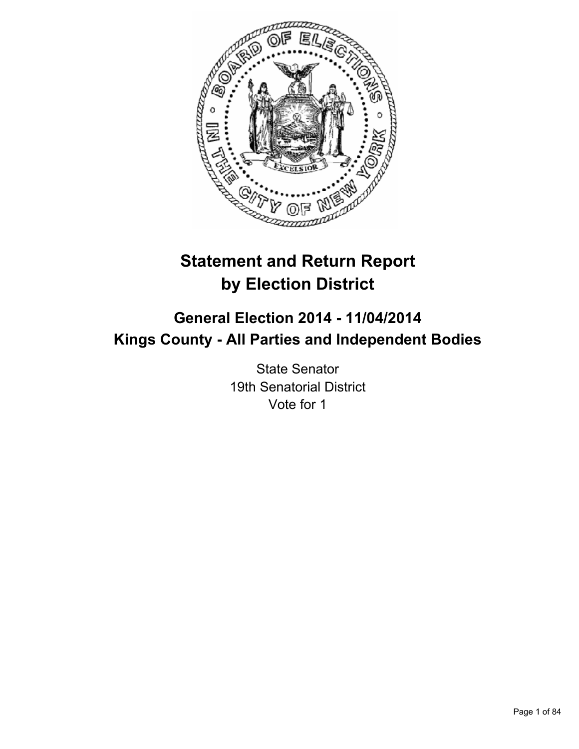# Statement and Return Report by Election District

## General Election 2014 - 11/04/2014

## Kings County - All Parties and Independent Bodies

State Senator
19th Senatorial District
Vote for 1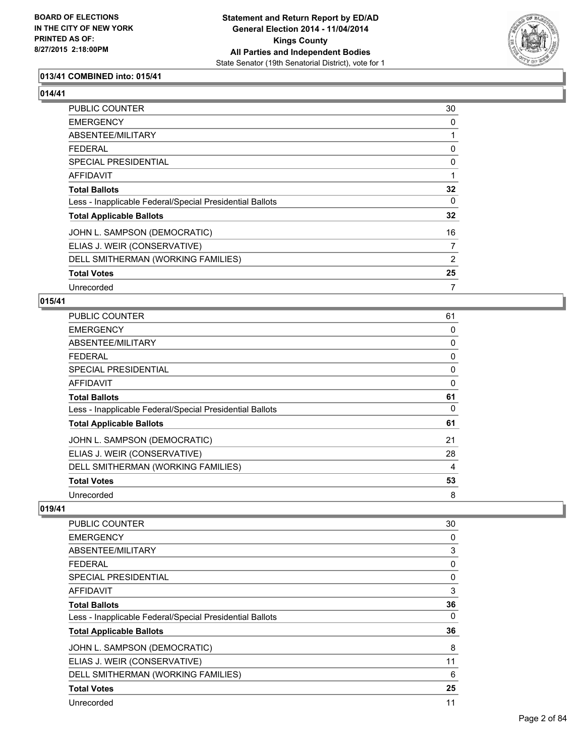### 013/41 COMBINED into: 015/41

### 014/41

| | |
|---|---|
| PUBLIC COUNTER | 30 |
| EMERGENCY | 0 |
| ABSENTEE/MILITARY | 1 |
| FEDERAL | 0 |
| SPECIAL PRESIDENTIAL | 0 |
| AFFIDAVIT | 1 |
| **Total Ballots** | **32** |
| Less - Inapplicable Federal/Special Presidential Ballots | 0 |
| **Total Applicable Ballots** | **32** |
| JOHN L. SAMPSON (DEMOCRATIC) | 16 |
| ELIAS J. WEIR (CONSERVATIVE) | 7 |
| DELL SMITHERMAN (WORKING FAMILIES) | 2 |
| **Total Votes** | **25** |
| Unrecorded | 7 |

### 015/41

| | |
|---|---|
| PUBLIC COUNTER | 61 |
| EMERGENCY | 0 |
| ABSENTEE/MILITARY | 0 |
| FEDERAL | 0 |
| SPECIAL PRESIDENTIAL | 0 |
| AFFIDAVIT | 0 |
| **Total Ballots** | **61** |
| Less - Inapplicable Federal/Special Presidential Ballots | 0 |
| **Total Applicable Ballots** | **61** |
| JOHN L. SAMPSON (DEMOCRATIC) | 21 |
| ELIAS J. WEIR (CONSERVATIVE) | 28 |
| DELL SMITHERMAN (WORKING FAMILIES) | 4 |
| **Total Votes** | **53** |
| Unrecorded | 8 |

### 019/41

| | |
|---|---|
| PUBLIC COUNTER | 30 |
| EMERGENCY | 0 |
| ABSENTEE/MILITARY | 3 |
| FEDERAL | 0 |
| SPECIAL PRESIDENTIAL | 0 |
| AFFIDAVIT | 3 |
| **Total Ballots** | **36** |
| Less - Inapplicable Federal/Special Presidential Ballots | 0 |
| **Total Applicable Ballots** | **36** |
| JOHN L. SAMPSON (DEMOCRATIC) | 8 |
| ELIAS J. WEIR (CONSERVATIVE) | 11 |
| DELL SMITHERMAN (WORKING FAMILIES) | 6 |
| **Total Votes** | **25** |
| Unrecorded | 11 |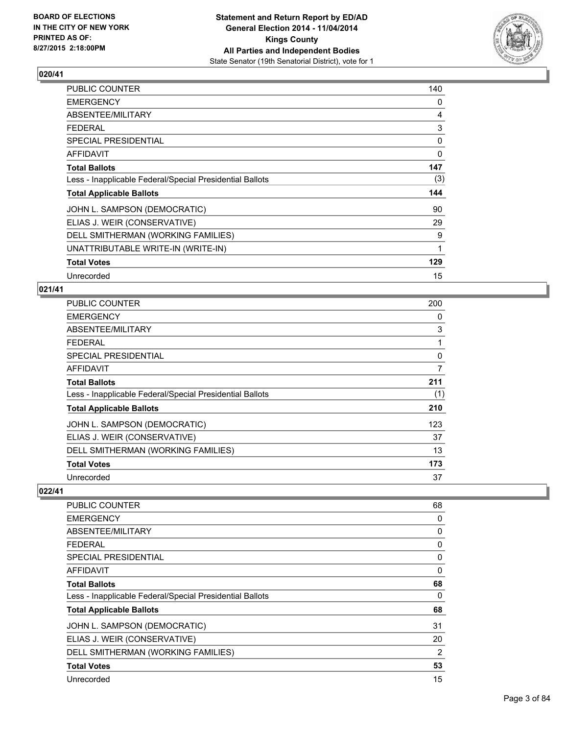**Statement and Return Report by ED/AD**
**General Election 2014 - 11/04/2014**
**Kings County**
**All Parties and Independent Bodies**
State Senator (19th Senatorial District), vote for 1

BOARD OF ELECTIONS IN THE CITY OF NEW YORK PRINTED AS OF: 8/27/2015 2:18:00PM

## 020/41

| | |
|---|---|
| PUBLIC COUNTER | 140 |
| EMERGENCY | 0 |
| ABSENTEE/MILITARY | 4 |
| FEDERAL | 3 |
| SPECIAL PRESIDENTIAL | 0 |
| AFFIDAVIT | 0 |
| **Total Ballots** | **147** |
| Less - Inapplicable Federal/Special Presidential Ballots | (3) |
| **Total Applicable Ballots** | **144** |
| JOHN L. SAMPSON (DEMOCRATIC) | 90 |
| ELIAS J. WEIR (CONSERVATIVE) | 29 |
| DELL SMITHERMAN (WORKING FAMILIES) | 9 |
| UNATTRIBUTABLE WRITE-IN (WRITE-IN) | 1 |
| **Total Votes** | **129** |
| Unrecorded | 15 |

## 021/41

| | |
|---|---|
| PUBLIC COUNTER | 200 |
| EMERGENCY | 0 |
| ABSENTEE/MILITARY | 3 |
| FEDERAL | 1 |
| SPECIAL PRESIDENTIAL | 0 |
| AFFIDAVIT | 7 |
| **Total Ballots** | **211** |
| Less - Inapplicable Federal/Special Presidential Ballots | (1) |
| **Total Applicable Ballots** | **210** |
| JOHN L. SAMPSON (DEMOCRATIC) | 123 |
| ELIAS J. WEIR (CONSERVATIVE) | 37 |
| DELL SMITHERMAN (WORKING FAMILIES) | 13 |
| **Total Votes** | **173** |
| Unrecorded | 37 |

## 022/41

| | |
|---|---|
| PUBLIC COUNTER | 68 |
| EMERGENCY | 0 |
| ABSENTEE/MILITARY | 0 |
| FEDERAL | 0 |
| SPECIAL PRESIDENTIAL | 0 |
| AFFIDAVIT | 0 |
| **Total Ballots** | **68** |
| Less - Inapplicable Federal/Special Presidential Ballots | 0 |
| **Total Applicable Ballots** | **68** |
| JOHN L. SAMPSON (DEMOCRATIC) | 31 |
| ELIAS J. WEIR (CONSERVATIVE) | 20 |
| DELL SMITHERMAN (WORKING FAMILIES) | 2 |
| **Total Votes** | **53** |
| Unrecorded | 15 |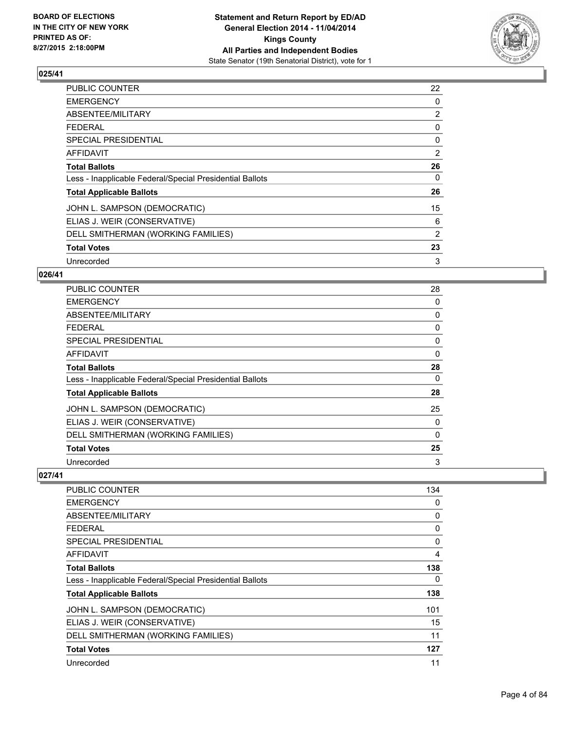## 025/41

| | |
|---|---|
| PUBLIC COUNTER | 22 |
| EMERGENCY | 0 |
| ABSENTEE/MILITARY | 2 |
| FEDERAL | 0 |
| SPECIAL PRESIDENTIAL | 0 |
| AFFIDAVIT | 2 |
| **Total Ballots** | **26** |
| Less - Inapplicable Federal/Special Presidential Ballots | 0 |
| **Total Applicable Ballots** | **26** |
| JOHN L. SAMPSON (DEMOCRATIC) | 15 |
| ELIAS J. WEIR (CONSERVATIVE) | 6 |
| DELL SMITHERMAN (WORKING FAMILIES) | 2 |
| **Total Votes** | **23** |
| Unrecorded | 3 |

## 026/41

| | |
|---|---|
| PUBLIC COUNTER | 28 |
| EMERGENCY | 0 |
| ABSENTEE/MILITARY | 0 |
| FEDERAL | 0 |
| SPECIAL PRESIDENTIAL | 0 |
| AFFIDAVIT | 0 |
| **Total Ballots** | **28** |
| Less - Inapplicable Federal/Special Presidential Ballots | 0 |
| **Total Applicable Ballots** | **28** |
| JOHN L. SAMPSON (DEMOCRATIC) | 25 |
| ELIAS J. WEIR (CONSERVATIVE) | 0 |
| DELL SMITHERMAN (WORKING FAMILIES) | 0 |
| **Total Votes** | **25** |
| Unrecorded | 3 |

## 027/41

| | |
|---|---|
| PUBLIC COUNTER | 134 |
| EMERGENCY | 0 |
| ABSENTEE/MILITARY | 0 |
| FEDERAL | 0 |
| SPECIAL PRESIDENTIAL | 0 |
| AFFIDAVIT | 4 |
| **Total Ballots** | **138** |
| Less - Inapplicable Federal/Special Presidential Ballots | 0 |
| **Total Applicable Ballots** | **138** |
| JOHN L. SAMPSON (DEMOCRATIC) | 101 |
| ELIAS J. WEIR (CONSERVATIVE) | 15 |
| DELL SMITHERMAN (WORKING FAMILIES) | 11 |
| **Total Votes** | **127** |
| Unrecorded | 11 |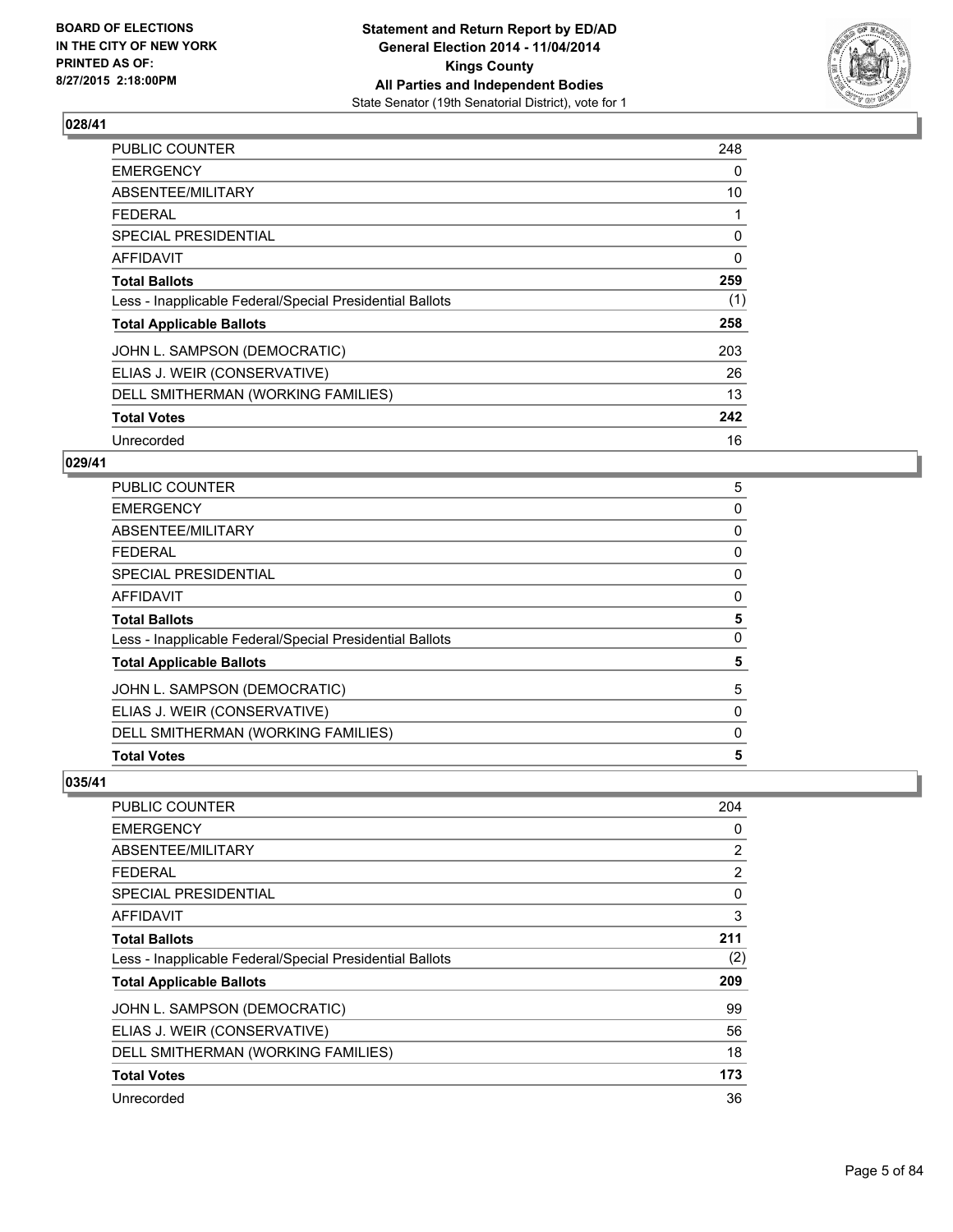## 028/41

| | |
|---|---|
| PUBLIC COUNTER | 248 |
| EMERGENCY | 0 |
| ABSENTEE/MILITARY | 10 |
| FEDERAL | 1 |
| SPECIAL PRESIDENTIAL | 0 |
| AFFIDAVIT | 0 |
| **Total Ballots** | **259** |
| Less - Inapplicable Federal/Special Presidential Ballots | (1) |
| **Total Applicable Ballots** | **258** |
| JOHN L. SAMPSON (DEMOCRATIC) | 203 |
| ELIAS J. WEIR (CONSERVATIVE) | 26 |
| DELL SMITHERMAN (WORKING FAMILIES) | 13 |
| **Total Votes** | **242** |
| Unrecorded | 16 |

## 029/41

| | |
|---|---|
| PUBLIC COUNTER | 5 |
| EMERGENCY | 0 |
| ABSENTEE/MILITARY | 0 |
| FEDERAL | 0 |
| SPECIAL PRESIDENTIAL | 0 |
| AFFIDAVIT | 0 |
| **Total Ballots** | **5** |
| Less - Inapplicable Federal/Special Presidential Ballots | 0 |
| **Total Applicable Ballots** | **5** |
| JOHN L. SAMPSON (DEMOCRATIC) | 5 |
| ELIAS J. WEIR (CONSERVATIVE) | 0 |
| DELL SMITHERMAN (WORKING FAMILIES) | 0 |
| **Total Votes** | **5** |

## 035/41

| | |
|---|---|
| PUBLIC COUNTER | 204 |
| EMERGENCY | 0 |
| ABSENTEE/MILITARY | 2 |
| FEDERAL | 2 |
| SPECIAL PRESIDENTIAL | 0 |
| AFFIDAVIT | 3 |
| **Total Ballots** | **211** |
| Less - Inapplicable Federal/Special Presidential Ballots | (2) |
| **Total Applicable Ballots** | **209** |
| JOHN L. SAMPSON (DEMOCRATIC) | 99 |
| ELIAS J. WEIR (CONSERVATIVE) | 56 |
| DELL SMITHERMAN (WORKING FAMILIES) | 18 |
| **Total Votes** | **173** |
| Unrecorded | 36 |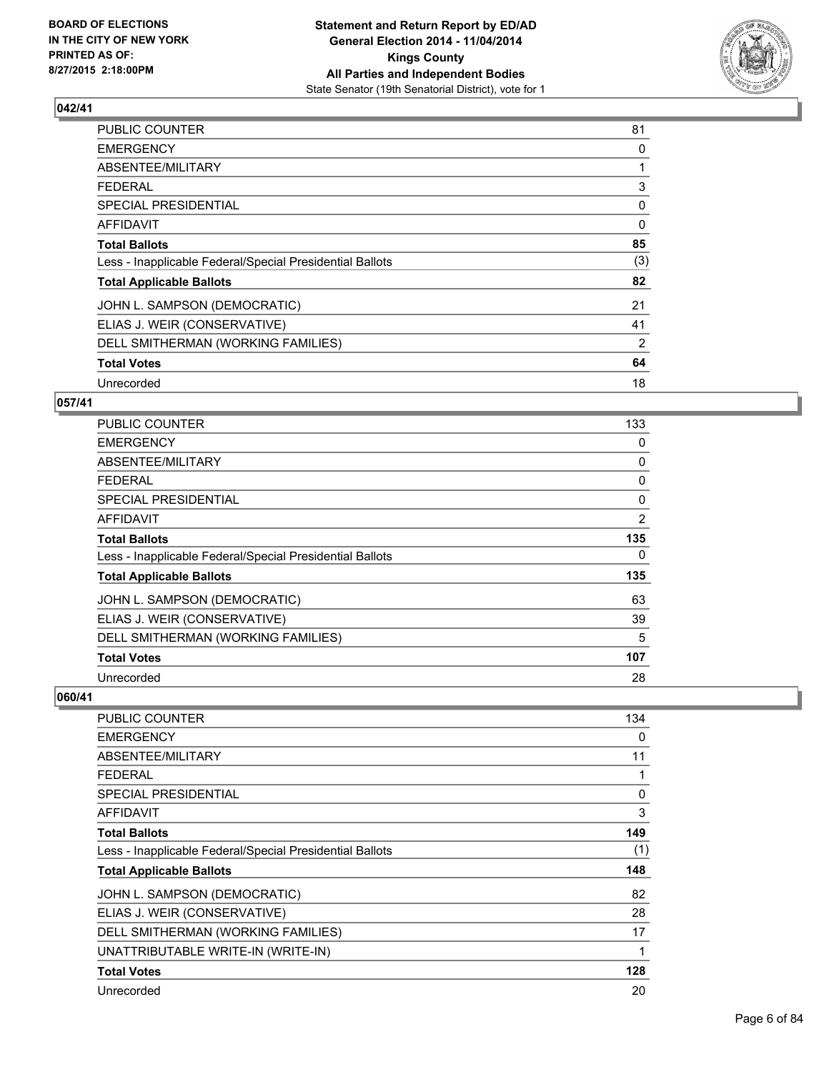**BOARD OF ELECTIONS IN THE CITY OF NEW YORK PRINTED AS OF: 8/27/2015 2:18:00PM**

**Statement and Return Report by ED/AD**
**General Election 2014 - 11/04/2014**
**Kings County**
**All Parties and Independent Bodies**
State Senator (19th Senatorial District), vote for 1

## 042/41

| | |
|---|---|
| PUBLIC COUNTER | 81 |
| EMERGENCY | 0 |
| ABSENTEE/MILITARY | 1 |
| FEDERAL | 3 |
| SPECIAL PRESIDENTIAL | 0 |
| AFFIDAVIT | 0 |
| **Total Ballots** | **85** |
| Less - Inapplicable Federal/Special Presidential Ballots | (3) |
| **Total Applicable Ballots** | **82** |
| JOHN L. SAMPSON (DEMOCRATIC) | 21 |
| ELIAS J. WEIR (CONSERVATIVE) | 41 |
| DELL SMITHERMAN (WORKING FAMILIES) | 2 |
| **Total Votes** | **64** |
| Unrecorded | 18 |

## 057/41

| | |
|---|---|
| PUBLIC COUNTER | 133 |
| EMERGENCY | 0 |
| ABSENTEE/MILITARY | 0 |
| FEDERAL | 0 |
| SPECIAL PRESIDENTIAL | 0 |
| AFFIDAVIT | 2 |
| **Total Ballots** | **135** |
| Less - Inapplicable Federal/Special Presidential Ballots | 0 |
| **Total Applicable Ballots** | **135** |
| JOHN L. SAMPSON (DEMOCRATIC) | 63 |
| ELIAS J. WEIR (CONSERVATIVE) | 39 |
| DELL SMITHERMAN (WORKING FAMILIES) | 5 |
| **Total Votes** | **107** |
| Unrecorded | 28 |

## 060/41

| | |
|---|---|
| PUBLIC COUNTER | 134 |
| EMERGENCY | 0 |
| ABSENTEE/MILITARY | 11 |
| FEDERAL | 1 |
| SPECIAL PRESIDENTIAL | 0 |
| AFFIDAVIT | 3 |
| **Total Ballots** | **149** |
| Less - Inapplicable Federal/Special Presidential Ballots | (1) |
| **Total Applicable Ballots** | **148** |
| JOHN L. SAMPSON (DEMOCRATIC) | 82 |
| ELIAS J. WEIR (CONSERVATIVE) | 28 |
| DELL SMITHERMAN (WORKING FAMILIES) | 17 |
| UNATTRIBUTABLE WRITE-IN (WRITE-IN) | 1 |
| **Total Votes** | **128** |
| Unrecorded | 20 |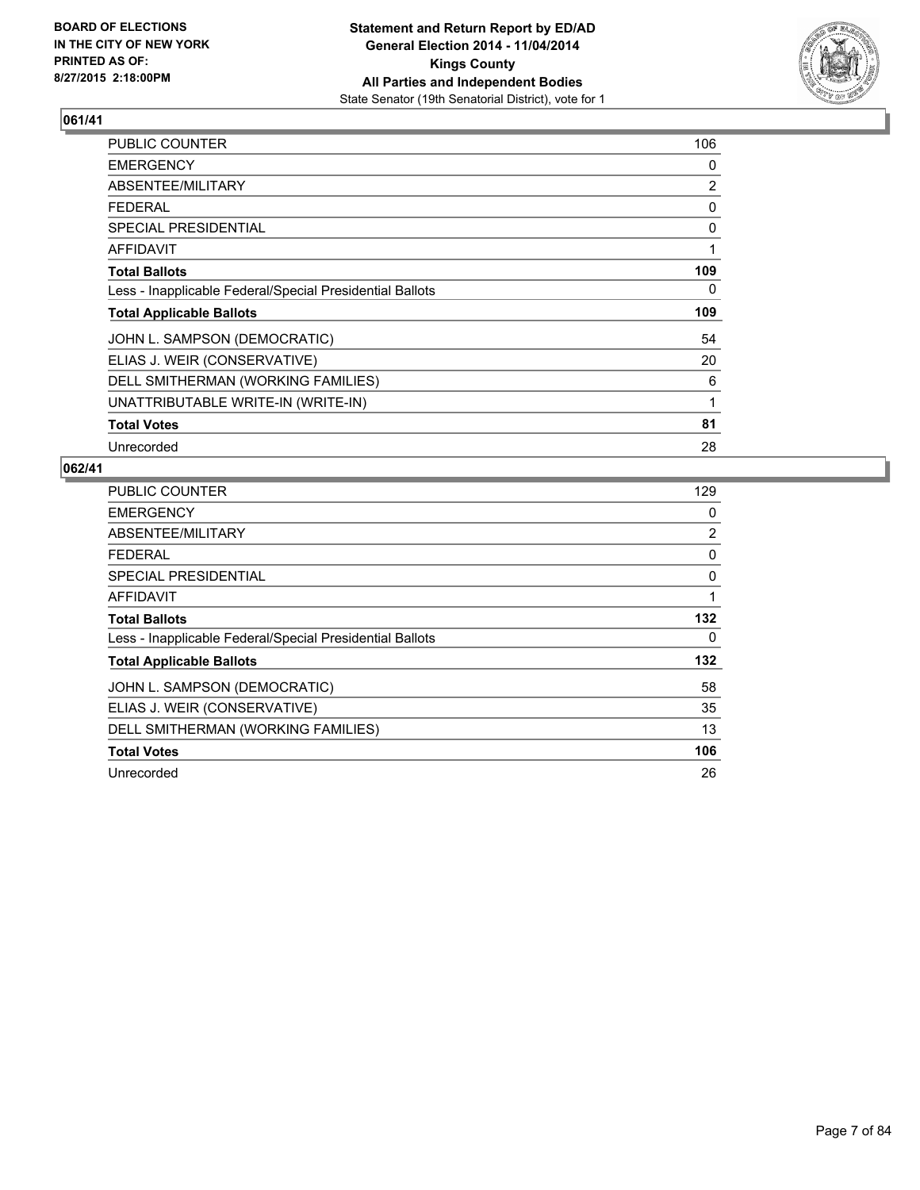**BOARD OF ELECTIONS IN THE CITY OF NEW YORK PRINTED AS OF: 8/27/2015 2:18:00PM**

**Statement and Return Report by ED/AD General Election 2014 - 11/04/2014 Kings County All Parties and Independent Bodies**
State Senator (19th Senatorial District), vote for 1

## 061/41

| | |
|---|---|
| PUBLIC COUNTER | 106 |
| EMERGENCY | 0 |
| ABSENTEE/MILITARY | 2 |
| FEDERAL | 0 |
| SPECIAL PRESIDENTIAL | 0 |
| AFFIDAVIT | 1 |
| **Total Ballots** | **109** |
| Less - Inapplicable Federal/Special Presidential Ballots | 0 |
| **Total Applicable Ballots** | **109** |
| JOHN L. SAMPSON (DEMOCRATIC) | 54 |
| ELIAS J. WEIR (CONSERVATIVE) | 20 |
| DELL SMITHERMAN (WORKING FAMILIES) | 6 |
| UNATTRIBUTABLE WRITE-IN (WRITE-IN) | 1 |
| **Total Votes** | **81** |
| Unrecorded | 28 |

## 062/41

| | |
|---|---|
| PUBLIC COUNTER | 129 |
| EMERGENCY | 0 |
| ABSENTEE/MILITARY | 2 |
| FEDERAL | 0 |
| SPECIAL PRESIDENTIAL | 0 |
| AFFIDAVIT | 1 |
| **Total Ballots** | **132** |
| Less - Inapplicable Federal/Special Presidential Ballots | 0 |
| **Total Applicable Ballots** | **132** |
| JOHN L. SAMPSON (DEMOCRATIC) | 58 |
| ELIAS J. WEIR (CONSERVATIVE) | 35 |
| DELL SMITHERMAN (WORKING FAMILIES) | 13 |
| **Total Votes** | **106** |
| Unrecorded | 26 |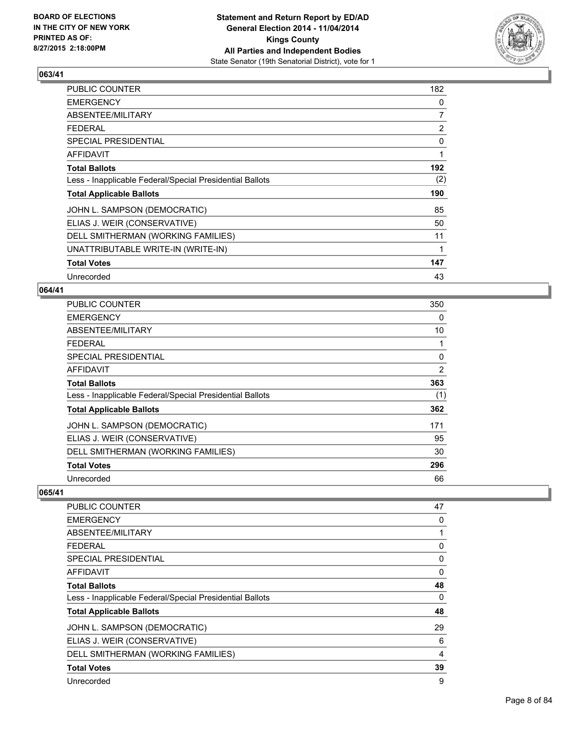## 063/41

| | |
|---|---|
| PUBLIC COUNTER | 182 |
| EMERGENCY | 0 |
| ABSENTEE/MILITARY | 7 |
| FEDERAL | 2 |
| SPECIAL PRESIDENTIAL | 0 |
| AFFIDAVIT | 1 |
| **Total Ballots** | **192** |
| Less - Inapplicable Federal/Special Presidential Ballots | (2) |
| **Total Applicable Ballots** | **190** |
| JOHN L. SAMPSON (DEMOCRATIC) | 85 |
| ELIAS J. WEIR (CONSERVATIVE) | 50 |
| DELL SMITHERMAN (WORKING FAMILIES) | 11 |
| UNATTRIBUTABLE WRITE-IN (WRITE-IN) | 1 |
| **Total Votes** | **147** |
| Unrecorded | 43 |

## 064/41

| | |
|---|---|
| PUBLIC COUNTER | 350 |
| EMERGENCY | 0 |
| ABSENTEE/MILITARY | 10 |
| FEDERAL | 1 |
| SPECIAL PRESIDENTIAL | 0 |
| AFFIDAVIT | 2 |
| **Total Ballots** | **363** |
| Less - Inapplicable Federal/Special Presidential Ballots | (1) |
| **Total Applicable Ballots** | **362** |
| JOHN L. SAMPSON (DEMOCRATIC) | 171 |
| ELIAS J. WEIR (CONSERVATIVE) | 95 |
| DELL SMITHERMAN (WORKING FAMILIES) | 30 |
| **Total Votes** | **296** |
| Unrecorded | 66 |

## 065/41

| | |
|---|---|
| PUBLIC COUNTER | 47 |
| EMERGENCY | 0 |
| ABSENTEE/MILITARY | 1 |
| FEDERAL | 0 |
| SPECIAL PRESIDENTIAL | 0 |
| AFFIDAVIT | 0 |
| **Total Ballots** | **48** |
| Less - Inapplicable Federal/Special Presidential Ballots | 0 |
| **Total Applicable Ballots** | **48** |
| JOHN L. SAMPSON (DEMOCRATIC) | 29 |
| ELIAS J. WEIR (CONSERVATIVE) | 6 |
| DELL SMITHERMAN (WORKING FAMILIES) | 4 |
| **Total Votes** | **39** |
| Unrecorded | 9 |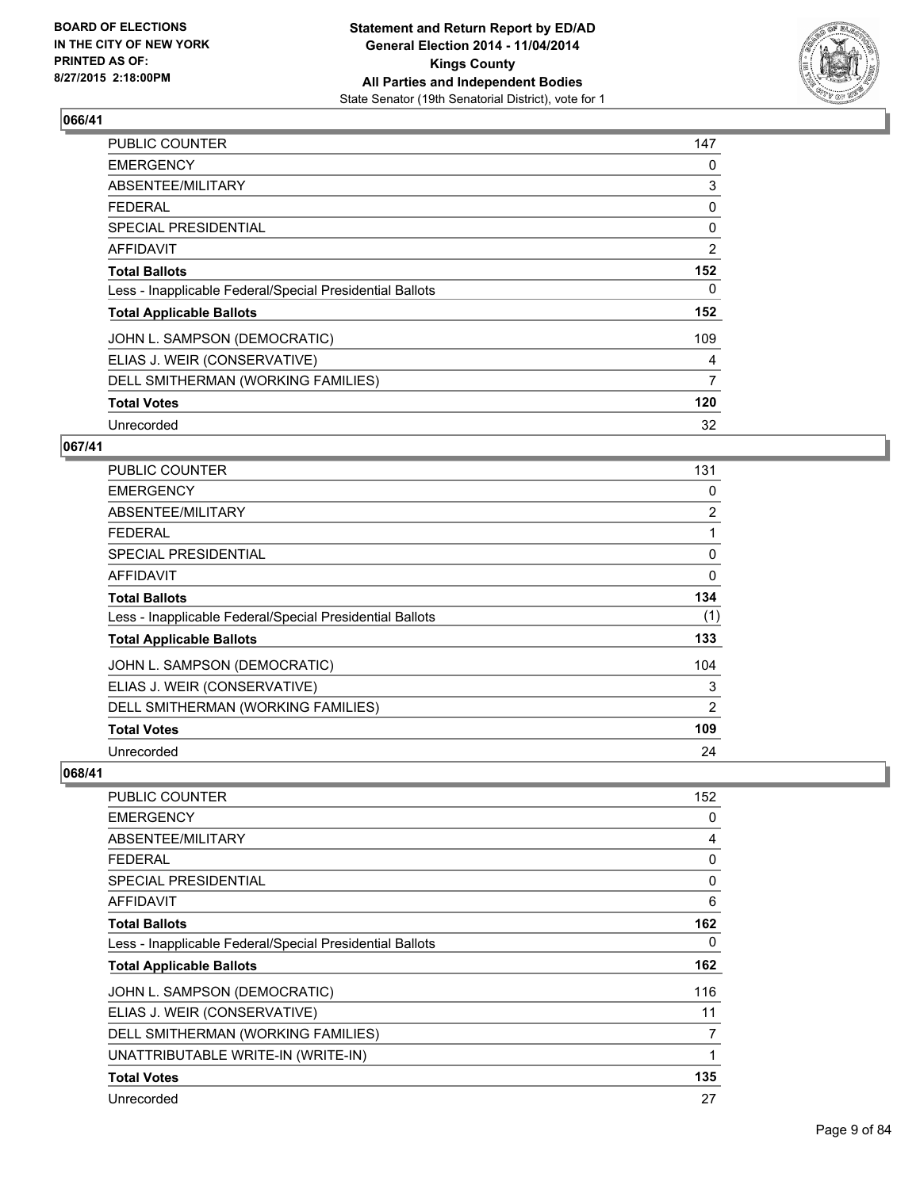## 066/41

| | |
|---|---|
| PUBLIC COUNTER | 147 |
| EMERGENCY | 0 |
| ABSENTEE/MILITARY | 3 |
| FEDERAL | 0 |
| SPECIAL PRESIDENTIAL | 0 |
| AFFIDAVIT | 2 |
| **Total Ballots** | **152** |
| Less - Inapplicable Federal/Special Presidential Ballots | 0 |
| **Total Applicable Ballots** | **152** |
| JOHN L. SAMPSON (DEMOCRATIC) | 109 |
| ELIAS J. WEIR (CONSERVATIVE) | 4 |
| DELL SMITHERMAN (WORKING FAMILIES) | 7 |
| **Total Votes** | **120** |
| Unrecorded | 32 |

## 067/41

| | |
|---|---|
| PUBLIC COUNTER | 131 |
| EMERGENCY | 0 |
| ABSENTEE/MILITARY | 2 |
| FEDERAL | 1 |
| SPECIAL PRESIDENTIAL | 0 |
| AFFIDAVIT | 0 |
| **Total Ballots** | **134** |
| Less - Inapplicable Federal/Special Presidential Ballots | (1) |
| **Total Applicable Ballots** | **133** |
| JOHN L. SAMPSON (DEMOCRATIC) | 104 |
| ELIAS J. WEIR (CONSERVATIVE) | 3 |
| DELL SMITHERMAN (WORKING FAMILIES) | 2 |
| **Total Votes** | **109** |
| Unrecorded | 24 |

## 068/41

| | |
|---|---|
| PUBLIC COUNTER | 152 |
| EMERGENCY | 0 |
| ABSENTEE/MILITARY | 4 |
| FEDERAL | 0 |
| SPECIAL PRESIDENTIAL | 0 |
| AFFIDAVIT | 6 |
| **Total Ballots** | **162** |
| Less - Inapplicable Federal/Special Presidential Ballots | 0 |
| **Total Applicable Ballots** | **162** |
| JOHN L. SAMPSON (DEMOCRATIC) | 116 |
| ELIAS J. WEIR (CONSERVATIVE) | 11 |
| DELL SMITHERMAN (WORKING FAMILIES) | 7 |
| UNATTRIBUTABLE WRITE-IN (WRITE-IN) | 1 |
| **Total Votes** | **135** |
| Unrecorded | 27 |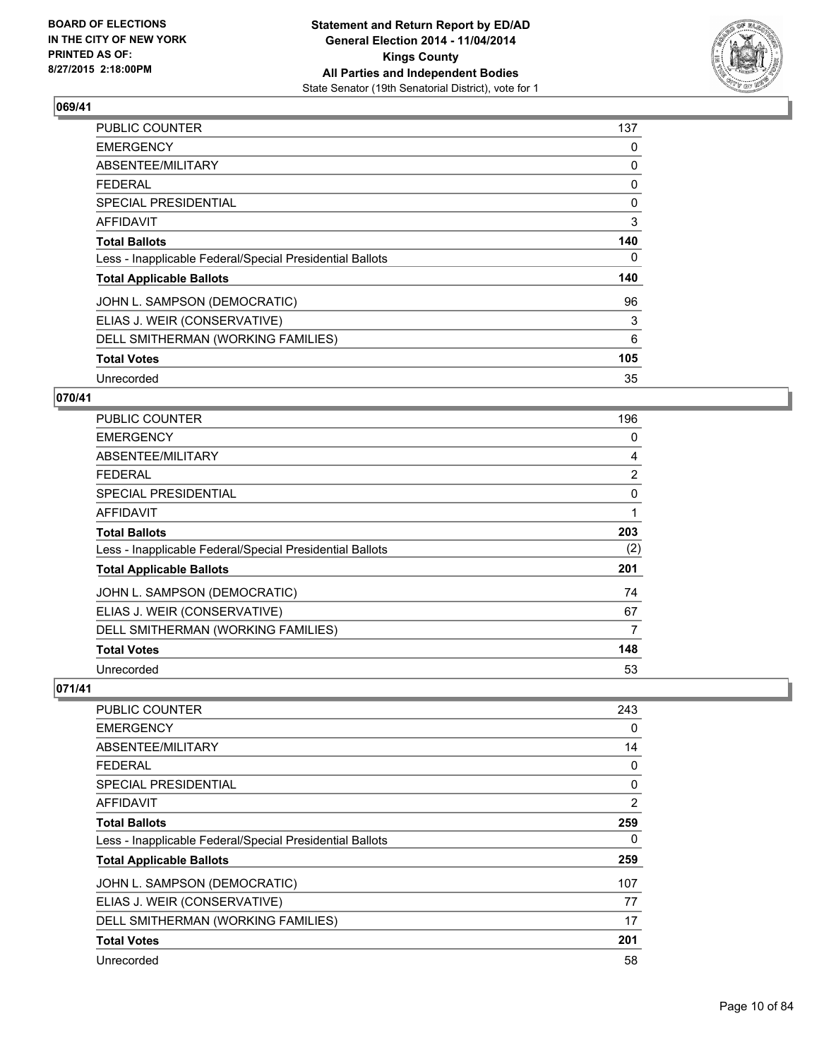### 069/41

| | |
|---|---|
| PUBLIC COUNTER | 137 |
| EMERGENCY | 0 |
| ABSENTEE/MILITARY | 0 |
| FEDERAL | 0 |
| SPECIAL PRESIDENTIAL | 0 |
| AFFIDAVIT | 3 |
| **Total Ballots** | **140** |
| Less - Inapplicable Federal/Special Presidential Ballots | 0 |
| **Total Applicable Ballots** | **140** |
| JOHN L. SAMPSON (DEMOCRATIC) | 96 |
| ELIAS J. WEIR (CONSERVATIVE) | 3 |
| DELL SMITHERMAN (WORKING FAMILIES) | 6 |
| **Total Votes** | **105** |
| Unrecorded | 35 |

### 070/41

| | |
|---|---|
| PUBLIC COUNTER | 196 |
| EMERGENCY | 0 |
| ABSENTEE/MILITARY | 4 |
| FEDERAL | 2 |
| SPECIAL PRESIDENTIAL | 0 |
| AFFIDAVIT | 1 |
| **Total Ballots** | **203** |
| Less - Inapplicable Federal/Special Presidential Ballots | (2) |
| **Total Applicable Ballots** | **201** |
| JOHN L. SAMPSON (DEMOCRATIC) | 74 |
| ELIAS J. WEIR (CONSERVATIVE) | 67 |
| DELL SMITHERMAN (WORKING FAMILIES) | 7 |
| **Total Votes** | **148** |
| Unrecorded | 53 |

### 071/41

| | |
|---|---|
| PUBLIC COUNTER | 243 |
| EMERGENCY | 0 |
| ABSENTEE/MILITARY | 14 |
| FEDERAL | 0 |
| SPECIAL PRESIDENTIAL | 0 |
| AFFIDAVIT | 2 |
| **Total Ballots** | **259** |
| Less - Inapplicable Federal/Special Presidential Ballots | 0 |
| **Total Applicable Ballots** | **259** |
| JOHN L. SAMPSON (DEMOCRATIC) | 107 |
| ELIAS J. WEIR (CONSERVATIVE) | 77 |
| DELL SMITHERMAN (WORKING FAMILIES) | 17 |
| **Total Votes** | **201** |
| Unrecorded | 58 |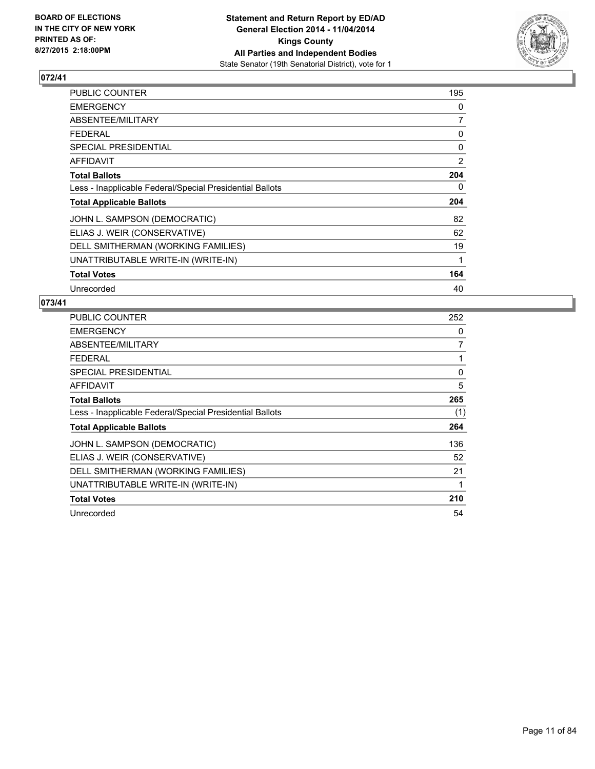**BOARD OF ELECTIONS IN THE CITY OF NEW YORK PRINTED AS OF: 8/27/2015 2:18:00PM**

**Statement and Return Report by ED/AD General Election 2014 - 11/04/2014 Kings County All Parties and Independent Bodies**

State Senator (19th Senatorial District), vote for 1

## 072/41

| | |
|---|---|
| PUBLIC COUNTER | 195 |
| EMERGENCY | 0 |
| ABSENTEE/MILITARY | 7 |
| FEDERAL | 0 |
| SPECIAL PRESIDENTIAL | 0 |
| AFFIDAVIT | 2 |
| **Total Ballots** | **204** |
| Less - Inapplicable Federal/Special Presidential Ballots | 0 |
| **Total Applicable Ballots** | **204** |
| JOHN L. SAMPSON (DEMOCRATIC) | 82 |
| ELIAS J. WEIR (CONSERVATIVE) | 62 |
| DELL SMITHERMAN (WORKING FAMILIES) | 19 |
| UNATTRIBUTABLE WRITE-IN (WRITE-IN) | 1 |
| **Total Votes** | **164** |
| Unrecorded | 40 |

## 073/41

| | |
|---|---|
| PUBLIC COUNTER | 252 |
| EMERGENCY | 0 |
| ABSENTEE/MILITARY | 7 |
| FEDERAL | 1 |
| SPECIAL PRESIDENTIAL | 0 |
| AFFIDAVIT | 5 |
| **Total Ballots** | **265** |
| Less - Inapplicable Federal/Special Presidential Ballots | (1) |
| **Total Applicable Ballots** | **264** |
| JOHN L. SAMPSON (DEMOCRATIC) | 136 |
| ELIAS J. WEIR (CONSERVATIVE) | 52 |
| DELL SMITHERMAN (WORKING FAMILIES) | 21 |
| UNATTRIBUTABLE WRITE-IN (WRITE-IN) | 1 |
| **Total Votes** | **210** |
| Unrecorded | 54 |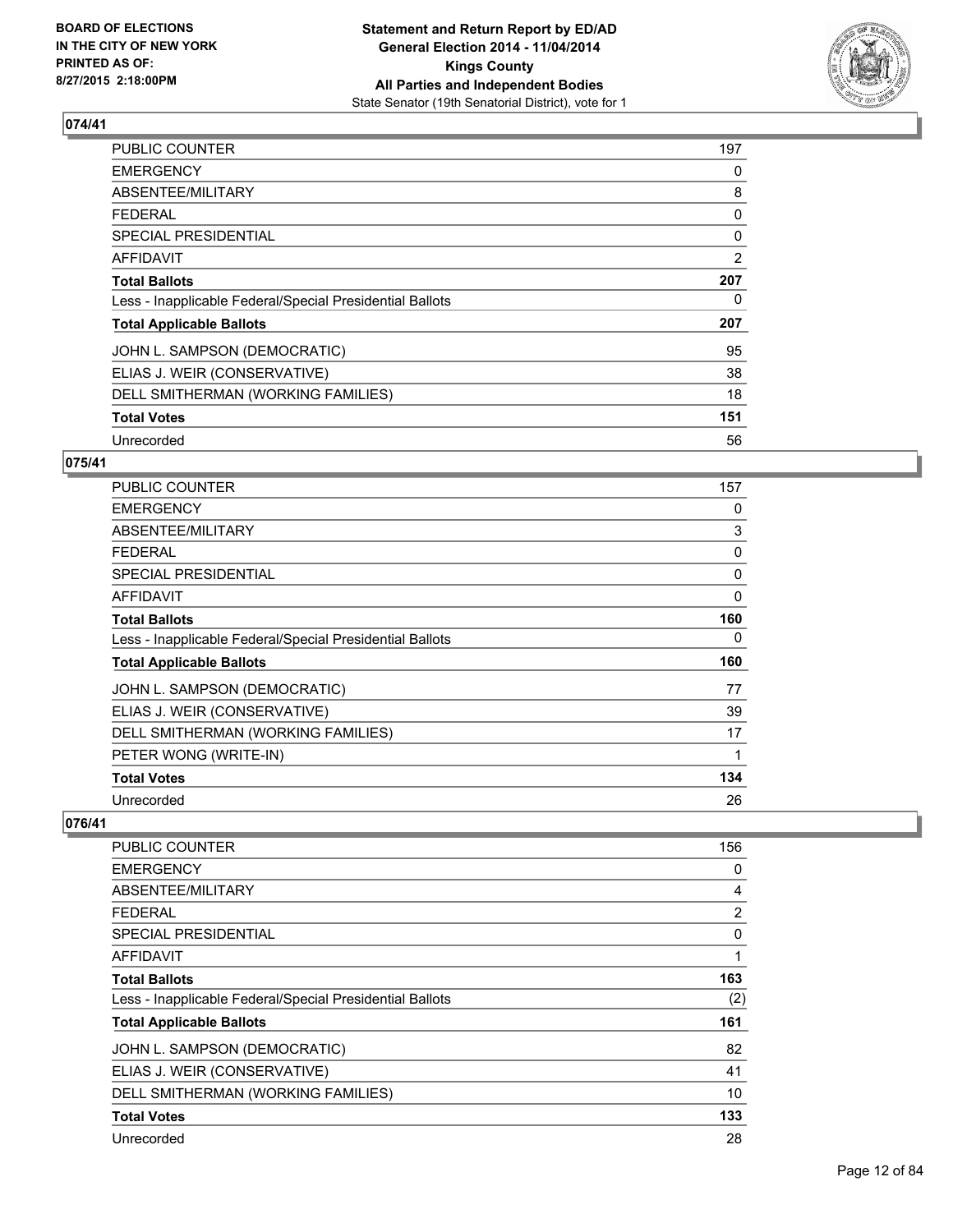**BOARD OF ELECTIONS IN THE CITY OF NEW YORK PRINTED AS OF: 8/27/2015 2:18:00PM**

**Statement and Return Report by ED/AD General Election 2014 - 11/04/2014 Kings County All Parties and Independent Bodies**
State Senator (19th Senatorial District), vote for 1

## 074/41

| | |
|---|---|
| PUBLIC COUNTER | 197 |
| EMERGENCY | 0 |
| ABSENTEE/MILITARY | 8 |
| FEDERAL | 0 |
| SPECIAL PRESIDENTIAL | 0 |
| AFFIDAVIT | 2 |
| **Total Ballots** | **207** |
| Less - Inapplicable Federal/Special Presidential Ballots | 0 |
| **Total Applicable Ballots** | **207** |
| JOHN L. SAMPSON (DEMOCRATIC) | 95 |
| ELIAS J. WEIR (CONSERVATIVE) | 38 |
| DELL SMITHERMAN (WORKING FAMILIES) | 18 |
| **Total Votes** | **151** |
| Unrecorded | 56 |

## 075/41

| | |
|---|---|
| PUBLIC COUNTER | 157 |
| EMERGENCY | 0 |
| ABSENTEE/MILITARY | 3 |
| FEDERAL | 0 |
| SPECIAL PRESIDENTIAL | 0 |
| AFFIDAVIT | 0 |
| **Total Ballots** | **160** |
| Less - Inapplicable Federal/Special Presidential Ballots | 0 |
| **Total Applicable Ballots** | **160** |
| JOHN L. SAMPSON (DEMOCRATIC) | 77 |
| ELIAS J. WEIR (CONSERVATIVE) | 39 |
| DELL SMITHERMAN (WORKING FAMILIES) | 17 |
| PETER WONG (WRITE-IN) | 1 |
| **Total Votes** | **134** |
| Unrecorded | 26 |

## 076/41

| | |
|---|---|
| PUBLIC COUNTER | 156 |
| EMERGENCY | 0 |
| ABSENTEE/MILITARY | 4 |
| FEDERAL | 2 |
| SPECIAL PRESIDENTIAL | 0 |
| AFFIDAVIT | 1 |
| **Total Ballots** | **163** |
| Less - Inapplicable Federal/Special Presidential Ballots | (2) |
| **Total Applicable Ballots** | **161** |
| JOHN L. SAMPSON (DEMOCRATIC) | 82 |
| ELIAS J. WEIR (CONSERVATIVE) | 41 |
| DELL SMITHERMAN (WORKING FAMILIES) | 10 |
| **Total Votes** | **133** |
| Unrecorded | 28 |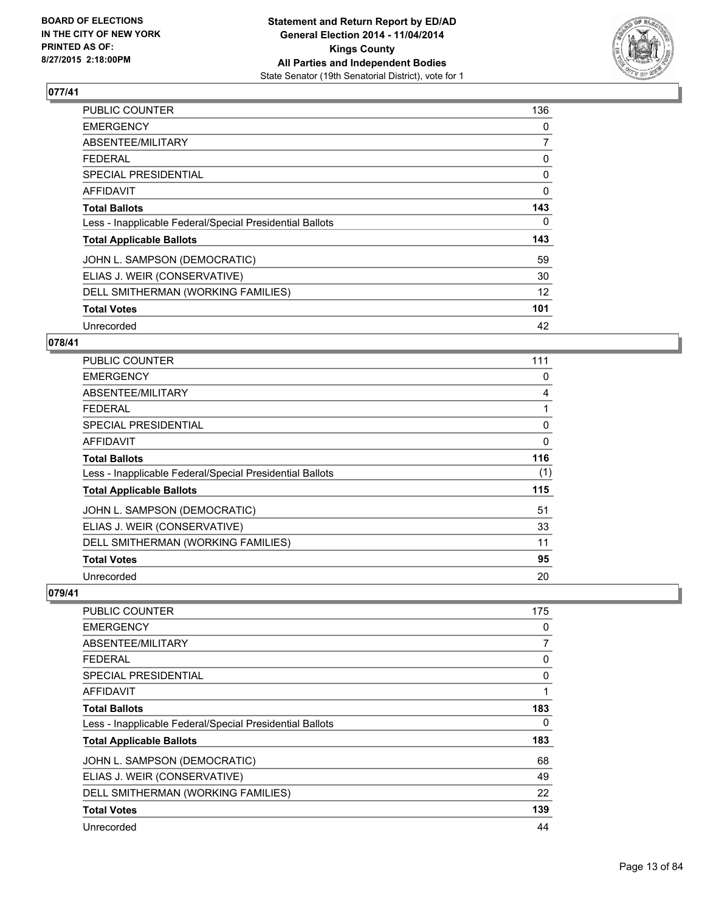## 077/41

| | |
|---|---|
| PUBLIC COUNTER | 136 |
| EMERGENCY | 0 |
| ABSENTEE/MILITARY | 7 |
| FEDERAL | 0 |
| SPECIAL PRESIDENTIAL | 0 |
| AFFIDAVIT | 0 |
| **Total Ballots** | **143** |
| Less - Inapplicable Federal/Special Presidential Ballots | 0 |
| **Total Applicable Ballots** | **143** |
| JOHN L. SAMPSON (DEMOCRATIC) | 59 |
| ELIAS J. WEIR (CONSERVATIVE) | 30 |
| DELL SMITHERMAN (WORKING FAMILIES) | 12 |
| **Total Votes** | **101** |
| Unrecorded | 42 |

## 078/41

| | |
|---|---|
| PUBLIC COUNTER | 111 |
| EMERGENCY | 0 |
| ABSENTEE/MILITARY | 4 |
| FEDERAL | 1 |
| SPECIAL PRESIDENTIAL | 0 |
| AFFIDAVIT | 0 |
| **Total Ballots** | **116** |
| Less - Inapplicable Federal/Special Presidential Ballots | (1) |
| **Total Applicable Ballots** | **115** |
| JOHN L. SAMPSON (DEMOCRATIC) | 51 |
| ELIAS J. WEIR (CONSERVATIVE) | 33 |
| DELL SMITHERMAN (WORKING FAMILIES) | 11 |
| **Total Votes** | **95** |
| Unrecorded | 20 |

## 079/41

| | |
|---|---|
| PUBLIC COUNTER | 175 |
| EMERGENCY | 0 |
| ABSENTEE/MILITARY | 7 |
| FEDERAL | 0 |
| SPECIAL PRESIDENTIAL | 0 |
| AFFIDAVIT | 1 |
| **Total Ballots** | **183** |
| Less - Inapplicable Federal/Special Presidential Ballots | 0 |
| **Total Applicable Ballots** | **183** |
| JOHN L. SAMPSON (DEMOCRATIC) | 68 |
| ELIAS J. WEIR (CONSERVATIVE) | 49 |
| DELL SMITHERMAN (WORKING FAMILIES) | 22 |
| **Total Votes** | **139** |
| Unrecorded | 44 |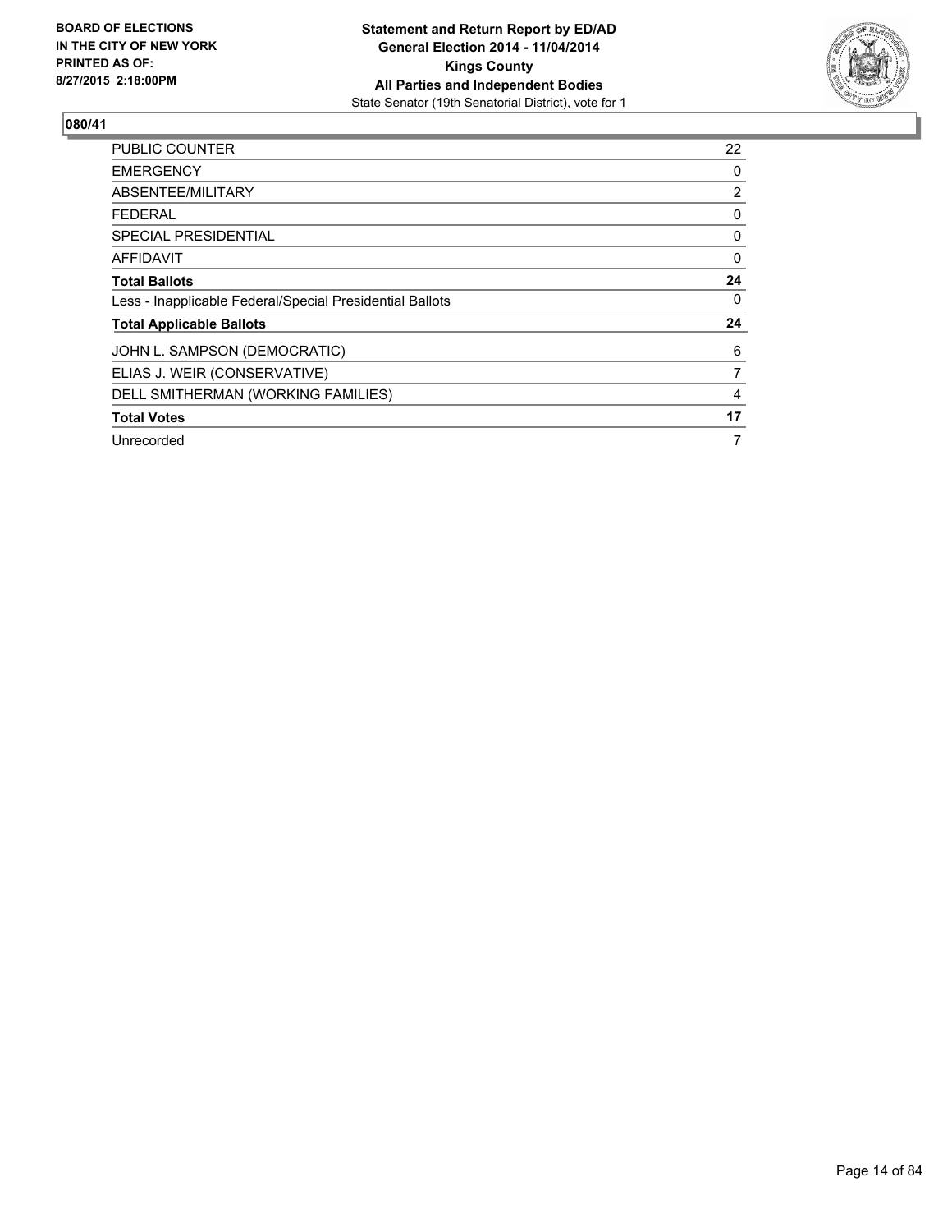**BOARD OF ELECTIONS IN THE CITY OF NEW YORK PRINTED AS OF: 8/27/2015 2:18:00PM**

**Statement and Return Report by ED/AD**
**General Election 2014 - 11/04/2014**
**Kings County**
**All Parties and Independent Bodies**
State Senator (19th Senatorial District), vote for 1

## 080/41

| | |
|---|---|
| PUBLIC COUNTER | 22 |
| EMERGENCY | 0 |
| ABSENTEE/MILITARY | 2 |
| FEDERAL | 0 |
| SPECIAL PRESIDENTIAL | 0 |
| AFFIDAVIT | 0 |
| **Total Ballots** | **24** |
| Less - Inapplicable Federal/Special Presidential Ballots | 0 |
| **Total Applicable Ballots** | **24** |
| JOHN L. SAMPSON (DEMOCRATIC) | 6 |
| ELIAS J. WEIR (CONSERVATIVE) | 7 |
| DELL SMITHERMAN (WORKING FAMILIES) | 4 |
| **Total Votes** | **17** |
| Unrecorded | 7 |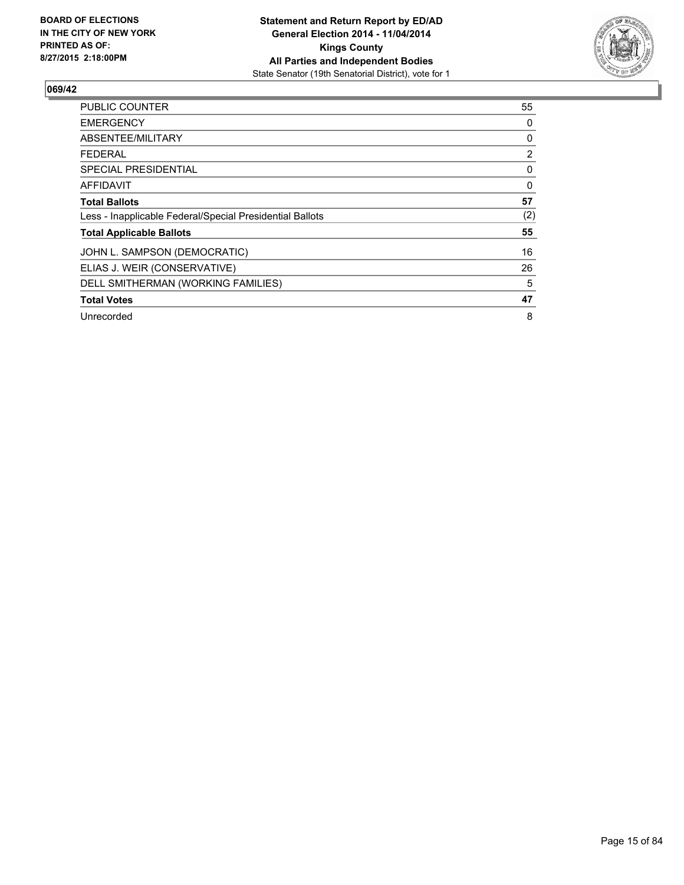**BOARD OF ELECTIONS IN THE CITY OF NEW YORK PRINTED AS OF: 8/27/2015 2:18:00PM**

**Statement and Return Report by ED/AD General Election 2014 - 11/04/2014 Kings County All Parties and Independent Bodies**
State Senator (19th Senatorial District), vote for 1

**069/42**

| | |
|---|---|
| PUBLIC COUNTER | 55 |
| EMERGENCY | 0 |
| ABSENTEE/MILITARY | 0 |
| FEDERAL | 2 |
| SPECIAL PRESIDENTIAL | 0 |
| AFFIDAVIT | 0 |
| **Total Ballots** | **57** |
| Less - Inapplicable Federal/Special Presidential Ballots | (2) |
| **Total Applicable Ballots** | **55** |
| JOHN L. SAMPSON (DEMOCRATIC) | 16 |
| ELIAS J. WEIR (CONSERVATIVE) | 26 |
| DELL SMITHERMAN (WORKING FAMILIES) | 5 |
| **Total Votes** | **47** |
| Unrecorded | 8 |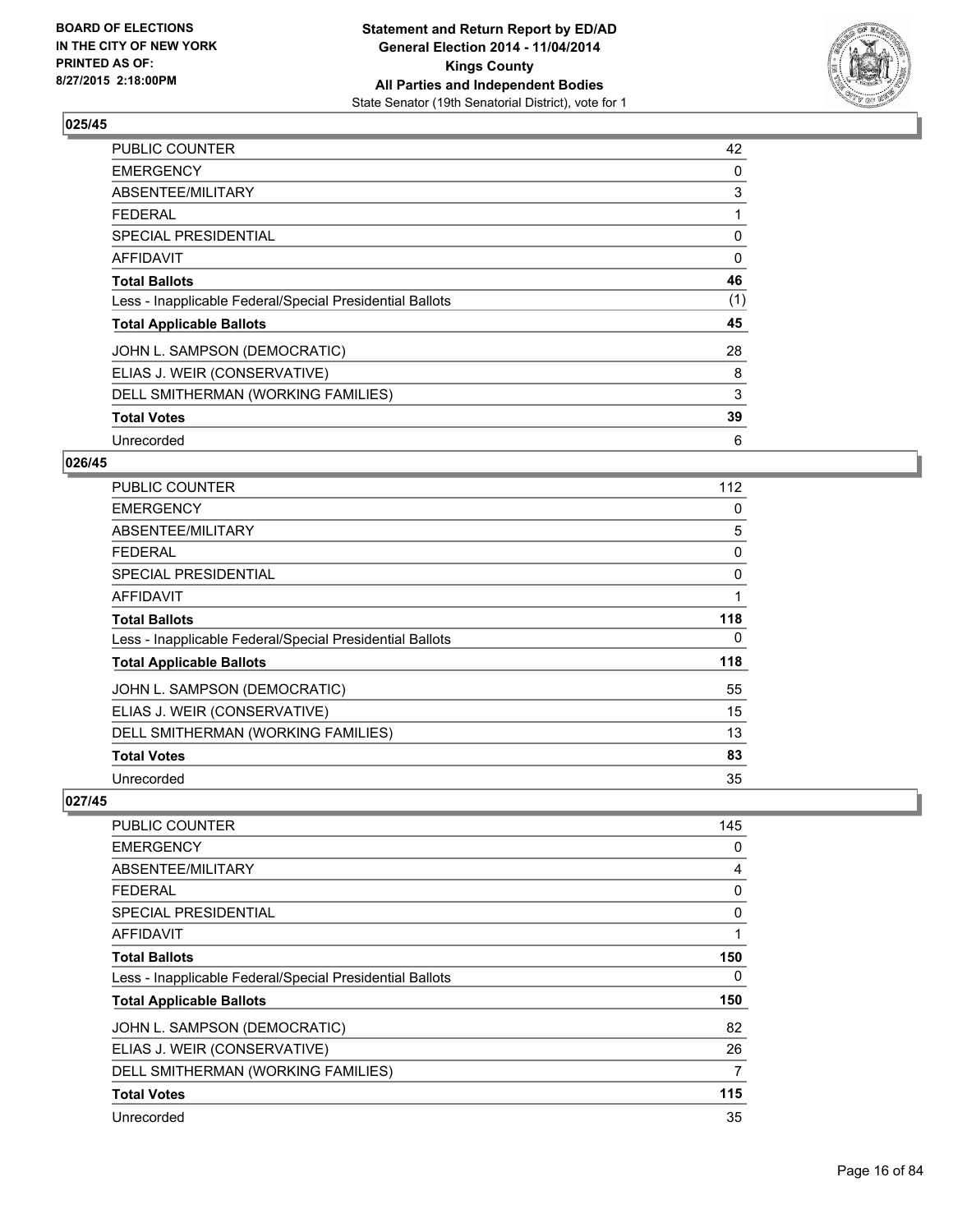BOARD OF ELECTIONS
IN THE CITY OF NEW YORK
PRINTED AS OF:
8/27/2015 2:18:00PM

**Statement and Return Report by ED/AD**
**General Election 2014 - 11/04/2014**
**Kings County**
**All Parties and Independent Bodies**
State Senator (19th Senatorial District), vote for 1

### 025/45

| | |
|---|---|
| PUBLIC COUNTER | 42 |
| EMERGENCY | 0 |
| ABSENTEE/MILITARY | 3 |
| FEDERAL | 1 |
| SPECIAL PRESIDENTIAL | 0 |
| AFFIDAVIT | 0 |
| **Total Ballots** | **46** |
| Less - Inapplicable Federal/Special Presidential Ballots | (1) |
| **Total Applicable Ballots** | **45** |
| JOHN L. SAMPSON (DEMOCRATIC) | 28 |
| ELIAS J. WEIR (CONSERVATIVE) | 8 |
| DELL SMITHERMAN (WORKING FAMILIES) | 3 |
| **Total Votes** | **39** |
| Unrecorded | 6 |

### 026/45

| | |
|---|---|
| PUBLIC COUNTER | 112 |
| EMERGENCY | 0 |
| ABSENTEE/MILITARY | 5 |
| FEDERAL | 0 |
| SPECIAL PRESIDENTIAL | 0 |
| AFFIDAVIT | 1 |
| **Total Ballots** | **118** |
| Less - Inapplicable Federal/Special Presidential Ballots | 0 |
| **Total Applicable Ballots** | **118** |
| JOHN L. SAMPSON (DEMOCRATIC) | 55 |
| ELIAS J. WEIR (CONSERVATIVE) | 15 |
| DELL SMITHERMAN (WORKING FAMILIES) | 13 |
| **Total Votes** | **83** |
| Unrecorded | 35 |

### 027/45

| | |
|---|---|
| PUBLIC COUNTER | 145 |
| EMERGENCY | 0 |
| ABSENTEE/MILITARY | 4 |
| FEDERAL | 0 |
| SPECIAL PRESIDENTIAL | 0 |
| AFFIDAVIT | 1 |
| **Total Ballots** | **150** |
| Less - Inapplicable Federal/Special Presidential Ballots | 0 |
| **Total Applicable Ballots** | **150** |
| JOHN L. SAMPSON (DEMOCRATIC) | 82 |
| ELIAS J. WEIR (CONSERVATIVE) | 26 |
| DELL SMITHERMAN (WORKING FAMILIES) | 7 |
| **Total Votes** | **115** |
| Unrecorded | 35 |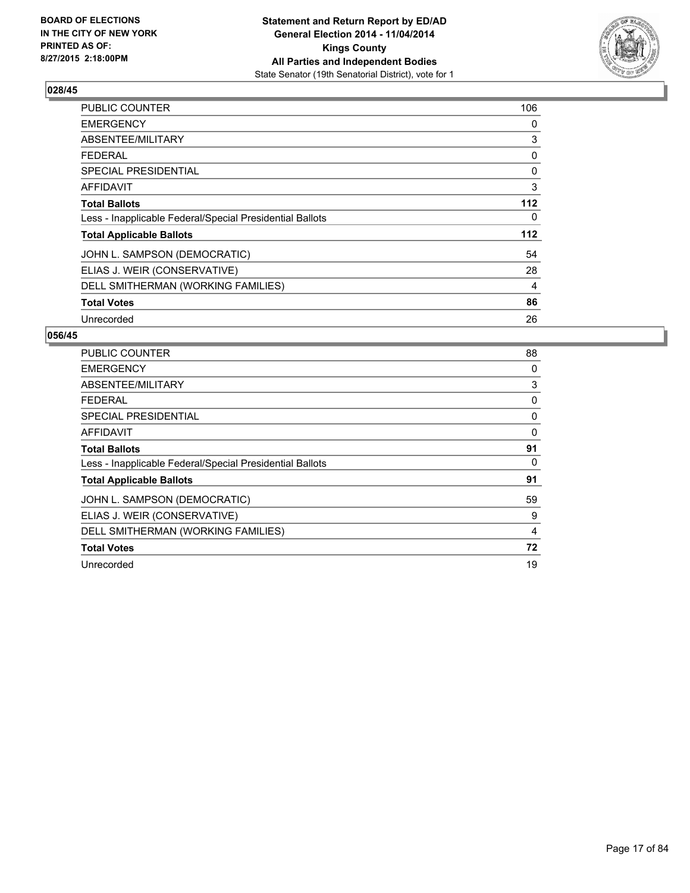**BOARD OF ELECTIONS IN THE CITY OF NEW YORK PRINTED AS OF: 8/27/2015 2:18:00PM**

**Statement and Return Report by ED/AD**
**General Election 2014 - 11/04/2014**
**Kings County**
**All Parties and Independent Bodies**
State Senator (19th Senatorial District), vote for 1

## 028/45

| | |
|---|---|
| PUBLIC COUNTER | 106 |
| EMERGENCY | 0 |
| ABSENTEE/MILITARY | 3 |
| FEDERAL | 0 |
| SPECIAL PRESIDENTIAL | 0 |
| AFFIDAVIT | 3 |
| **Total Ballots** | **112** |
| Less - Inapplicable Federal/Special Presidential Ballots | 0 |
| **Total Applicable Ballots** | **112** |
| JOHN L. SAMPSON (DEMOCRATIC) | 54 |
| ELIAS J. WEIR (CONSERVATIVE) | 28 |
| DELL SMITHERMAN (WORKING FAMILIES) | 4 |
| **Total Votes** | **86** |
| Unrecorded | 26 |

## 056/45

| | |
|---|---|
| PUBLIC COUNTER | 88 |
| EMERGENCY | 0 |
| ABSENTEE/MILITARY | 3 |
| FEDERAL | 0 |
| SPECIAL PRESIDENTIAL | 0 |
| AFFIDAVIT | 0 |
| **Total Ballots** | **91** |
| Less - Inapplicable Federal/Special Presidential Ballots | 0 |
| **Total Applicable Ballots** | **91** |
| JOHN L. SAMPSON (DEMOCRATIC) | 59 |
| ELIAS J. WEIR (CONSERVATIVE) | 9 |
| DELL SMITHERMAN (WORKING FAMILIES) | 4 |
| **Total Votes** | **72** |
| Unrecorded | 19 |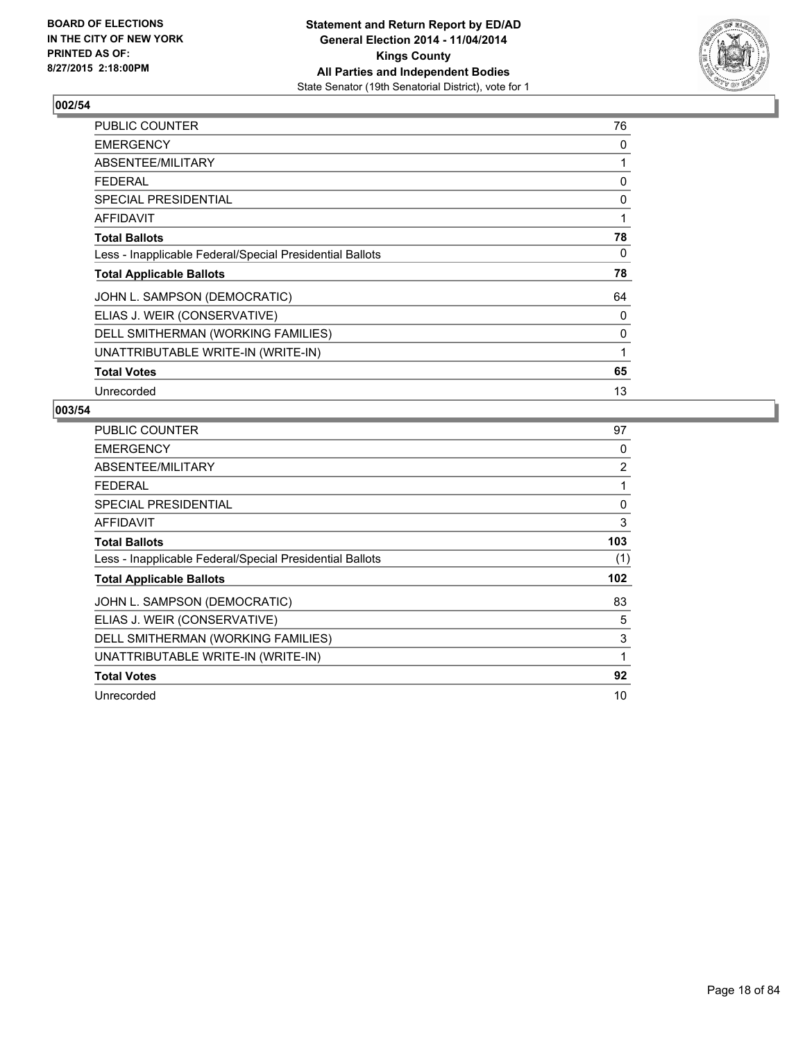BOARD OF ELECTIONS
IN THE CITY OF NEW YORK
PRINTED AS OF:
8/27/2015 2:18:00PM

**Statement and Return Report by ED/AD**
**General Election 2014 - 11/04/2014**
**Kings County**
**All Parties and Independent Bodies**
State Senator (19th Senatorial District), vote for 1

## 002/54

| | |
|---|---|
| PUBLIC COUNTER | 76 |
| EMERGENCY | 0 |
| ABSENTEE/MILITARY | 1 |
| FEDERAL | 0 |
| SPECIAL PRESIDENTIAL | 0 |
| AFFIDAVIT | 1 |
| **Total Ballots** | **78** |
| Less - Inapplicable Federal/Special Presidential Ballots | 0 |
| **Total Applicable Ballots** | **78** |
| JOHN L. SAMPSON (DEMOCRATIC) | 64 |
| ELIAS J. WEIR (CONSERVATIVE) | 0 |
| DELL SMITHERMAN (WORKING FAMILIES) | 0 |
| UNATTRIBUTABLE WRITE-IN (WRITE-IN) | 1 |
| **Total Votes** | **65** |
| Unrecorded | 13 |

## 003/54

| | |
|---|---|
| PUBLIC COUNTER | 97 |
| EMERGENCY | 0 |
| ABSENTEE/MILITARY | 2 |
| FEDERAL | 1 |
| SPECIAL PRESIDENTIAL | 0 |
| AFFIDAVIT | 3 |
| **Total Ballots** | **103** |
| Less - Inapplicable Federal/Special Presidential Ballots | (1) |
| **Total Applicable Ballots** | **102** |
| JOHN L. SAMPSON (DEMOCRATIC) | 83 |
| ELIAS J. WEIR (CONSERVATIVE) | 5 |
| DELL SMITHERMAN (WORKING FAMILIES) | 3 |
| UNATTRIBUTABLE WRITE-IN (WRITE-IN) | 1 |
| **Total Votes** | **92** |
| Unrecorded | 10 |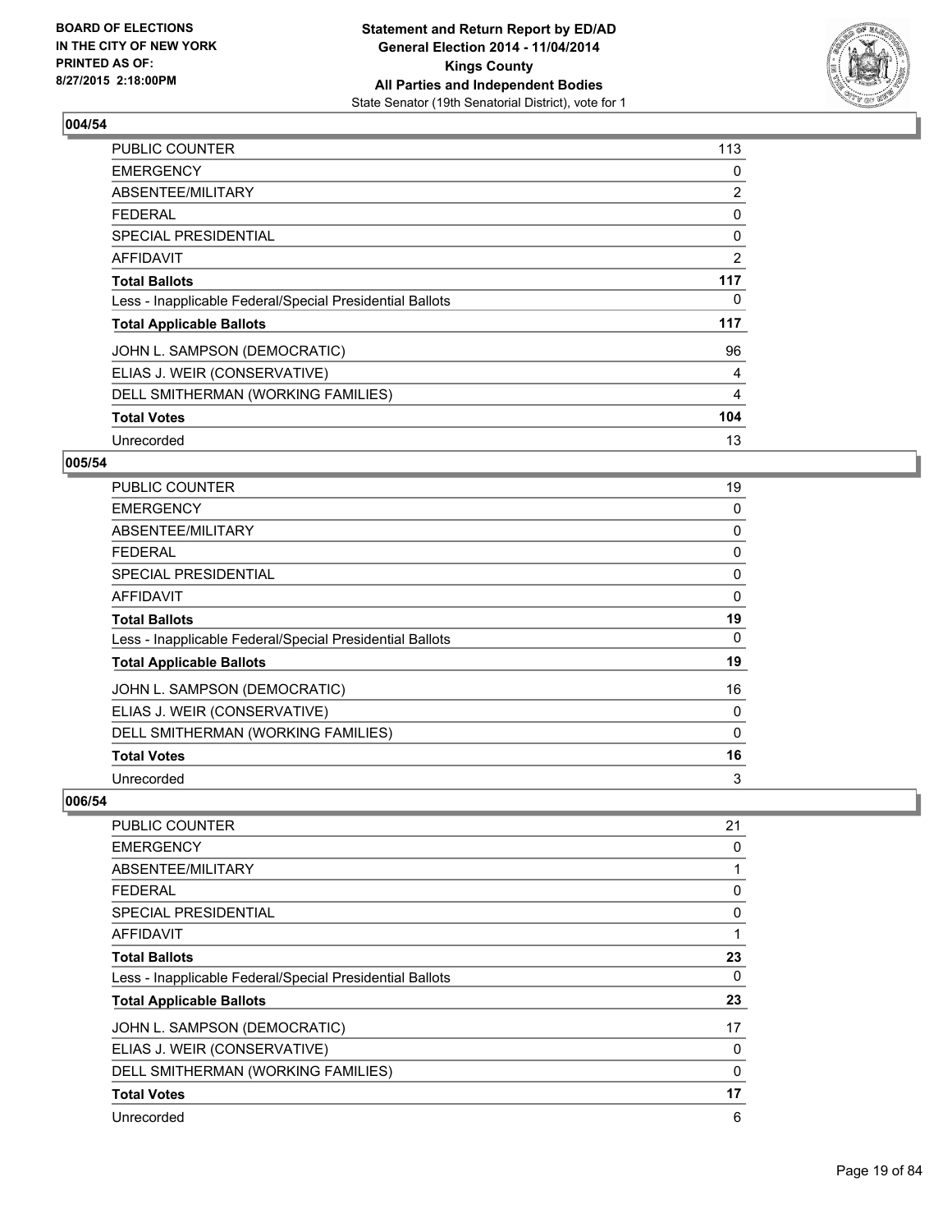### 004/54

| | |
|---|---|
| PUBLIC COUNTER | 113 |
| EMERGENCY | 0 |
| ABSENTEE/MILITARY | 2 |
| FEDERAL | 0 |
| SPECIAL PRESIDENTIAL | 0 |
| AFFIDAVIT | 2 |
| **Total Ballots** | **117** |
| Less - Inapplicable Federal/Special Presidential Ballots | 0 |
| **Total Applicable Ballots** | **117** |
| JOHN L. SAMPSON (DEMOCRATIC) | 96 |
| ELIAS J. WEIR (CONSERVATIVE) | 4 |
| DELL SMITHERMAN (WORKING FAMILIES) | 4 |
| **Total Votes** | **104** |
| Unrecorded | 13 |

### 005/54

| | |
|---|---|
| PUBLIC COUNTER | 19 |
| EMERGENCY | 0 |
| ABSENTEE/MILITARY | 0 |
| FEDERAL | 0 |
| SPECIAL PRESIDENTIAL | 0 |
| AFFIDAVIT | 0 |
| **Total Ballots** | **19** |
| Less - Inapplicable Federal/Special Presidential Ballots | 0 |
| **Total Applicable Ballots** | **19** |
| JOHN L. SAMPSON (DEMOCRATIC) | 16 |
| ELIAS J. WEIR (CONSERVATIVE) | 0 |
| DELL SMITHERMAN (WORKING FAMILIES) | 0 |
| **Total Votes** | **16** |
| Unrecorded | 3 |

### 006/54

| | |
|---|---|
| PUBLIC COUNTER | 21 |
| EMERGENCY | 0 |
| ABSENTEE/MILITARY | 1 |
| FEDERAL | 0 |
| SPECIAL PRESIDENTIAL | 0 |
| AFFIDAVIT | 1 |
| **Total Ballots** | **23** |
| Less - Inapplicable Federal/Special Presidential Ballots | 0 |
| **Total Applicable Ballots** | **23** |
| JOHN L. SAMPSON (DEMOCRATIC) | 17 |
| ELIAS J. WEIR (CONSERVATIVE) | 0 |
| DELL SMITHERMAN (WORKING FAMILIES) | 0 |
| **Total Votes** | **17** |
| Unrecorded | 6 |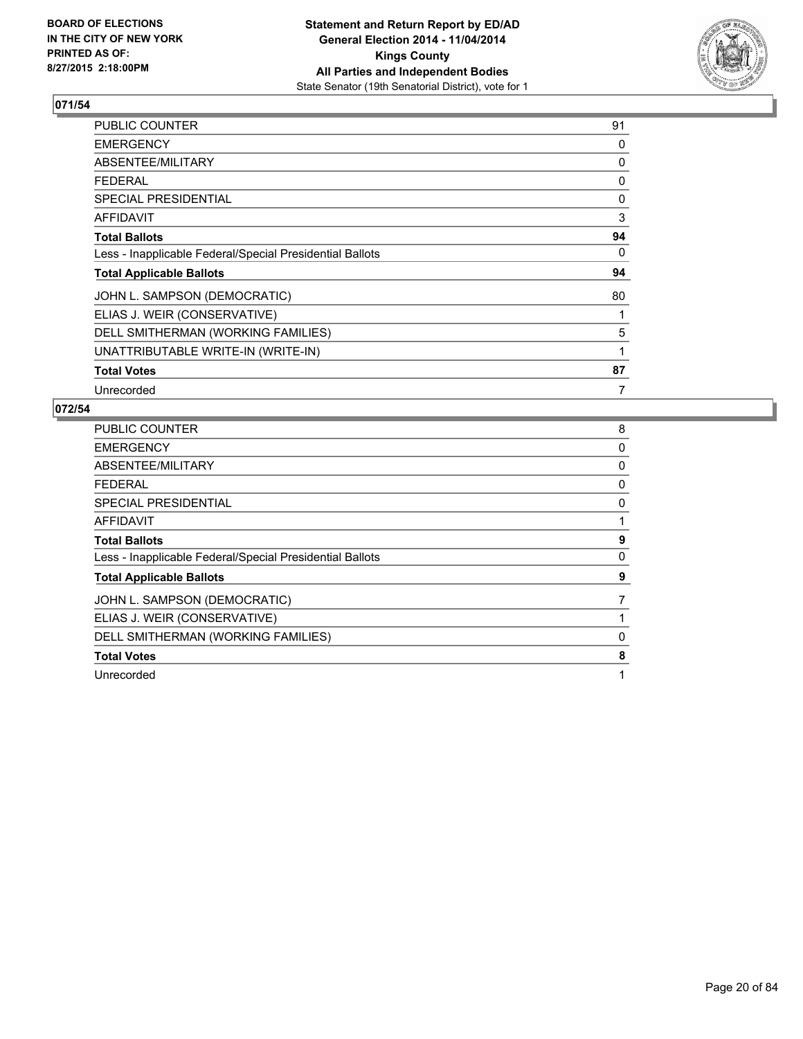BOARD OF ELECTIONS
IN THE CITY OF NEW YORK
PRINTED AS OF:
8/27/2015 2:18:00PM

**Statement and Return Report by ED/AD**
**General Election 2014 - 11/04/2014**
**Kings County**
**All Parties and Independent Bodies**
State Senator (19th Senatorial District), vote for 1

## 071/54

| | |
|---|---|
| PUBLIC COUNTER | 91 |
| EMERGENCY | 0 |
| ABSENTEE/MILITARY | 0 |
| FEDERAL | 0 |
| SPECIAL PRESIDENTIAL | 0 |
| AFFIDAVIT | 3 |
| **Total Ballots** | **94** |
| Less - Inapplicable Federal/Special Presidential Ballots | 0 |
| **Total Applicable Ballots** | **94** |
| JOHN L. SAMPSON (DEMOCRATIC) | 80 |
| ELIAS J. WEIR (CONSERVATIVE) | 1 |
| DELL SMITHERMAN (WORKING FAMILIES) | 5 |
| UNATTRIBUTABLE WRITE-IN (WRITE-IN) | 1 |
| **Total Votes** | **87** |
| Unrecorded | 7 |

## 072/54

| | |
|---|---|
| PUBLIC COUNTER | 8 |
| EMERGENCY | 0 |
| ABSENTEE/MILITARY | 0 |
| FEDERAL | 0 |
| SPECIAL PRESIDENTIAL | 0 |
| AFFIDAVIT | 1 |
| **Total Ballots** | **9** |
| Less - Inapplicable Federal/Special Presidential Ballots | 0 |
| **Total Applicable Ballots** | **9** |
| JOHN L. SAMPSON (DEMOCRATIC) | 7 |
| ELIAS J. WEIR (CONSERVATIVE) | 1 |
| DELL SMITHERMAN (WORKING FAMILIES) | 0 |
| **Total Votes** | **8** |
| Unrecorded | 1 |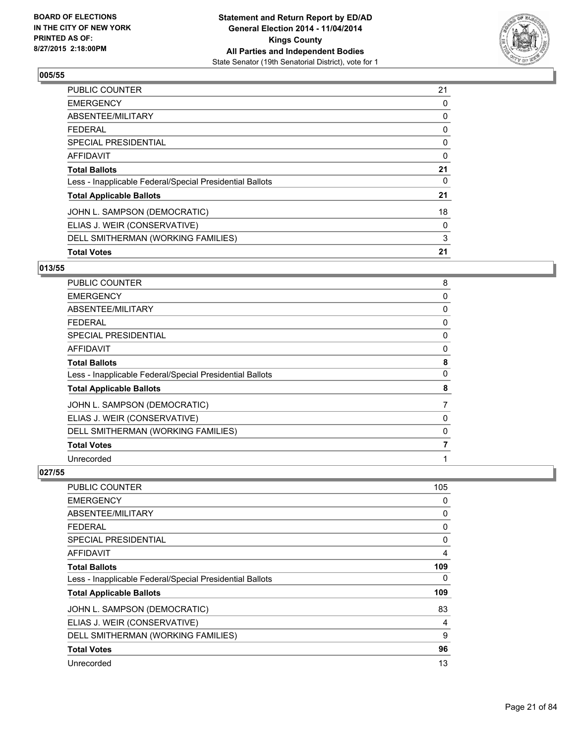**BOARD OF ELECTIONS IN THE CITY OF NEW YORK PRINTED AS OF: 8/27/2015 2:18:00PM**

**Statement and Return Report by ED/AD General Election 2014 - 11/04/2014 Kings County All Parties and Independent Bodies**

State Senator (19th Senatorial District), vote for 1

## 005/55

| | |
|---|---|
| PUBLIC COUNTER | 21 |
| EMERGENCY | 0 |
| ABSENTEE/MILITARY | 0 |
| FEDERAL | 0 |
| SPECIAL PRESIDENTIAL | 0 |
| AFFIDAVIT | 0 |
| **Total Ballots** | **21** |
| Less - Inapplicable Federal/Special Presidential Ballots | 0 |
| **Total Applicable Ballots** | **21** |
| JOHN L. SAMPSON (DEMOCRATIC) | 18 |
| ELIAS J. WEIR (CONSERVATIVE) | 0 |
| DELL SMITHERMAN (WORKING FAMILIES) | 3 |
| **Total Votes** | **21** |

## 013/55

| | |
|---|---|
| PUBLIC COUNTER | 8 |
| EMERGENCY | 0 |
| ABSENTEE/MILITARY | 0 |
| FEDERAL | 0 |
| SPECIAL PRESIDENTIAL | 0 |
| AFFIDAVIT | 0 |
| **Total Ballots** | **8** |
| Less - Inapplicable Federal/Special Presidential Ballots | 0 |
| **Total Applicable Ballots** | **8** |
| JOHN L. SAMPSON (DEMOCRATIC) | 7 |
| ELIAS J. WEIR (CONSERVATIVE) | 0 |
| DELL SMITHERMAN (WORKING FAMILIES) | 0 |
| **Total Votes** | **7** |
| Unrecorded | 1 |

## 027/55

| | |
|---|---|
| PUBLIC COUNTER | 105 |
| EMERGENCY | 0 |
| ABSENTEE/MILITARY | 0 |
| FEDERAL | 0 |
| SPECIAL PRESIDENTIAL | 0 |
| AFFIDAVIT | 4 |
| **Total Ballots** | **109** |
| Less - Inapplicable Federal/Special Presidential Ballots | 0 |
| **Total Applicable Ballots** | **109** |
| JOHN L. SAMPSON (DEMOCRATIC) | 83 |
| ELIAS J. WEIR (CONSERVATIVE) | 4 |
| DELL SMITHERMAN (WORKING FAMILIES) | 9 |
| **Total Votes** | **96** |
| Unrecorded | 13 |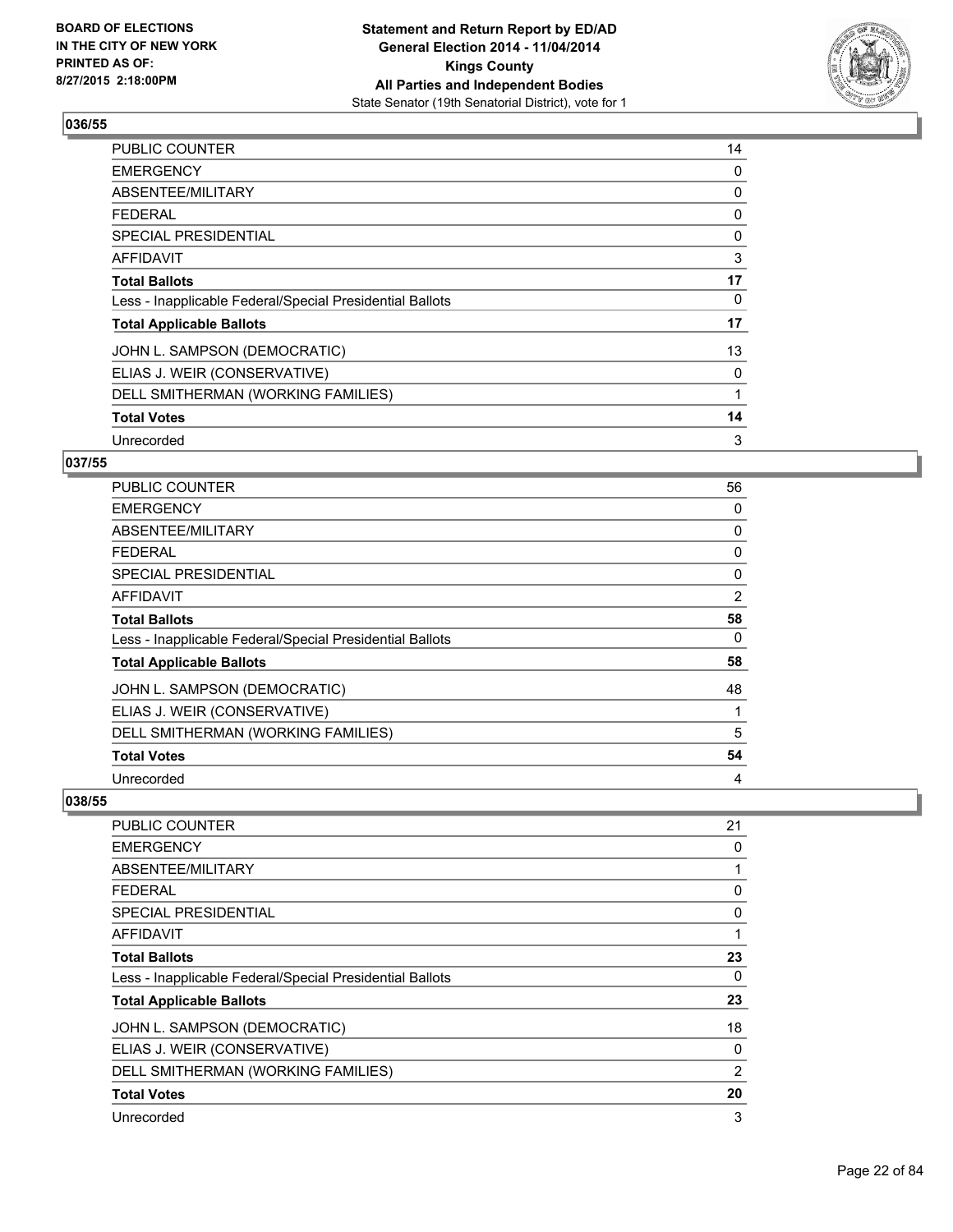**BOARD OF ELECTIONS IN THE CITY OF NEW YORK PRINTED AS OF: 8/27/2015 2:18:00PM**

**Statement and Return Report by ED/AD General Election 2014 - 11/04/2014 Kings County All Parties and Independent Bodies**
State Senator (19th Senatorial District), vote for 1

## 036/55

| | |
|---|---|
| PUBLIC COUNTER | 14 |
| EMERGENCY | 0 |
| ABSENTEE/MILITARY | 0 |
| FEDERAL | 0 |
| SPECIAL PRESIDENTIAL | 0 |
| AFFIDAVIT | 3 |
| **Total Ballots** | **17** |
| Less - Inapplicable Federal/Special Presidential Ballots | 0 |
| **Total Applicable Ballots** | **17** |
| JOHN L. SAMPSON (DEMOCRATIC) | 13 |
| ELIAS J. WEIR (CONSERVATIVE) | 0 |
| DELL SMITHERMAN (WORKING FAMILIES) | 1 |
| **Total Votes** | **14** |
| Unrecorded | 3 |

## 037/55

| | |
|---|---|
| PUBLIC COUNTER | 56 |
| EMERGENCY | 0 |
| ABSENTEE/MILITARY | 0 |
| FEDERAL | 0 |
| SPECIAL PRESIDENTIAL | 0 |
| AFFIDAVIT | 2 |
| **Total Ballots** | **58** |
| Less - Inapplicable Federal/Special Presidential Ballots | 0 |
| **Total Applicable Ballots** | **58** |
| JOHN L. SAMPSON (DEMOCRATIC) | 48 |
| ELIAS J. WEIR (CONSERVATIVE) | 1 |
| DELL SMITHERMAN (WORKING FAMILIES) | 5 |
| **Total Votes** | **54** |
| Unrecorded | 4 |

## 038/55

| | |
|---|---|
| PUBLIC COUNTER | 21 |
| EMERGENCY | 0 |
| ABSENTEE/MILITARY | 1 |
| FEDERAL | 0 |
| SPECIAL PRESIDENTIAL | 0 |
| AFFIDAVIT | 1 |
| **Total Ballots** | **23** |
| Less - Inapplicable Federal/Special Presidential Ballots | 0 |
| **Total Applicable Ballots** | **23** |
| JOHN L. SAMPSON (DEMOCRATIC) | 18 |
| ELIAS J. WEIR (CONSERVATIVE) | 0 |
| DELL SMITHERMAN (WORKING FAMILIES) | 2 |
| **Total Votes** | **20** |
| Unrecorded | 3 |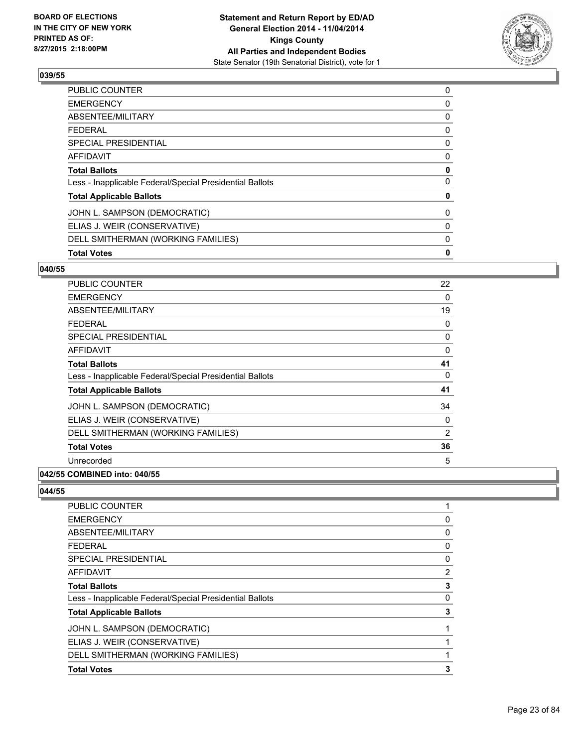### 039/55

| | |
|---|---|
| PUBLIC COUNTER | 0 |
| EMERGENCY | 0 |
| ABSENTEE/MILITARY | 0 |
| FEDERAL | 0 |
| SPECIAL PRESIDENTIAL | 0 |
| AFFIDAVIT | 0 |
| **Total Ballots** | **0** |
| Less - Inapplicable Federal/Special Presidential Ballots | 0 |
| **Total Applicable Ballots** | **0** |
| JOHN L. SAMPSON (DEMOCRATIC) | 0 |
| ELIAS J. WEIR (CONSERVATIVE) | 0 |
| DELL SMITHERMAN (WORKING FAMILIES) | 0 |
| **Total Votes** | **0** |

### 040/55

| | |
|---|---|
| PUBLIC COUNTER | 22 |
| EMERGENCY | 0 |
| ABSENTEE/MILITARY | 19 |
| FEDERAL | 0 |
| SPECIAL PRESIDENTIAL | 0 |
| AFFIDAVIT | 0 |
| **Total Ballots** | **41** |
| Less - Inapplicable Federal/Special Presidential Ballots | 0 |
| **Total Applicable Ballots** | **41** |
| JOHN L. SAMPSON (DEMOCRATIC) | 34 |
| ELIAS J. WEIR (CONSERVATIVE) | 0 |
| DELL SMITHERMAN (WORKING FAMILIES) | 2 |
| **Total Votes** | **36** |
| Unrecorded | 5 |

### 042/55 COMBINED into: 040/55

### 044/55

| | |
|---|---|
| PUBLIC COUNTER | 1 |
| EMERGENCY | 0 |
| ABSENTEE/MILITARY | 0 |
| FEDERAL | 0 |
| SPECIAL PRESIDENTIAL | 0 |
| AFFIDAVIT | 2 |
| **Total Ballots** | **3** |
| Less - Inapplicable Federal/Special Presidential Ballots | 0 |
| **Total Applicable Ballots** | **3** |
| JOHN L. SAMPSON (DEMOCRATIC) | 1 |
| ELIAS J. WEIR (CONSERVATIVE) | 1 |
| DELL SMITHERMAN (WORKING FAMILIES) | 1 |
| **Total Votes** | **3** |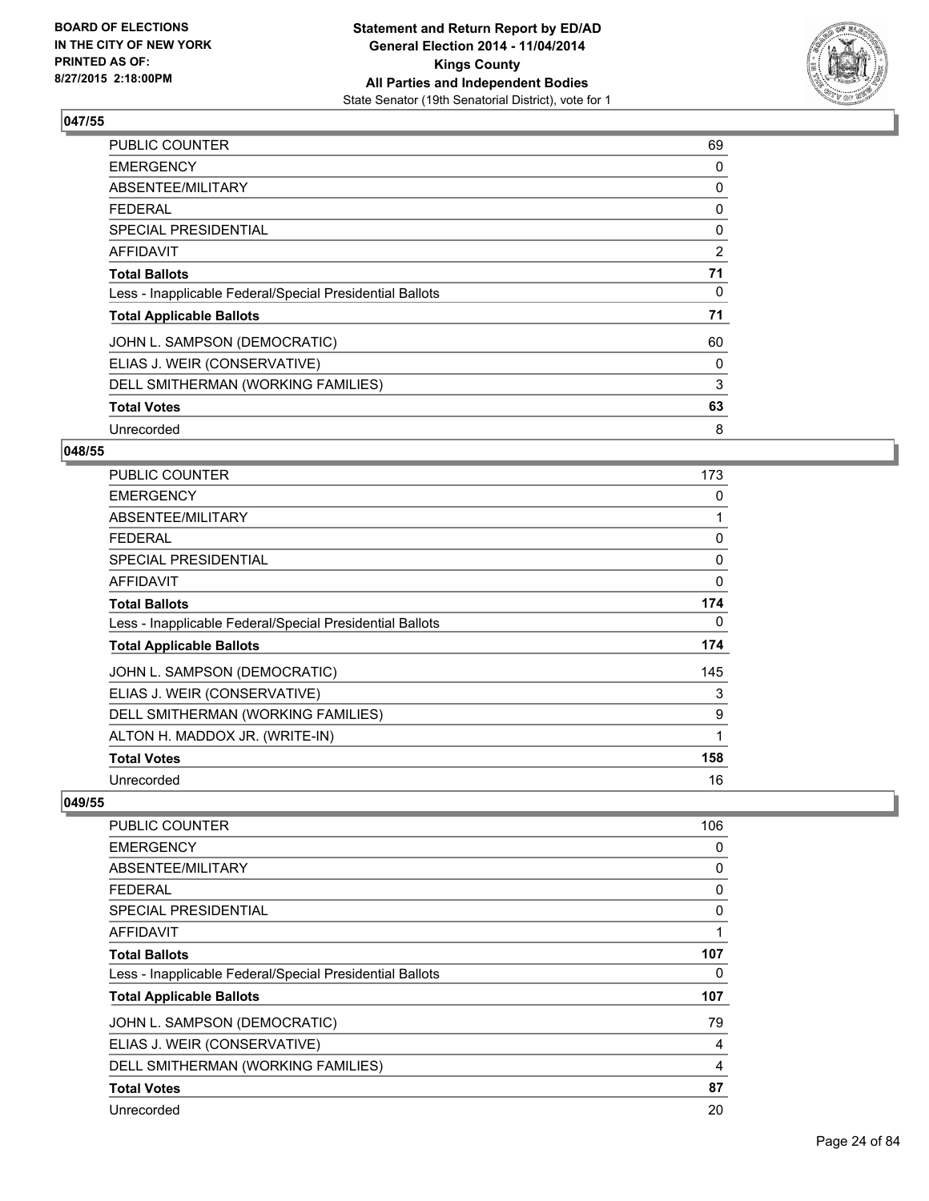## 047/55

| | |
|---|---|
| PUBLIC COUNTER | 69 |
| EMERGENCY | 0 |
| ABSENTEE/MILITARY | 0 |
| FEDERAL | 0 |
| SPECIAL PRESIDENTIAL | 0 |
| AFFIDAVIT | 2 |
| **Total Ballots** | **71** |
| Less - Inapplicable Federal/Special Presidential Ballots | 0 |
| **Total Applicable Ballots** | **71** |
| JOHN L. SAMPSON (DEMOCRATIC) | 60 |
| ELIAS J. WEIR (CONSERVATIVE) | 0 |
| DELL SMITHERMAN (WORKING FAMILIES) | 3 |
| **Total Votes** | **63** |
| Unrecorded | 8 |

## 048/55

| | |
|---|---|
| PUBLIC COUNTER | 173 |
| EMERGENCY | 0 |
| ABSENTEE/MILITARY | 1 |
| FEDERAL | 0 |
| SPECIAL PRESIDENTIAL | 0 |
| AFFIDAVIT | 0 |
| **Total Ballots** | **174** |
| Less - Inapplicable Federal/Special Presidential Ballots | 0 |
| **Total Applicable Ballots** | **174** |
| JOHN L. SAMPSON (DEMOCRATIC) | 145 |
| ELIAS J. WEIR (CONSERVATIVE) | 3 |
| DELL SMITHERMAN (WORKING FAMILIES) | 9 |
| ALTON H. MADDOX JR. (WRITE-IN) | 1 |
| **Total Votes** | **158** |
| Unrecorded | 16 |

## 049/55

| | |
|---|---|
| PUBLIC COUNTER | 106 |
| EMERGENCY | 0 |
| ABSENTEE/MILITARY | 0 |
| FEDERAL | 0 |
| SPECIAL PRESIDENTIAL | 0 |
| AFFIDAVIT | 1 |
| **Total Ballots** | **107** |
| Less - Inapplicable Federal/Special Presidential Ballots | 0 |
| **Total Applicable Ballots** | **107** |
| JOHN L. SAMPSON (DEMOCRATIC) | 79 |
| ELIAS J. WEIR (CONSERVATIVE) | 4 |
| DELL SMITHERMAN (WORKING FAMILIES) | 4 |
| **Total Votes** | **87** |
| Unrecorded | 20 |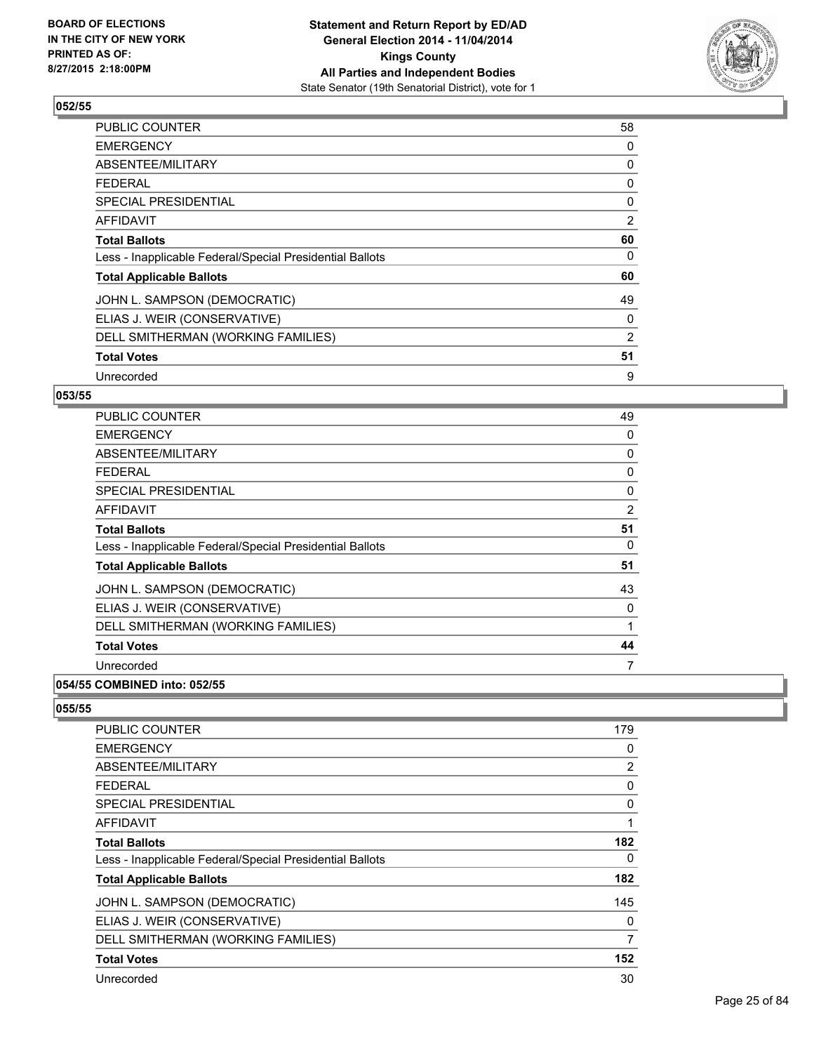**BOARD OF ELECTIONS IN THE CITY OF NEW YORK PRINTED AS OF: 8/27/2015 2:18:00PM**

**Statement and Return Report by ED/AD General Election 2014 - 11/04/2014 Kings County All Parties and Independent Bodies**
State Senator (19th Senatorial District), vote for 1

### 052/55

| | |
|---|---|
| PUBLIC COUNTER | 58 |
| EMERGENCY | 0 |
| ABSENTEE/MILITARY | 0 |
| FEDERAL | 0 |
| SPECIAL PRESIDENTIAL | 0 |
| AFFIDAVIT | 2 |
| **Total Ballots** | **60** |
| Less - Inapplicable Federal/Special Presidential Ballots | 0 |
| **Total Applicable Ballots** | **60** |
| JOHN L. SAMPSON (DEMOCRATIC) | 49 |
| ELIAS J. WEIR (CONSERVATIVE) | 0 |
| DELL SMITHERMAN (WORKING FAMILIES) | 2 |
| **Total Votes** | **51** |
| Unrecorded | 9 |

### 053/55

| | |
|---|---|
| PUBLIC COUNTER | 49 |
| EMERGENCY | 0 |
| ABSENTEE/MILITARY | 0 |
| FEDERAL | 0 |
| SPECIAL PRESIDENTIAL | 0 |
| AFFIDAVIT | 2 |
| **Total Ballots** | **51** |
| Less - Inapplicable Federal/Special Presidential Ballots | 0 |
| **Total Applicable Ballots** | **51** |
| JOHN L. SAMPSON (DEMOCRATIC) | 43 |
| ELIAS J. WEIR (CONSERVATIVE) | 0 |
| DELL SMITHERMAN (WORKING FAMILIES) | 1 |
| **Total Votes** | **44** |
| Unrecorded | 7 |

### 054/55 COMBINED into: 052/55

### 055/55

| | |
|---|---|
| PUBLIC COUNTER | 179 |
| EMERGENCY | 0 |
| ABSENTEE/MILITARY | 2 |
| FEDERAL | 0 |
| SPECIAL PRESIDENTIAL | 0 |
| AFFIDAVIT | 1 |
| **Total Ballots** | **182** |
| Less - Inapplicable Federal/Special Presidential Ballots | 0 |
| **Total Applicable Ballots** | **182** |
| JOHN L. SAMPSON (DEMOCRATIC) | 145 |
| ELIAS J. WEIR (CONSERVATIVE) | 0 |
| DELL SMITHERMAN (WORKING FAMILIES) | 7 |
| **Total Votes** | **152** |
| Unrecorded | 30 |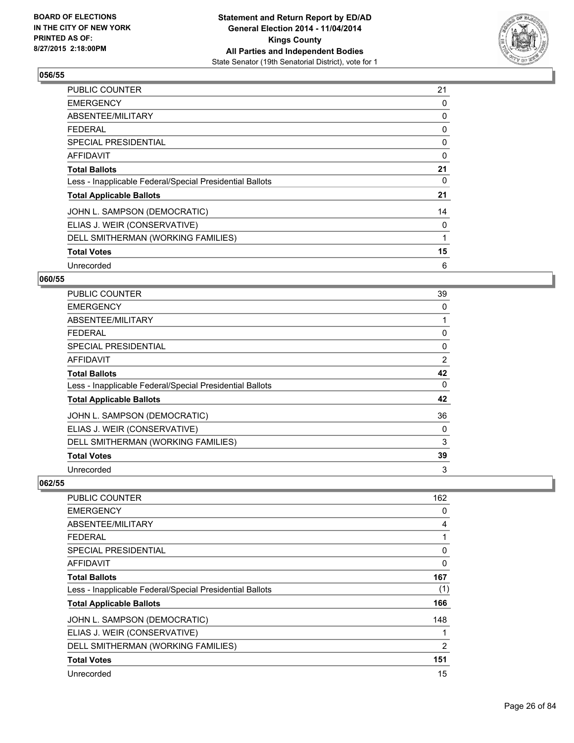## 056/55

| | |
|---|---|
| PUBLIC COUNTER | 21 |
| EMERGENCY | 0 |
| ABSENTEE/MILITARY | 0 |
| FEDERAL | 0 |
| SPECIAL PRESIDENTIAL | 0 |
| AFFIDAVIT | 0 |
| **Total Ballots** | **21** |
| Less - Inapplicable Federal/Special Presidential Ballots | 0 |
| **Total Applicable Ballots** | **21** |
| JOHN L. SAMPSON (DEMOCRATIC) | 14 |
| ELIAS J. WEIR (CONSERVATIVE) | 0 |
| DELL SMITHERMAN (WORKING FAMILIES) | 1 |
| **Total Votes** | **15** |
| Unrecorded | 6 |

## 060/55

| | |
|---|---|
| PUBLIC COUNTER | 39 |
| EMERGENCY | 0 |
| ABSENTEE/MILITARY | 1 |
| FEDERAL | 0 |
| SPECIAL PRESIDENTIAL | 0 |
| AFFIDAVIT | 2 |
| **Total Ballots** | **42** |
| Less - Inapplicable Federal/Special Presidential Ballots | 0 |
| **Total Applicable Ballots** | **42** |
| JOHN L. SAMPSON (DEMOCRATIC) | 36 |
| ELIAS J. WEIR (CONSERVATIVE) | 0 |
| DELL SMITHERMAN (WORKING FAMILIES) | 3 |
| **Total Votes** | **39** |
| Unrecorded | 3 |

## 062/55

| | |
|---|---|
| PUBLIC COUNTER | 162 |
| EMERGENCY | 0 |
| ABSENTEE/MILITARY | 4 |
| FEDERAL | 1 |
| SPECIAL PRESIDENTIAL | 0 |
| AFFIDAVIT | 0 |
| **Total Ballots** | **167** |
| Less - Inapplicable Federal/Special Presidential Ballots | (1) |
| **Total Applicable Ballots** | **166** |
| JOHN L. SAMPSON (DEMOCRATIC) | 148 |
| ELIAS J. WEIR (CONSERVATIVE) | 1 |
| DELL SMITHERMAN (WORKING FAMILIES) | 2 |
| **Total Votes** | **151** |
| Unrecorded | 15 |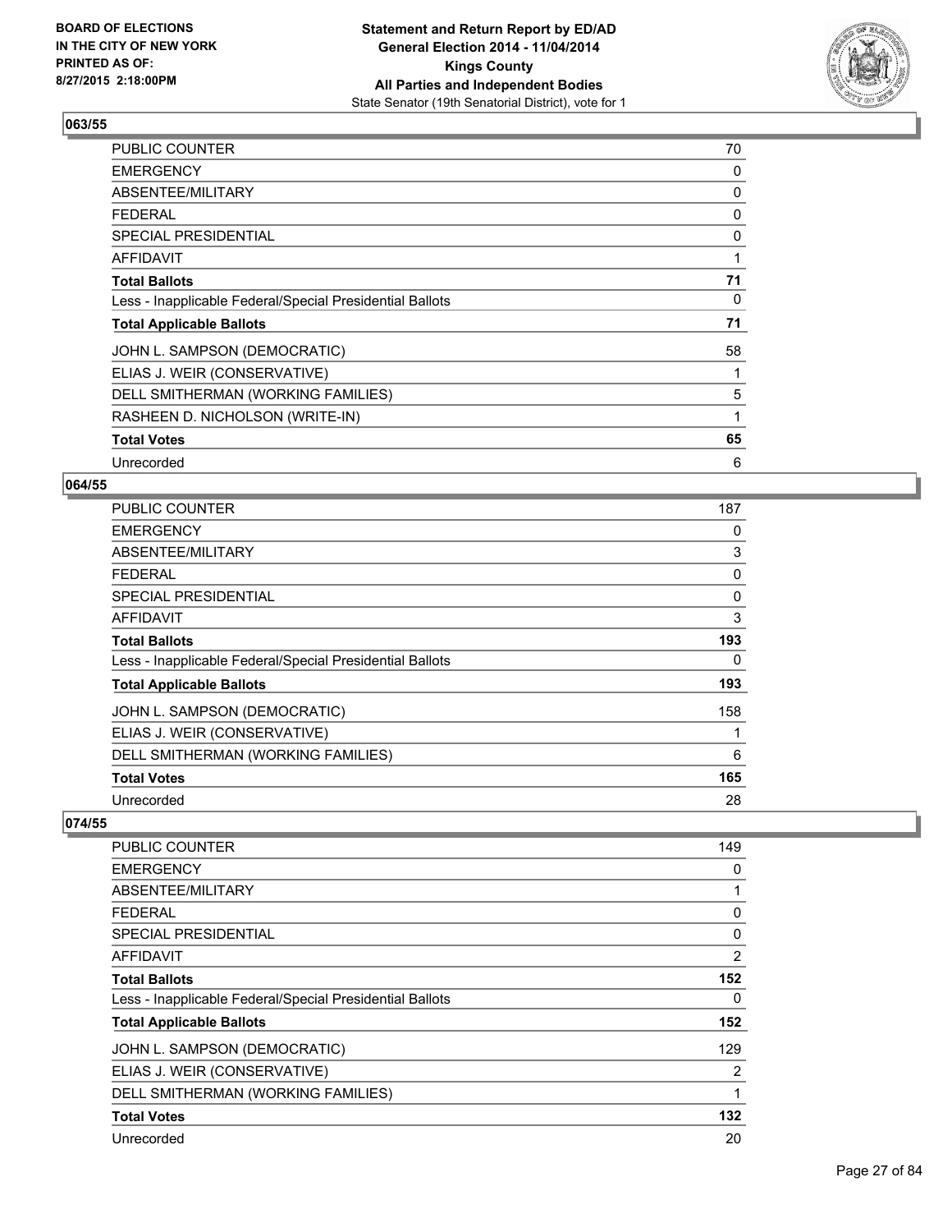**Statement and Return Report by ED/AD**
**General Election 2014 - 11/04/2014**
**Kings County**
**All Parties and Independent Bodies**
State Senator (19th Senatorial District), vote for 1

BOARD OF ELECTIONS
IN THE CITY OF NEW YORK
PRINTED AS OF:
8/27/2015 2:18:00PM

## 063/55

| | |
|---|---|
| PUBLIC COUNTER | 70 |
| EMERGENCY | 0 |
| ABSENTEE/MILITARY | 0 |
| FEDERAL | 0 |
| SPECIAL PRESIDENTIAL | 0 |
| AFFIDAVIT | 1 |
| **Total Ballots** | **71** |
| Less - Inapplicable Federal/Special Presidential Ballots | 0 |
| **Total Applicable Ballots** | **71** |
| JOHN L. SAMPSON (DEMOCRATIC) | 58 |
| ELIAS J. WEIR (CONSERVATIVE) | 1 |
| DELL SMITHERMAN (WORKING FAMILIES) | 5 |
| RASHEEN D. NICHOLSON (WRITE-IN) | 1 |
| **Total Votes** | **65** |
| Unrecorded | 6 |

## 064/55

| | |
|---|---|
| PUBLIC COUNTER | 187 |
| EMERGENCY | 0 |
| ABSENTEE/MILITARY | 3 |
| FEDERAL | 0 |
| SPECIAL PRESIDENTIAL | 0 |
| AFFIDAVIT | 3 |
| **Total Ballots** | **193** |
| Less - Inapplicable Federal/Special Presidential Ballots | 0 |
| **Total Applicable Ballots** | **193** |
| JOHN L. SAMPSON (DEMOCRATIC) | 158 |
| ELIAS J. WEIR (CONSERVATIVE) | 1 |
| DELL SMITHERMAN (WORKING FAMILIES) | 6 |
| **Total Votes** | **165** |
| Unrecorded | 28 |

## 074/55

| | |
|---|---|
| PUBLIC COUNTER | 149 |
| EMERGENCY | 0 |
| ABSENTEE/MILITARY | 1 |
| FEDERAL | 0 |
| SPECIAL PRESIDENTIAL | 0 |
| AFFIDAVIT | 2 |
| **Total Ballots** | **152** |
| Less - Inapplicable Federal/Special Presidential Ballots | 0 |
| **Total Applicable Ballots** | **152** |
| JOHN L. SAMPSON (DEMOCRATIC) | 129 |
| ELIAS J. WEIR (CONSERVATIVE) | 2 |
| DELL SMITHERMAN (WORKING FAMILIES) | 1 |
| **Total Votes** | **132** |
| Unrecorded | 20 |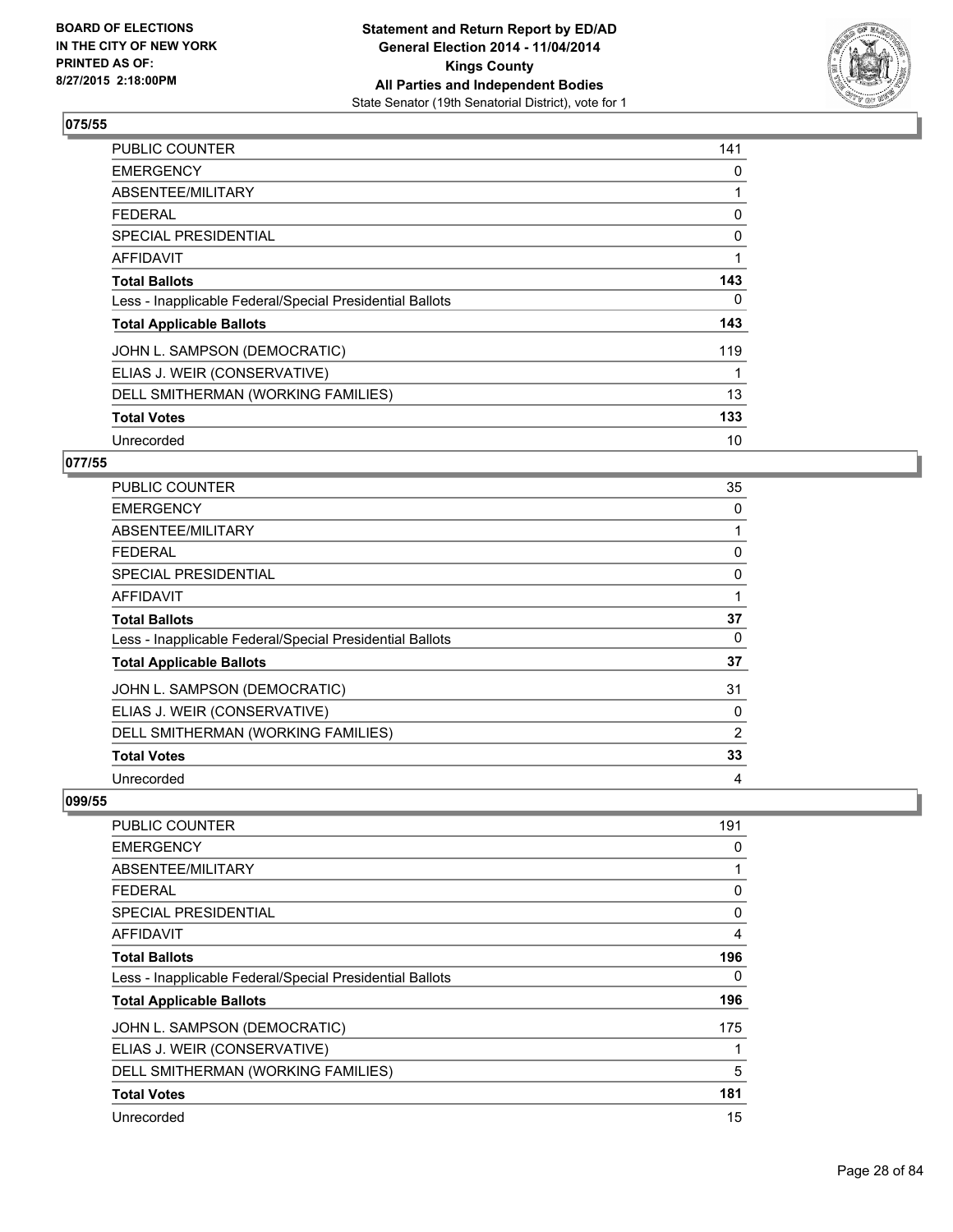**Statement and Return Report by ED/AD**
**General Election 2014 - 11/04/2014**
**Kings County**
**All Parties and Independent Bodies**
State Senator (19th Senatorial District), vote for 1

BOARD OF ELECTIONS
IN THE CITY OF NEW YORK
PRINTED AS OF:
8/27/2015 2:18:00PM

### 075/55

| | |
|---|---|
| PUBLIC COUNTER | 141 |
| EMERGENCY | 0 |
| ABSENTEE/MILITARY | 1 |
| FEDERAL | 0 |
| SPECIAL PRESIDENTIAL | 0 |
| AFFIDAVIT | 1 |
| **Total Ballots** | **143** |
| Less - Inapplicable Federal/Special Presidential Ballots | 0 |
| **Total Applicable Ballots** | **143** |
| JOHN L. SAMPSON (DEMOCRATIC) | 119 |
| ELIAS J. WEIR (CONSERVATIVE) | 1 |
| DELL SMITHERMAN (WORKING FAMILIES) | 13 |
| **Total Votes** | **133** |
| Unrecorded | 10 |

### 077/55

| | |
|---|---|
| PUBLIC COUNTER | 35 |
| EMERGENCY | 0 |
| ABSENTEE/MILITARY | 1 |
| FEDERAL | 0 |
| SPECIAL PRESIDENTIAL | 0 |
| AFFIDAVIT | 1 |
| **Total Ballots** | **37** |
| Less - Inapplicable Federal/Special Presidential Ballots | 0 |
| **Total Applicable Ballots** | **37** |
| JOHN L. SAMPSON (DEMOCRATIC) | 31 |
| ELIAS J. WEIR (CONSERVATIVE) | 0 |
| DELL SMITHERMAN (WORKING FAMILIES) | 2 |
| **Total Votes** | **33** |
| Unrecorded | 4 |

### 099/55

| | |
|---|---|
| PUBLIC COUNTER | 191 |
| EMERGENCY | 0 |
| ABSENTEE/MILITARY | 1 |
| FEDERAL | 0 |
| SPECIAL PRESIDENTIAL | 0 |
| AFFIDAVIT | 4 |
| **Total Ballots** | **196** |
| Less - Inapplicable Federal/Special Presidential Ballots | 0 |
| **Total Applicable Ballots** | **196** |
| JOHN L. SAMPSON (DEMOCRATIC) | 175 |
| ELIAS J. WEIR (CONSERVATIVE) | 1 |
| DELL SMITHERMAN (WORKING FAMILIES) | 5 |
| **Total Votes** | **181** |
| Unrecorded | 15 |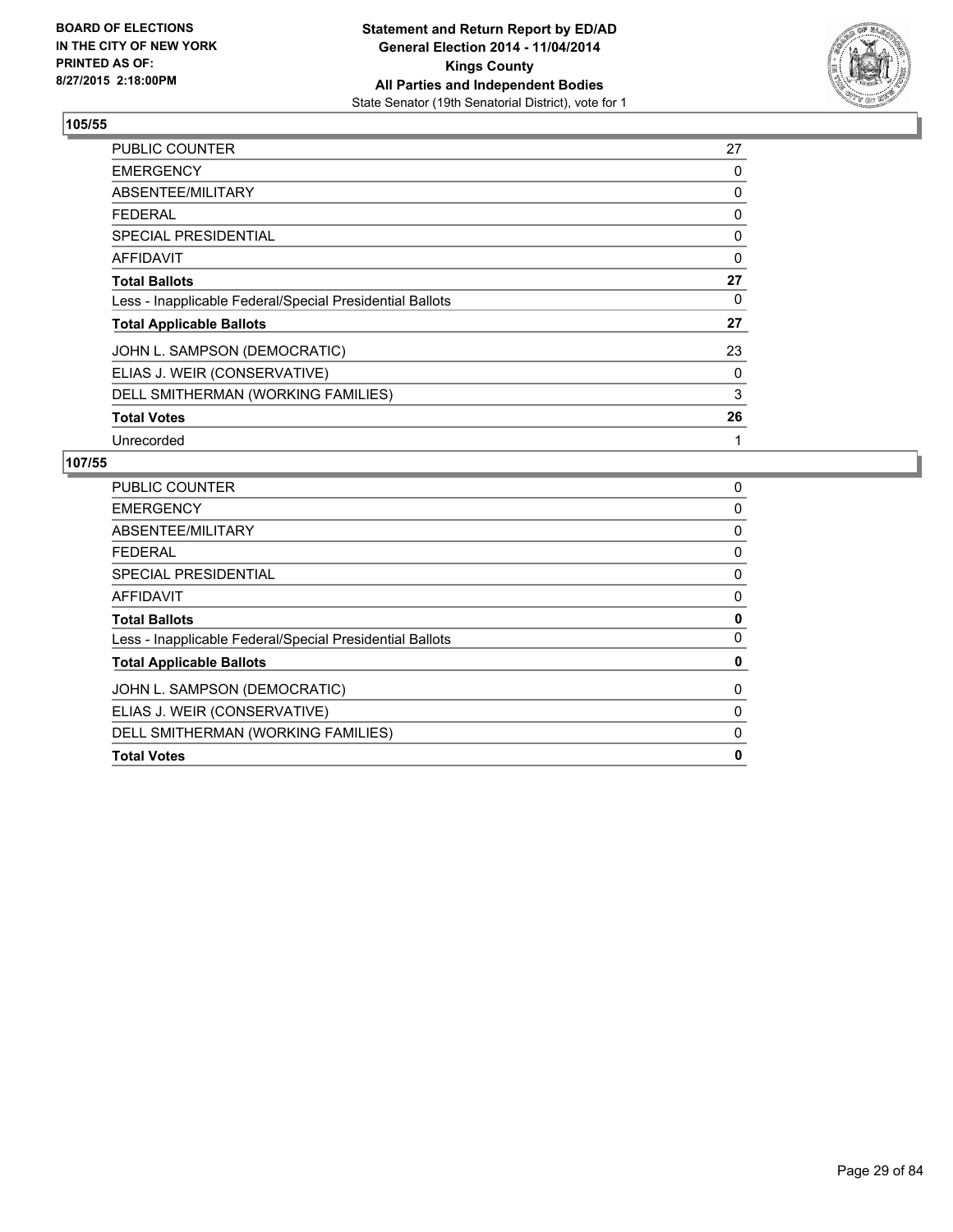## 105/55

| | |
|---|---|
| PUBLIC COUNTER | 27 |
| EMERGENCY | 0 |
| ABSENTEE/MILITARY | 0 |
| FEDERAL | 0 |
| SPECIAL PRESIDENTIAL | 0 |
| AFFIDAVIT | 0 |
| **Total Ballots** | **27** |
| Less - Inapplicable Federal/Special Presidential Ballots | 0 |
| **Total Applicable Ballots** | **27** |
| JOHN L. SAMPSON (DEMOCRATIC) | 23 |
| ELIAS J. WEIR (CONSERVATIVE) | 0 |
| DELL SMITHERMAN (WORKING FAMILIES) | 3 |
| **Total Votes** | **26** |
| Unrecorded | 1 |

## 107/55

| | |
|---|---|
| PUBLIC COUNTER | 0 |
| EMERGENCY | 0 |
| ABSENTEE/MILITARY | 0 |
| FEDERAL | 0 |
| SPECIAL PRESIDENTIAL | 0 |
| AFFIDAVIT | 0 |
| **Total Ballots** | **0** |
| Less - Inapplicable Federal/Special Presidential Ballots | 0 |
| **Total Applicable Ballots** | **0** |
| JOHN L. SAMPSON (DEMOCRATIC) | 0 |
| ELIAS J. WEIR (CONSERVATIVE) | 0 |
| DELL SMITHERMAN (WORKING FAMILIES) | 0 |
| **Total Votes** | **0** |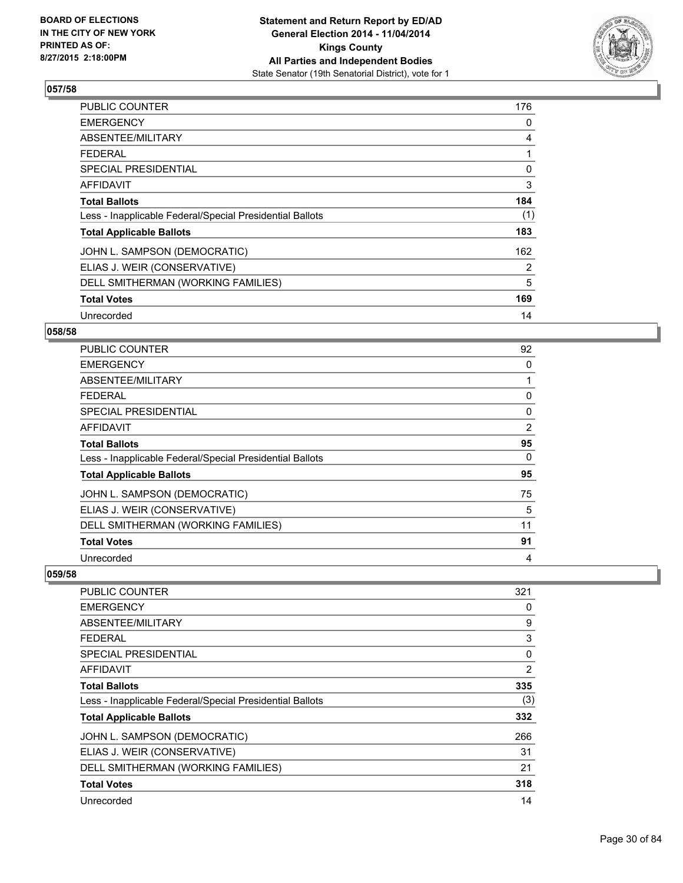**Statement and Return Report by ED/AD**
**General Election 2014 - 11/04/2014**
**Kings County**
**All Parties and Independent Bodies**
State Senator (19th Senatorial District), vote for 1

BOARD OF ELECTIONS
IN THE CITY OF NEW YORK
PRINTED AS OF:
8/27/2015 2:18:00PM

**057/58**

| | |
|---|---|
| PUBLIC COUNTER | 176 |
| EMERGENCY | 0 |
| ABSENTEE/MILITARY | 4 |
| FEDERAL | 1 |
| SPECIAL PRESIDENTIAL | 0 |
| AFFIDAVIT | 3 |
| **Total Ballots** | **184** |
| Less - Inapplicable Federal/Special Presidential Ballots | (1) |
| **Total Applicable Ballots** | **183** |
| JOHN L. SAMPSON (DEMOCRATIC) | 162 |
| ELIAS J. WEIR (CONSERVATIVE) | 2 |
| DELL SMITHERMAN (WORKING FAMILIES) | 5 |
| **Total Votes** | **169** |
| Unrecorded | 14 |

**058/58**

| | |
|---|---|
| PUBLIC COUNTER | 92 |
| EMERGENCY | 0 |
| ABSENTEE/MILITARY | 1 |
| FEDERAL | 0 |
| SPECIAL PRESIDENTIAL | 0 |
| AFFIDAVIT | 2 |
| **Total Ballots** | **95** |
| Less - Inapplicable Federal/Special Presidential Ballots | 0 |
| **Total Applicable Ballots** | **95** |
| JOHN L. SAMPSON (DEMOCRATIC) | 75 |
| ELIAS J. WEIR (CONSERVATIVE) | 5 |
| DELL SMITHERMAN (WORKING FAMILIES) | 11 |
| **Total Votes** | **91** |
| Unrecorded | 4 |

**059/58**

| | |
|---|---|
| PUBLIC COUNTER | 321 |
| EMERGENCY | 0 |
| ABSENTEE/MILITARY | 9 |
| FEDERAL | 3 |
| SPECIAL PRESIDENTIAL | 0 |
| AFFIDAVIT | 2 |
| **Total Ballots** | **335** |
| Less - Inapplicable Federal/Special Presidential Ballots | (3) |
| **Total Applicable Ballots** | **332** |
| JOHN L. SAMPSON (DEMOCRATIC) | 266 |
| ELIAS J. WEIR (CONSERVATIVE) | 31 |
| DELL SMITHERMAN (WORKING FAMILIES) | 21 |
| **Total Votes** | **318** |
| Unrecorded | 14 |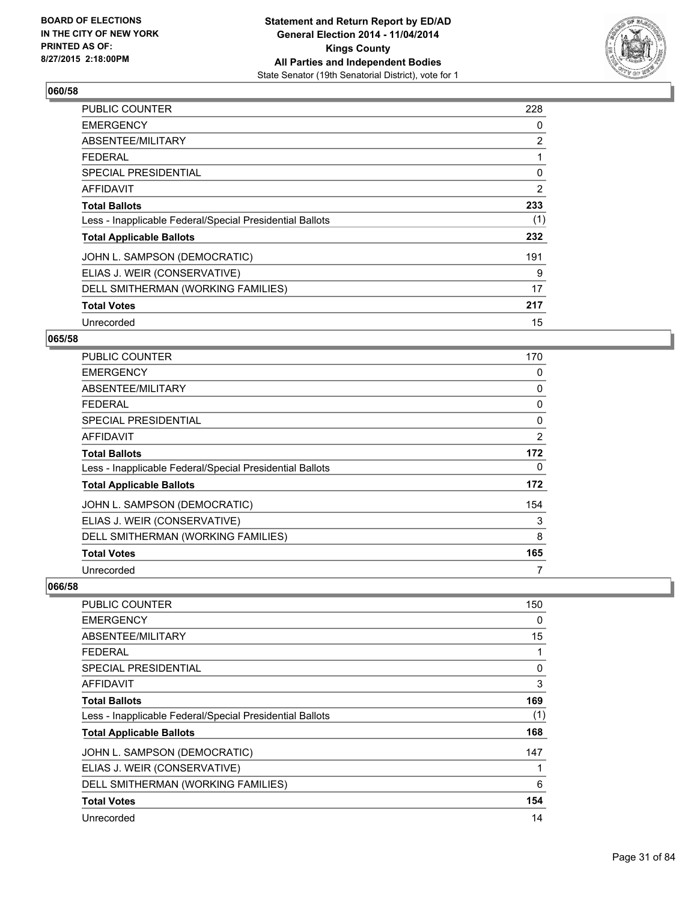**BOARD OF ELECTIONS IN THE CITY OF NEW YORK PRINTED AS OF: 8/27/2015 2:18:00PM**

**Statement and Return Report by ED/AD General Election 2014 - 11/04/2014 Kings County All Parties and Independent Bodies**

State Senator (19th Senatorial District), vote for 1

### 060/58

| | |
|---|---|
| PUBLIC COUNTER | 228 |
| EMERGENCY | 0 |
| ABSENTEE/MILITARY | 2 |
| FEDERAL | 1 |
| SPECIAL PRESIDENTIAL | 0 |
| AFFIDAVIT | 2 |
| **Total Ballots** | **233** |
| Less - Inapplicable Federal/Special Presidential Ballots | (1) |
| **Total Applicable Ballots** | **232** |
| JOHN L. SAMPSON (DEMOCRATIC) | 191 |
| ELIAS J. WEIR (CONSERVATIVE) | 9 |
| DELL SMITHERMAN (WORKING FAMILIES) | 17 |
| **Total Votes** | **217** |
| Unrecorded | 15 |

### 065/58

| | |
|---|---|
| PUBLIC COUNTER | 170 |
| EMERGENCY | 0 |
| ABSENTEE/MILITARY | 0 |
| FEDERAL | 0 |
| SPECIAL PRESIDENTIAL | 0 |
| AFFIDAVIT | 2 |
| **Total Ballots** | **172** |
| Less - Inapplicable Federal/Special Presidential Ballots | 0 |
| **Total Applicable Ballots** | **172** |
| JOHN L. SAMPSON (DEMOCRATIC) | 154 |
| ELIAS J. WEIR (CONSERVATIVE) | 3 |
| DELL SMITHERMAN (WORKING FAMILIES) | 8 |
| **Total Votes** | **165** |
| Unrecorded | 7 |

### 066/58

| | |
|---|---|
| PUBLIC COUNTER | 150 |
| EMERGENCY | 0 |
| ABSENTEE/MILITARY | 15 |
| FEDERAL | 1 |
| SPECIAL PRESIDENTIAL | 0 |
| AFFIDAVIT | 3 |
| **Total Ballots** | **169** |
| Less - Inapplicable Federal/Special Presidential Ballots | (1) |
| **Total Applicable Ballots** | **168** |
| JOHN L. SAMPSON (DEMOCRATIC) | 147 |
| ELIAS J. WEIR (CONSERVATIVE) | 1 |
| DELL SMITHERMAN (WORKING FAMILIES) | 6 |
| **Total Votes** | **154** |
| Unrecorded | 14 |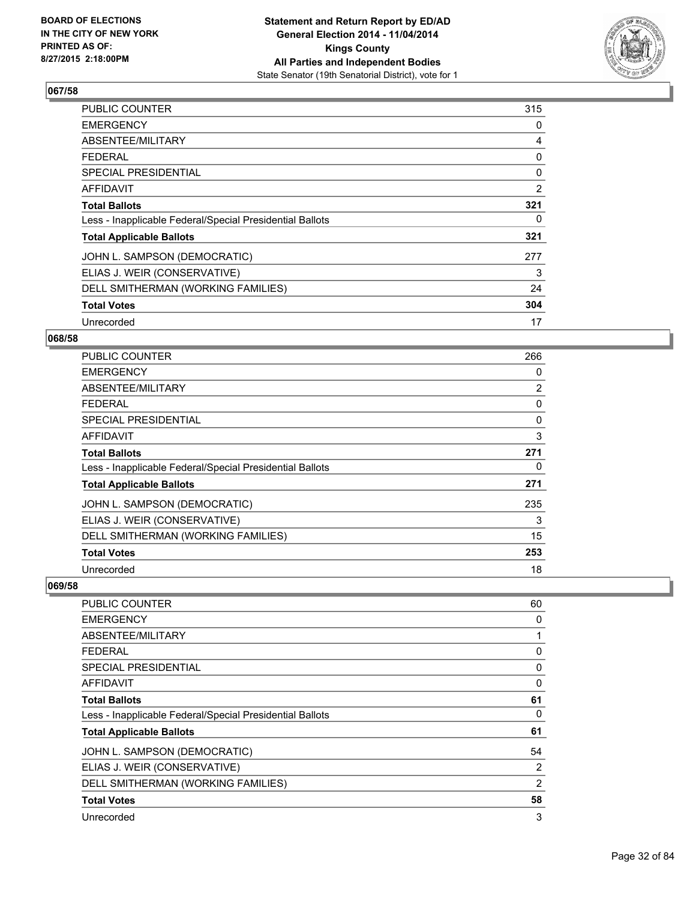### 067/58

| | |
|---|---|
| PUBLIC COUNTER | 315 |
| EMERGENCY | 0 |
| ABSENTEE/MILITARY | 4 |
| FEDERAL | 0 |
| SPECIAL PRESIDENTIAL | 0 |
| AFFIDAVIT | 2 |
| **Total Ballots** | **321** |
| Less - Inapplicable Federal/Special Presidential Ballots | 0 |
| **Total Applicable Ballots** | **321** |
| JOHN L. SAMPSON (DEMOCRATIC) | 277 |
| ELIAS J. WEIR (CONSERVATIVE) | 3 |
| DELL SMITHERMAN (WORKING FAMILIES) | 24 |
| **Total Votes** | **304** |
| Unrecorded | 17 |

### 068/58

| | |
|---|---|
| PUBLIC COUNTER | 266 |
| EMERGENCY | 0 |
| ABSENTEE/MILITARY | 2 |
| FEDERAL | 0 |
| SPECIAL PRESIDENTIAL | 0 |
| AFFIDAVIT | 3 |
| **Total Ballots** | **271** |
| Less - Inapplicable Federal/Special Presidential Ballots | 0 |
| **Total Applicable Ballots** | **271** |
| JOHN L. SAMPSON (DEMOCRATIC) | 235 |
| ELIAS J. WEIR (CONSERVATIVE) | 3 |
| DELL SMITHERMAN (WORKING FAMILIES) | 15 |
| **Total Votes** | **253** |
| Unrecorded | 18 |

### 069/58

| | |
|---|---|
| PUBLIC COUNTER | 60 |
| EMERGENCY | 0 |
| ABSENTEE/MILITARY | 1 |
| FEDERAL | 0 |
| SPECIAL PRESIDENTIAL | 0 |
| AFFIDAVIT | 0 |
| **Total Ballots** | **61** |
| Less - Inapplicable Federal/Special Presidential Ballots | 0 |
| **Total Applicable Ballots** | **61** |
| JOHN L. SAMPSON (DEMOCRATIC) | 54 |
| ELIAS J. WEIR (CONSERVATIVE) | 2 |
| DELL SMITHERMAN (WORKING FAMILIES) | 2 |
| **Total Votes** | **58** |
| Unrecorded | 3 |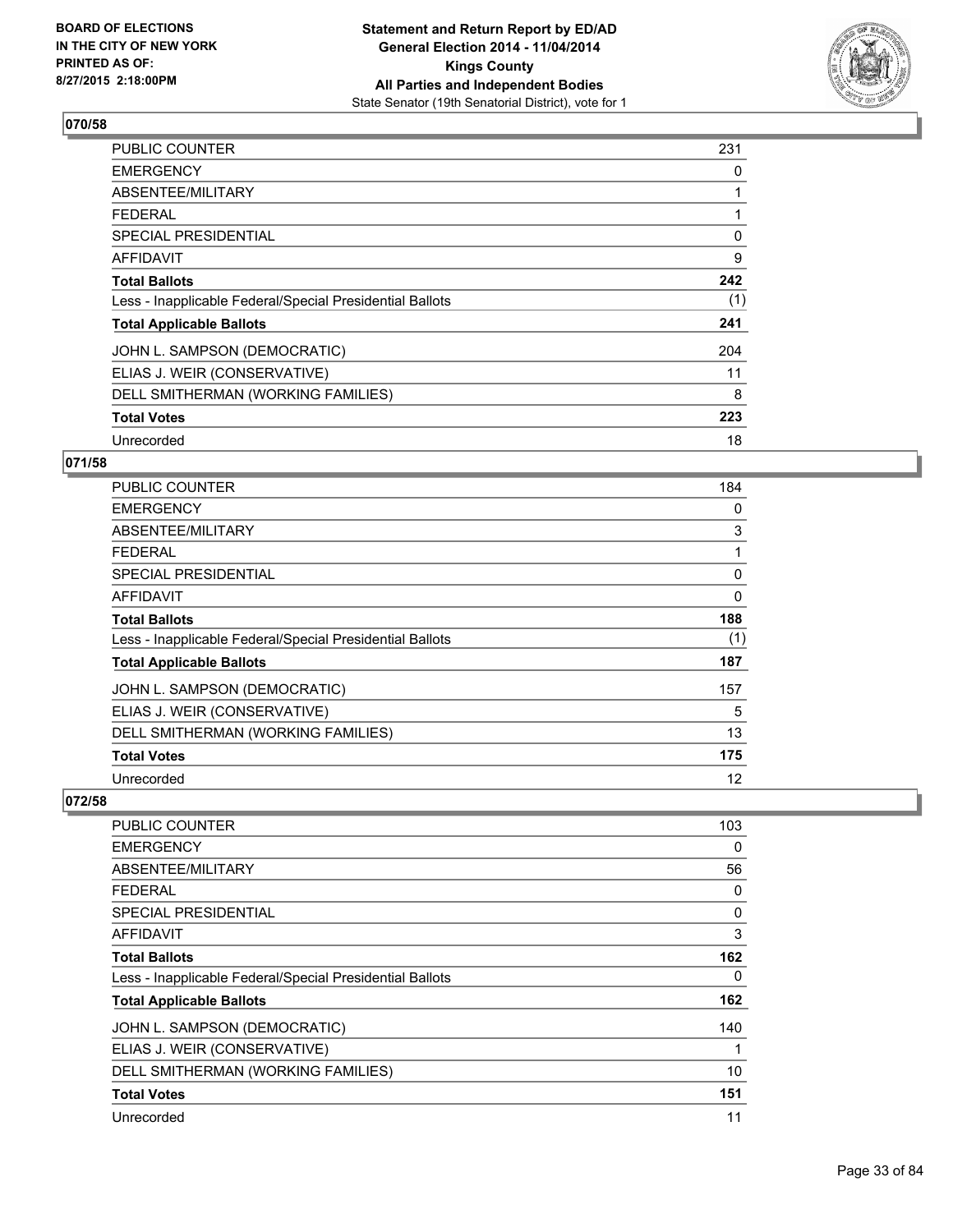## 070/58

| | |
|---|---|
| PUBLIC COUNTER | 231 |
| EMERGENCY | 0 |
| ABSENTEE/MILITARY | 1 |
| FEDERAL | 1 |
| SPECIAL PRESIDENTIAL | 0 |
| AFFIDAVIT | 9 |
| **Total Ballots** | **242** |
| Less - Inapplicable Federal/Special Presidential Ballots | (1) |
| **Total Applicable Ballots** | **241** |
| JOHN L. SAMPSON (DEMOCRATIC) | 204 |
| ELIAS J. WEIR (CONSERVATIVE) | 11 |
| DELL SMITHERMAN (WORKING FAMILIES) | 8 |
| **Total Votes** | **223** |
| Unrecorded | 18 |

## 071/58

| | |
|---|---|
| PUBLIC COUNTER | 184 |
| EMERGENCY | 0 |
| ABSENTEE/MILITARY | 3 |
| FEDERAL | 1 |
| SPECIAL PRESIDENTIAL | 0 |
| AFFIDAVIT | 0 |
| **Total Ballots** | **188** |
| Less - Inapplicable Federal/Special Presidential Ballots | (1) |
| **Total Applicable Ballots** | **187** |
| JOHN L. SAMPSON (DEMOCRATIC) | 157 |
| ELIAS J. WEIR (CONSERVATIVE) | 5 |
| DELL SMITHERMAN (WORKING FAMILIES) | 13 |
| **Total Votes** | **175** |
| Unrecorded | 12 |

## 072/58

| | |
|---|---|
| PUBLIC COUNTER | 103 |
| EMERGENCY | 0 |
| ABSENTEE/MILITARY | 56 |
| FEDERAL | 0 |
| SPECIAL PRESIDENTIAL | 0 |
| AFFIDAVIT | 3 |
| **Total Ballots** | **162** |
| Less - Inapplicable Federal/Special Presidential Ballots | 0 |
| **Total Applicable Ballots** | **162** |
| JOHN L. SAMPSON (DEMOCRATIC) | 140 |
| ELIAS J. WEIR (CONSERVATIVE) | 1 |
| DELL SMITHERMAN (WORKING FAMILIES) | 10 |
| **Total Votes** | **151** |
| Unrecorded | 11 |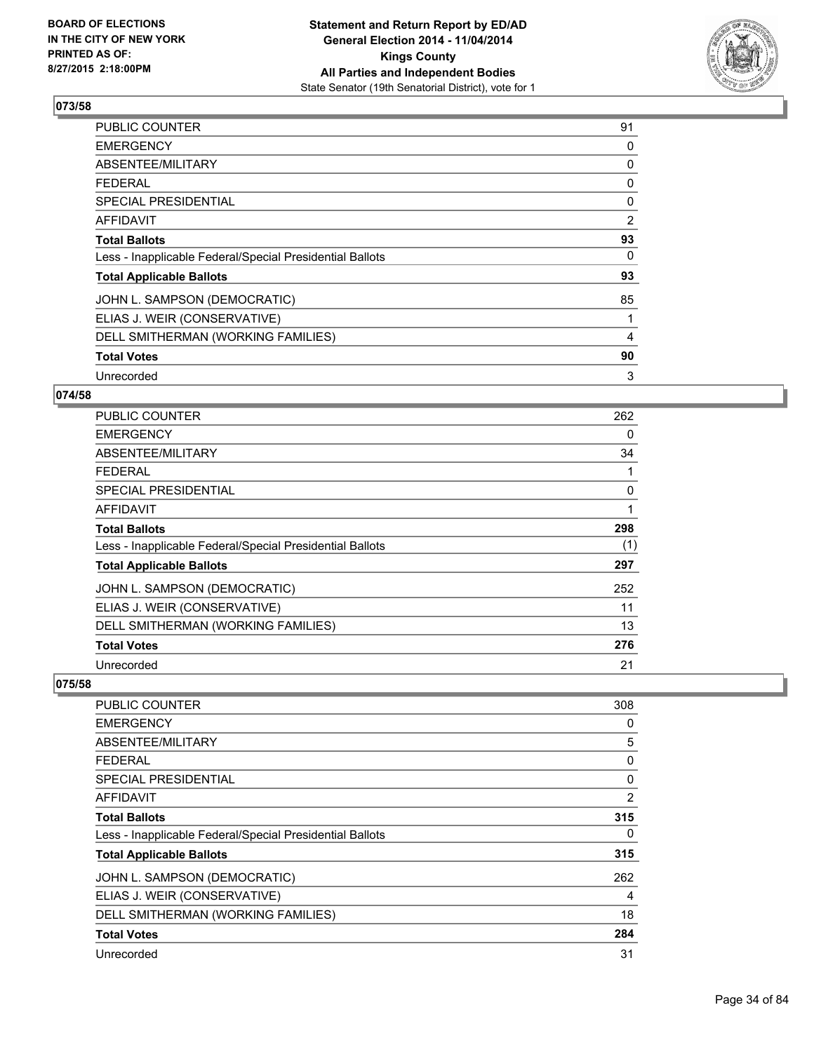## 073/58

| | |
|---|---|
| PUBLIC COUNTER | 91 |
| EMERGENCY | 0 |
| ABSENTEE/MILITARY | 0 |
| FEDERAL | 0 |
| SPECIAL PRESIDENTIAL | 0 |
| AFFIDAVIT | 2 |
| **Total Ballots** | **93** |
| Less - Inapplicable Federal/Special Presidential Ballots | 0 |
| **Total Applicable Ballots** | **93** |
| JOHN L. SAMPSON (DEMOCRATIC) | 85 |
| ELIAS J. WEIR (CONSERVATIVE) | 1 |
| DELL SMITHERMAN (WORKING FAMILIES) | 4 |
| **Total Votes** | **90** |
| Unrecorded | 3 |

## 074/58

| | |
|---|---|
| PUBLIC COUNTER | 262 |
| EMERGENCY | 0 |
| ABSENTEE/MILITARY | 34 |
| FEDERAL | 1 |
| SPECIAL PRESIDENTIAL | 0 |
| AFFIDAVIT | 1 |
| **Total Ballots** | **298** |
| Less - Inapplicable Federal/Special Presidential Ballots | (1) |
| **Total Applicable Ballots** | **297** |
| JOHN L. SAMPSON (DEMOCRATIC) | 252 |
| ELIAS J. WEIR (CONSERVATIVE) | 11 |
| DELL SMITHERMAN (WORKING FAMILIES) | 13 |
| **Total Votes** | **276** |
| Unrecorded | 21 |

## 075/58

| | |
|---|---|
| PUBLIC COUNTER | 308 |
| EMERGENCY | 0 |
| ABSENTEE/MILITARY | 5 |
| FEDERAL | 0 |
| SPECIAL PRESIDENTIAL | 0 |
| AFFIDAVIT | 2 |
| **Total Ballots** | **315** |
| Less - Inapplicable Federal/Special Presidential Ballots | 0 |
| **Total Applicable Ballots** | **315** |
| JOHN L. SAMPSON (DEMOCRATIC) | 262 |
| ELIAS J. WEIR (CONSERVATIVE) | 4 |
| DELL SMITHERMAN (WORKING FAMILIES) | 18 |
| **Total Votes** | **284** |
| Unrecorded | 31 |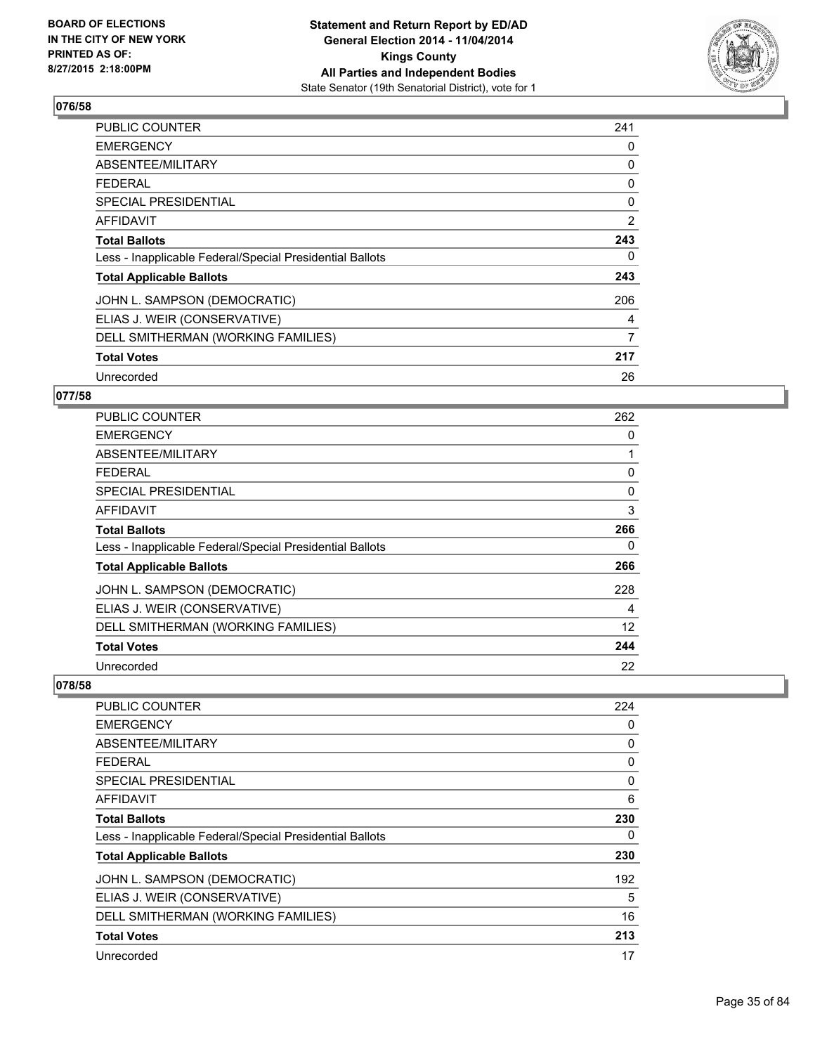### 076/58

| | |
|---|---|
| PUBLIC COUNTER | 241 |
| EMERGENCY | 0 |
| ABSENTEE/MILITARY | 0 |
| FEDERAL | 0 |
| SPECIAL PRESIDENTIAL | 0 |
| AFFIDAVIT | 2 |
| **Total Ballots** | **243** |
| Less - Inapplicable Federal/Special Presidential Ballots | 0 |
| **Total Applicable Ballots** | **243** |
| JOHN L. SAMPSON (DEMOCRATIC) | 206 |
| ELIAS J. WEIR (CONSERVATIVE) | 4 |
| DELL SMITHERMAN (WORKING FAMILIES) | 7 |
| **Total Votes** | **217** |
| Unrecorded | 26 |

### 077/58

| | |
|---|---|
| PUBLIC COUNTER | 262 |
| EMERGENCY | 0 |
| ABSENTEE/MILITARY | 1 |
| FEDERAL | 0 |
| SPECIAL PRESIDENTIAL | 0 |
| AFFIDAVIT | 3 |
| **Total Ballots** | **266** |
| Less - Inapplicable Federal/Special Presidential Ballots | 0 |
| **Total Applicable Ballots** | **266** |
| JOHN L. SAMPSON (DEMOCRATIC) | 228 |
| ELIAS J. WEIR (CONSERVATIVE) | 4 |
| DELL SMITHERMAN (WORKING FAMILIES) | 12 |
| **Total Votes** | **244** |
| Unrecorded | 22 |

### 078/58

| | |
|---|---|
| PUBLIC COUNTER | 224 |
| EMERGENCY | 0 |
| ABSENTEE/MILITARY | 0 |
| FEDERAL | 0 |
| SPECIAL PRESIDENTIAL | 0 |
| AFFIDAVIT | 6 |
| **Total Ballots** | **230** |
| Less - Inapplicable Federal/Special Presidential Ballots | 0 |
| **Total Applicable Ballots** | **230** |
| JOHN L. SAMPSON (DEMOCRATIC) | 192 |
| ELIAS J. WEIR (CONSERVATIVE) | 5 |
| DELL SMITHERMAN (WORKING FAMILIES) | 16 |
| **Total Votes** | **213** |
| Unrecorded | 17 |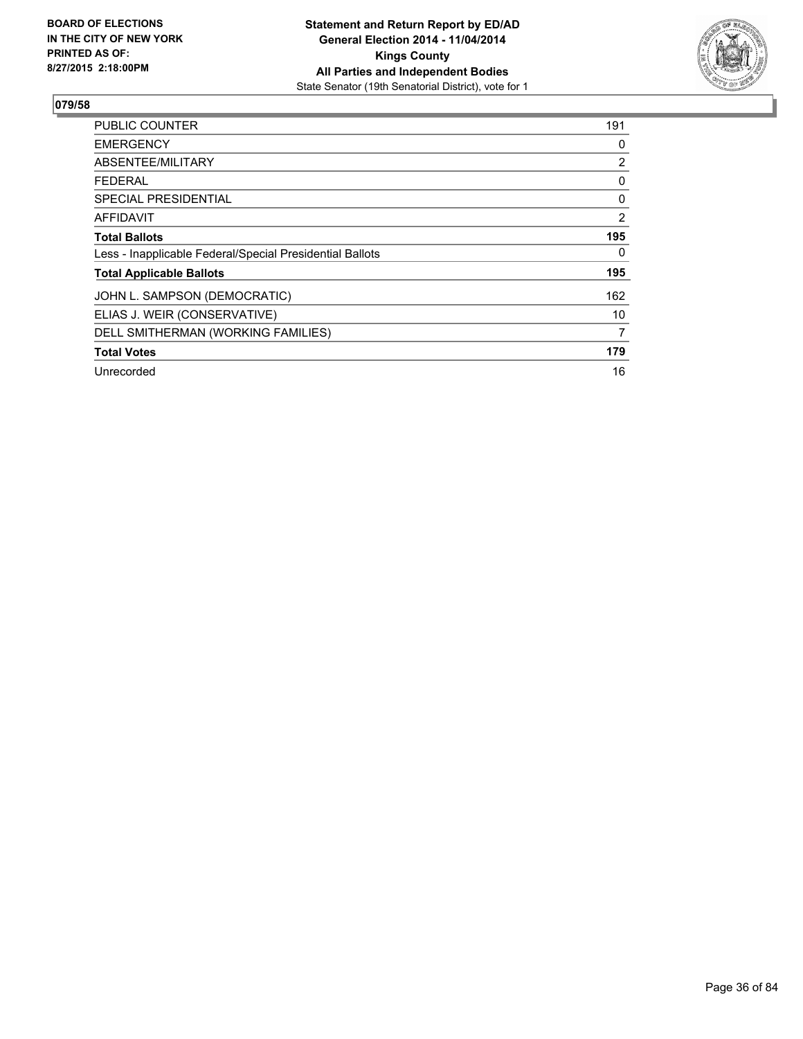BOARD OF ELECTIONS
IN THE CITY OF NEW YORK
PRINTED AS OF:
8/27/2015 2:18:00PM

**Statement and Return Report by ED/AD**
**General Election 2014 - 11/04/2014**
**Kings County**
**All Parties and Independent Bodies**
State Senator (19th Senatorial District), vote for 1

## 079/58

| | |
|---|---|
| PUBLIC COUNTER | 191 |
| EMERGENCY | 0 |
| ABSENTEE/MILITARY | 2 |
| FEDERAL | 0 |
| SPECIAL PRESIDENTIAL | 0 |
| AFFIDAVIT | 2 |
| **Total Ballots** | **195** |
| Less - Inapplicable Federal/Special Presidential Ballots | 0 |
| **Total Applicable Ballots** | **195** |
| JOHN L. SAMPSON (DEMOCRATIC) | 162 |
| ELIAS J. WEIR (CONSERVATIVE) | 10 |
| DELL SMITHERMAN (WORKING FAMILIES) | 7 |
| **Total Votes** | **179** |
| Unrecorded | 16 |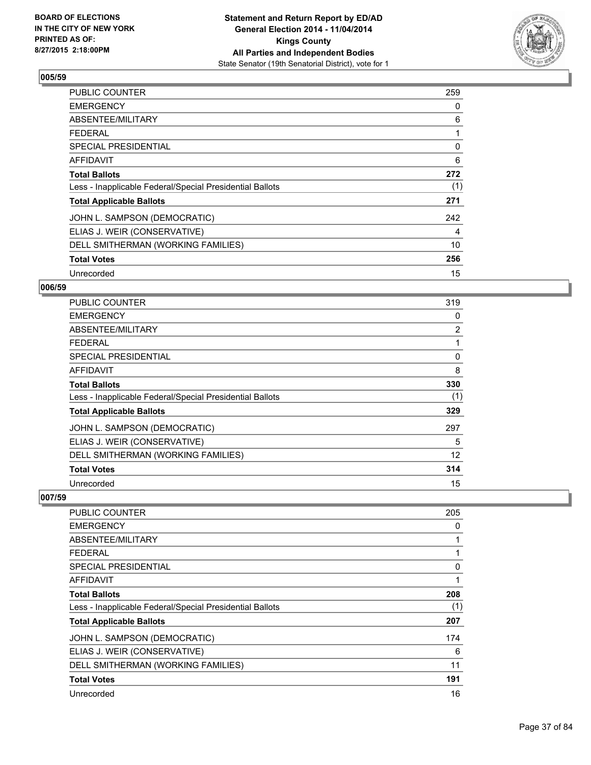### 005/59

| | |
|---|---|
| PUBLIC COUNTER | 259 |
| EMERGENCY | 0 |
| ABSENTEE/MILITARY | 6 |
| FEDERAL | 1 |
| SPECIAL PRESIDENTIAL | 0 |
| AFFIDAVIT | 6 |
| **Total Ballots** | **272** |
| Less - Inapplicable Federal/Special Presidential Ballots | (1) |
| **Total Applicable Ballots** | **271** |
| JOHN L. SAMPSON (DEMOCRATIC) | 242 |
| ELIAS J. WEIR (CONSERVATIVE) | 4 |
| DELL SMITHERMAN (WORKING FAMILIES) | 10 |
| **Total Votes** | **256** |
| Unrecorded | 15 |

### 006/59

| | |
|---|---|
| PUBLIC COUNTER | 319 |
| EMERGENCY | 0 |
| ABSENTEE/MILITARY | 2 |
| FEDERAL | 1 |
| SPECIAL PRESIDENTIAL | 0 |
| AFFIDAVIT | 8 |
| **Total Ballots** | **330** |
| Less - Inapplicable Federal/Special Presidential Ballots | (1) |
| **Total Applicable Ballots** | **329** |
| JOHN L. SAMPSON (DEMOCRATIC) | 297 |
| ELIAS J. WEIR (CONSERVATIVE) | 5 |
| DELL SMITHERMAN (WORKING FAMILIES) | 12 |
| **Total Votes** | **314** |
| Unrecorded | 15 |

### 007/59

| | |
|---|---|
| PUBLIC COUNTER | 205 |
| EMERGENCY | 0 |
| ABSENTEE/MILITARY | 1 |
| FEDERAL | 1 |
| SPECIAL PRESIDENTIAL | 0 |
| AFFIDAVIT | 1 |
| **Total Ballots** | **208** |
| Less - Inapplicable Federal/Special Presidential Ballots | (1) |
| **Total Applicable Ballots** | **207** |
| JOHN L. SAMPSON (DEMOCRATIC) | 174 |
| ELIAS J. WEIR (CONSERVATIVE) | 6 |
| DELL SMITHERMAN (WORKING FAMILIES) | 11 |
| **Total Votes** | **191** |
| Unrecorded | 16 |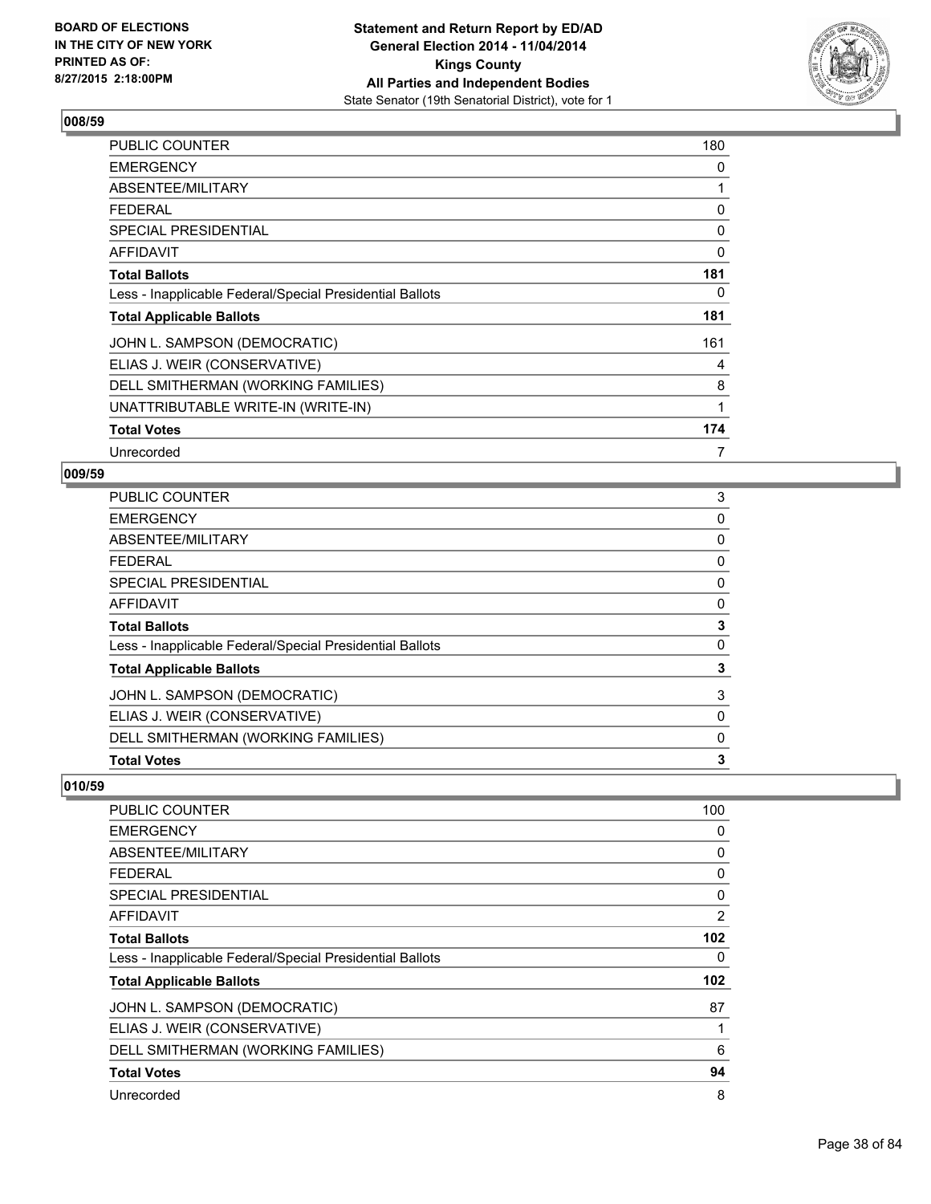## 008/59

| | |
|---|---|
| PUBLIC COUNTER | 180 |
| EMERGENCY | 0 |
| ABSENTEE/MILITARY | 1 |
| FEDERAL | 0 |
| SPECIAL PRESIDENTIAL | 0 |
| AFFIDAVIT | 0 |
| **Total Ballots** | **181** |
| Less - Inapplicable Federal/Special Presidential Ballots | 0 |
| **Total Applicable Ballots** | **181** |
| JOHN L. SAMPSON (DEMOCRATIC) | 161 |
| ELIAS J. WEIR (CONSERVATIVE) | 4 |
| DELL SMITHERMAN (WORKING FAMILIES) | 8 |
| UNATTRIBUTABLE WRITE-IN (WRITE-IN) | 1 |
| **Total Votes** | **174** |
| Unrecorded | 7 |

## 009/59

| | |
|---|---|
| PUBLIC COUNTER | 3 |
| EMERGENCY | 0 |
| ABSENTEE/MILITARY | 0 |
| FEDERAL | 0 |
| SPECIAL PRESIDENTIAL | 0 |
| AFFIDAVIT | 0 |
| **Total Ballots** | **3** |
| Less - Inapplicable Federal/Special Presidential Ballots | 0 |
| **Total Applicable Ballots** | **3** |
| JOHN L. SAMPSON (DEMOCRATIC) | 3 |
| ELIAS J. WEIR (CONSERVATIVE) | 0 |
| DELL SMITHERMAN (WORKING FAMILIES) | 0 |
| **Total Votes** | **3** |

## 010/59

| | |
|---|---|
| PUBLIC COUNTER | 100 |
| EMERGENCY | 0 |
| ABSENTEE/MILITARY | 0 |
| FEDERAL | 0 |
| SPECIAL PRESIDENTIAL | 0 |
| AFFIDAVIT | 2 |
| **Total Ballots** | **102** |
| Less - Inapplicable Federal/Special Presidential Ballots | 0 |
| **Total Applicable Ballots** | **102** |
| JOHN L. SAMPSON (DEMOCRATIC) | 87 |
| ELIAS J. WEIR (CONSERVATIVE) | 1 |
| DELL SMITHERMAN (WORKING FAMILIES) | 6 |
| **Total Votes** | **94** |
| Unrecorded | 8 |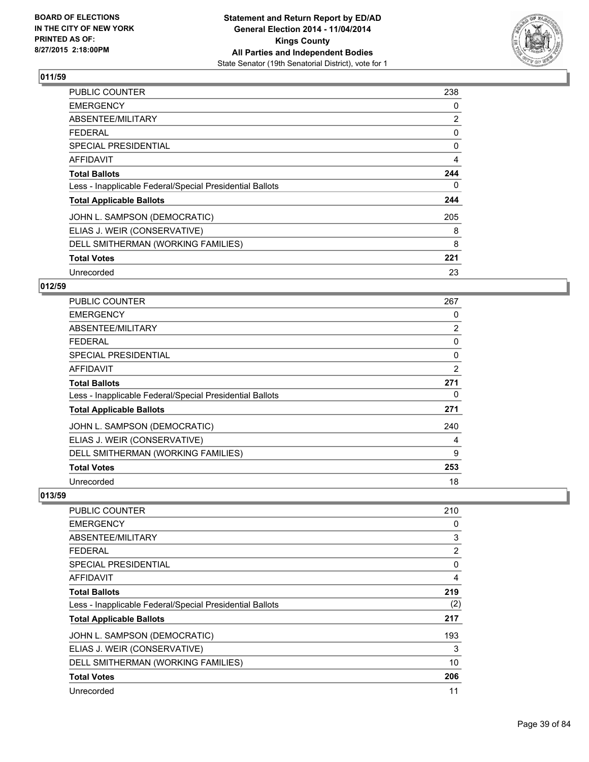**BOARD OF ELECTIONS IN THE CITY OF NEW YORK PRINTED AS OF: 8/27/2015 2:18:00PM**

**Statement and Return Report by ED/AD General Election 2014 - 11/04/2014 Kings County All Parties and Independent Bodies**
State Senator (19th Senatorial District), vote for 1

## 011/59

| | |
|---|---|
| PUBLIC COUNTER | 238 |
| EMERGENCY | 0 |
| ABSENTEE/MILITARY | 2 |
| FEDERAL | 0 |
| SPECIAL PRESIDENTIAL | 0 |
| AFFIDAVIT | 4 |
| **Total Ballots** | **244** |
| Less - Inapplicable Federal/Special Presidential Ballots | 0 |
| **Total Applicable Ballots** | **244** |
| JOHN L. SAMPSON (DEMOCRATIC) | 205 |
| ELIAS J. WEIR (CONSERVATIVE) | 8 |
| DELL SMITHERMAN (WORKING FAMILIES) | 8 |
| **Total Votes** | **221** |
| Unrecorded | 23 |

## 012/59

| | |
|---|---|
| PUBLIC COUNTER | 267 |
| EMERGENCY | 0 |
| ABSENTEE/MILITARY | 2 |
| FEDERAL | 0 |
| SPECIAL PRESIDENTIAL | 0 |
| AFFIDAVIT | 2 |
| **Total Ballots** | **271** |
| Less - Inapplicable Federal/Special Presidential Ballots | 0 |
| **Total Applicable Ballots** | **271** |
| JOHN L. SAMPSON (DEMOCRATIC) | 240 |
| ELIAS J. WEIR (CONSERVATIVE) | 4 |
| DELL SMITHERMAN (WORKING FAMILIES) | 9 |
| **Total Votes** | **253** |
| Unrecorded | 18 |

## 013/59

| | |
|---|---|
| PUBLIC COUNTER | 210 |
| EMERGENCY | 0 |
| ABSENTEE/MILITARY | 3 |
| FEDERAL | 2 |
| SPECIAL PRESIDENTIAL | 0 |
| AFFIDAVIT | 4 |
| **Total Ballots** | **219** |
| Less - Inapplicable Federal/Special Presidential Ballots | (2) |
| **Total Applicable Ballots** | **217** |
| JOHN L. SAMPSON (DEMOCRATIC) | 193 |
| ELIAS J. WEIR (CONSERVATIVE) | 3 |
| DELL SMITHERMAN (WORKING FAMILIES) | 10 |
| **Total Votes** | **206** |
| Unrecorded | 11 |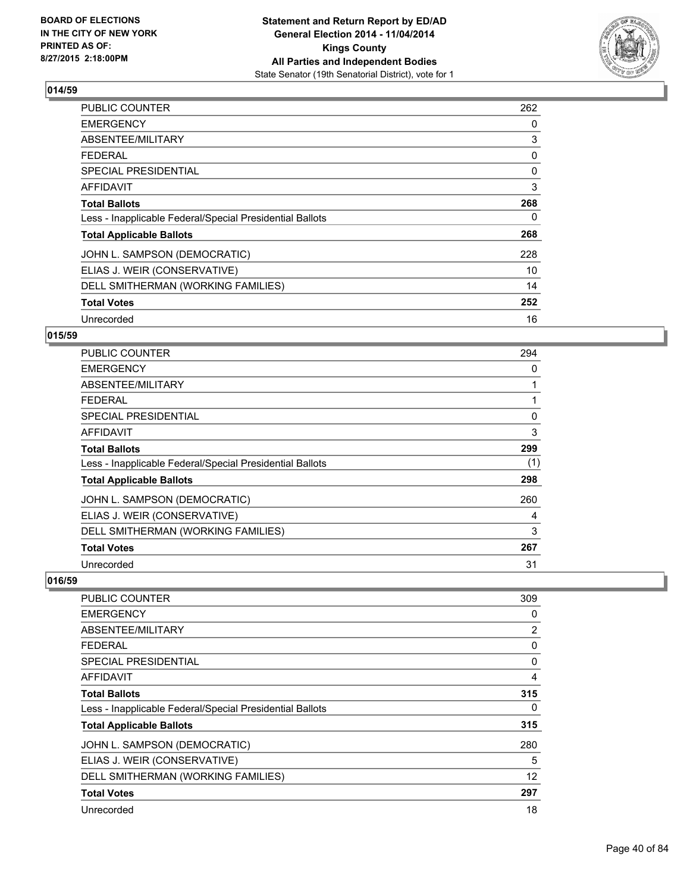## 014/59

| | |
|---|---|
| PUBLIC COUNTER | 262 |
| EMERGENCY | 0 |
| ABSENTEE/MILITARY | 3 |
| FEDERAL | 0 |
| SPECIAL PRESIDENTIAL | 0 |
| AFFIDAVIT | 3 |
| **Total Ballots** | **268** |
| Less - Inapplicable Federal/Special Presidential Ballots | 0 |
| **Total Applicable Ballots** | **268** |
| JOHN L. SAMPSON (DEMOCRATIC) | 228 |
| ELIAS J. WEIR (CONSERVATIVE) | 10 |
| DELL SMITHERMAN (WORKING FAMILIES) | 14 |
| **Total Votes** | **252** |
| Unrecorded | 16 |

## 015/59

| | |
|---|---|
| PUBLIC COUNTER | 294 |
| EMERGENCY | 0 |
| ABSENTEE/MILITARY | 1 |
| FEDERAL | 1 |
| SPECIAL PRESIDENTIAL | 0 |
| AFFIDAVIT | 3 |
| **Total Ballots** | **299** |
| Less - Inapplicable Federal/Special Presidential Ballots | (1) |
| **Total Applicable Ballots** | **298** |
| JOHN L. SAMPSON (DEMOCRATIC) | 260 |
| ELIAS J. WEIR (CONSERVATIVE) | 4 |
| DELL SMITHERMAN (WORKING FAMILIES) | 3 |
| **Total Votes** | **267** |
| Unrecorded | 31 |

## 016/59

| | |
|---|---|
| PUBLIC COUNTER | 309 |
| EMERGENCY | 0 |
| ABSENTEE/MILITARY | 2 |
| FEDERAL | 0 |
| SPECIAL PRESIDENTIAL | 0 |
| AFFIDAVIT | 4 |
| **Total Ballots** | **315** |
| Less - Inapplicable Federal/Special Presidential Ballots | 0 |
| **Total Applicable Ballots** | **315** |
| JOHN L. SAMPSON (DEMOCRATIC) | 280 |
| ELIAS J. WEIR (CONSERVATIVE) | 5 |
| DELL SMITHERMAN (WORKING FAMILIES) | 12 |
| **Total Votes** | **297** |
| Unrecorded | 18 |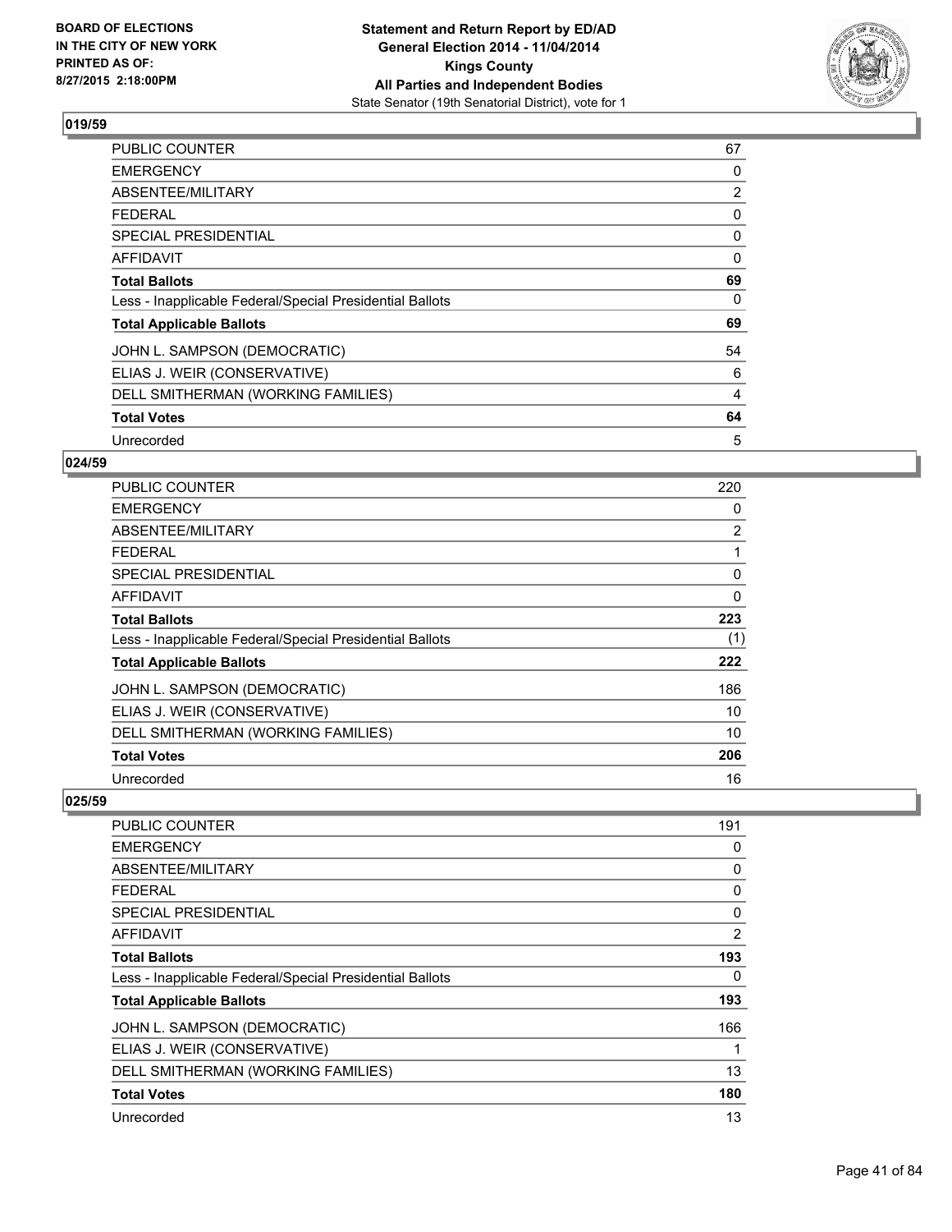## 019/59

| | |
|---|---|
| PUBLIC COUNTER | 67 |
| EMERGENCY | 0 |
| ABSENTEE/MILITARY | 2 |
| FEDERAL | 0 |
| SPECIAL PRESIDENTIAL | 0 |
| AFFIDAVIT | 0 |
| **Total Ballots** | **69** |
| Less - Inapplicable Federal/Special Presidential Ballots | 0 |
| **Total Applicable Ballots** | **69** |
| JOHN L. SAMPSON (DEMOCRATIC) | 54 |
| ELIAS J. WEIR (CONSERVATIVE) | 6 |
| DELL SMITHERMAN (WORKING FAMILIES) | 4 |
| **Total Votes** | **64** |
| Unrecorded | 5 |

## 024/59

| | |
|---|---|
| PUBLIC COUNTER | 220 |
| EMERGENCY | 0 |
| ABSENTEE/MILITARY | 2 |
| FEDERAL | 1 |
| SPECIAL PRESIDENTIAL | 0 |
| AFFIDAVIT | 0 |
| **Total Ballots** | **223** |
| Less - Inapplicable Federal/Special Presidential Ballots | (1) |
| **Total Applicable Ballots** | **222** |
| JOHN L. SAMPSON (DEMOCRATIC) | 186 |
| ELIAS J. WEIR (CONSERVATIVE) | 10 |
| DELL SMITHERMAN (WORKING FAMILIES) | 10 |
| **Total Votes** | **206** |
| Unrecorded | 16 |

## 025/59

| | |
|---|---|
| PUBLIC COUNTER | 191 |
| EMERGENCY | 0 |
| ABSENTEE/MILITARY | 0 |
| FEDERAL | 0 |
| SPECIAL PRESIDENTIAL | 0 |
| AFFIDAVIT | 2 |
| **Total Ballots** | **193** |
| Less - Inapplicable Federal/Special Presidential Ballots | 0 |
| **Total Applicable Ballots** | **193** |
| JOHN L. SAMPSON (DEMOCRATIC) | 166 |
| ELIAS J. WEIR (CONSERVATIVE) | 1 |
| DELL SMITHERMAN (WORKING FAMILIES) | 13 |
| **Total Votes** | **180** |
| Unrecorded | 13 |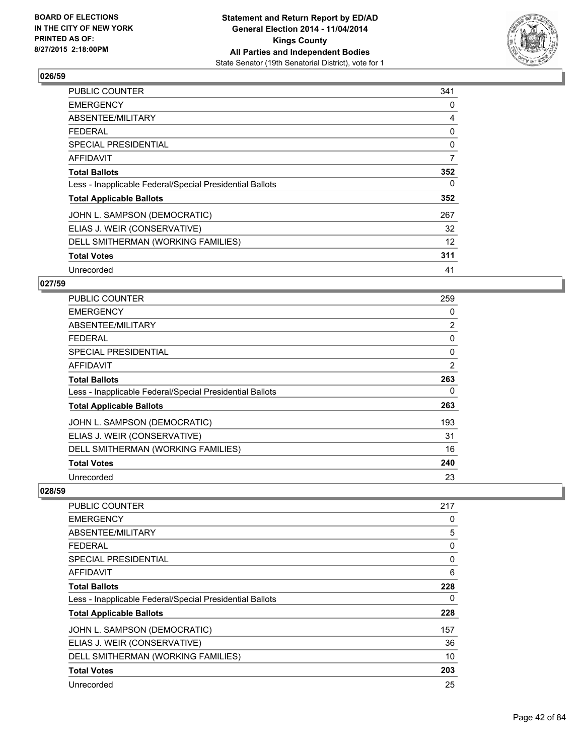### 026/59

| | |
|---|---|
| PUBLIC COUNTER | 341 |
| EMERGENCY | 0 |
| ABSENTEE/MILITARY | 4 |
| FEDERAL | 0 |
| SPECIAL PRESIDENTIAL | 0 |
| AFFIDAVIT | 7 |
| **Total Ballots** | **352** |
| Less - Inapplicable Federal/Special Presidential Ballots | 0 |
| **Total Applicable Ballots** | **352** |
| JOHN L. SAMPSON (DEMOCRATIC) | 267 |
| ELIAS J. WEIR (CONSERVATIVE) | 32 |
| DELL SMITHERMAN (WORKING FAMILIES) | 12 |
| **Total Votes** | **311** |
| Unrecorded | 41 |

### 027/59

| | |
|---|---|
| PUBLIC COUNTER | 259 |
| EMERGENCY | 0 |
| ABSENTEE/MILITARY | 2 |
| FEDERAL | 0 |
| SPECIAL PRESIDENTIAL | 0 |
| AFFIDAVIT | 2 |
| **Total Ballots** | **263** |
| Less - Inapplicable Federal/Special Presidential Ballots | 0 |
| **Total Applicable Ballots** | **263** |
| JOHN L. SAMPSON (DEMOCRATIC) | 193 |
| ELIAS J. WEIR (CONSERVATIVE) | 31 |
| DELL SMITHERMAN (WORKING FAMILIES) | 16 |
| **Total Votes** | **240** |
| Unrecorded | 23 |

### 028/59

| | |
|---|---|
| PUBLIC COUNTER | 217 |
| EMERGENCY | 0 |
| ABSENTEE/MILITARY | 5 |
| FEDERAL | 0 |
| SPECIAL PRESIDENTIAL | 0 |
| AFFIDAVIT | 6 |
| **Total Ballots** | **228** |
| Less - Inapplicable Federal/Special Presidential Ballots | 0 |
| **Total Applicable Ballots** | **228** |
| JOHN L. SAMPSON (DEMOCRATIC) | 157 |
| ELIAS J. WEIR (CONSERVATIVE) | 36 |
| DELL SMITHERMAN (WORKING FAMILIES) | 10 |
| **Total Votes** | **203** |
| Unrecorded | 25 |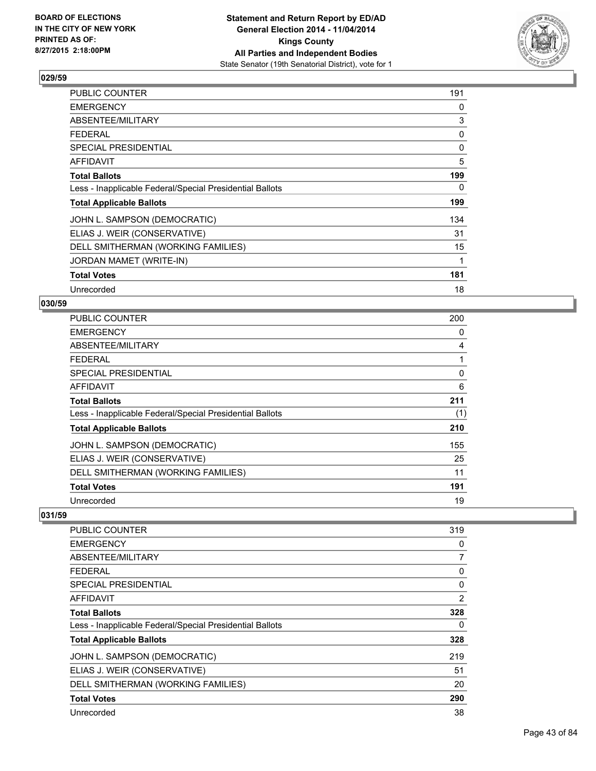### 029/59

| | |
|---|---|
| PUBLIC COUNTER | 191 |
| EMERGENCY | 0 |
| ABSENTEE/MILITARY | 3 |
| FEDERAL | 0 |
| SPECIAL PRESIDENTIAL | 0 |
| AFFIDAVIT | 5 |
| **Total Ballots** | **199** |
| Less - Inapplicable Federal/Special Presidential Ballots | 0 |
| **Total Applicable Ballots** | **199** |
| JOHN L. SAMPSON (DEMOCRATIC) | 134 |
| ELIAS J. WEIR (CONSERVATIVE) | 31 |
| DELL SMITHERMAN (WORKING FAMILIES) | 15 |
| JORDAN MAMET (WRITE-IN) | 1 |
| **Total Votes** | **181** |
| Unrecorded | 18 |

### 030/59

| | |
|---|---|
| PUBLIC COUNTER | 200 |
| EMERGENCY | 0 |
| ABSENTEE/MILITARY | 4 |
| FEDERAL | 1 |
| SPECIAL PRESIDENTIAL | 0 |
| AFFIDAVIT | 6 |
| **Total Ballots** | **211** |
| Less - Inapplicable Federal/Special Presidential Ballots | (1) |
| **Total Applicable Ballots** | **210** |
| JOHN L. SAMPSON (DEMOCRATIC) | 155 |
| ELIAS J. WEIR (CONSERVATIVE) | 25 |
| DELL SMITHERMAN (WORKING FAMILIES) | 11 |
| **Total Votes** | **191** |
| Unrecorded | 19 |

### 031/59

| | |
|---|---|
| PUBLIC COUNTER | 319 |
| EMERGENCY | 0 |
| ABSENTEE/MILITARY | 7 |
| FEDERAL | 0 |
| SPECIAL PRESIDENTIAL | 0 |
| AFFIDAVIT | 2 |
| **Total Ballots** | **328** |
| Less - Inapplicable Federal/Special Presidential Ballots | 0 |
| **Total Applicable Ballots** | **328** |
| JOHN L. SAMPSON (DEMOCRATIC) | 219 |
| ELIAS J. WEIR (CONSERVATIVE) | 51 |
| DELL SMITHERMAN (WORKING FAMILIES) | 20 |
| **Total Votes** | **290** |
| Unrecorded | 38 |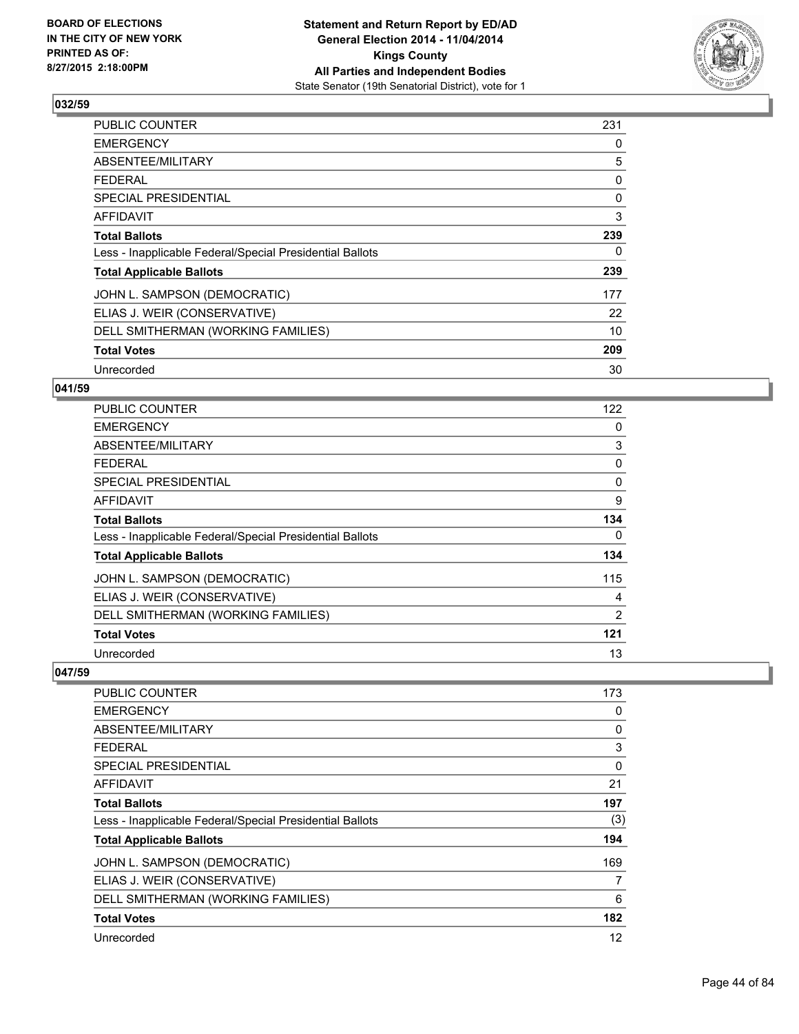BOARD OF ELECTIONS
IN THE CITY OF NEW YORK
PRINTED AS OF:
8/27/2015 2:18:00PM

**Statement and Return Report by ED/AD**
**General Election 2014 - 11/04/2014**
**Kings County**
**All Parties and Independent Bodies**
State Senator (19th Senatorial District), vote for 1

### 032/59

| | |
|---|---|
| PUBLIC COUNTER | 231 |
| EMERGENCY | 0 |
| ABSENTEE/MILITARY | 5 |
| FEDERAL | 0 |
| SPECIAL PRESIDENTIAL | 0 |
| AFFIDAVIT | 3 |
| **Total Ballots** | **239** |
| Less - Inapplicable Federal/Special Presidential Ballots | 0 |
| **Total Applicable Ballots** | **239** |
| JOHN L. SAMPSON (DEMOCRATIC) | 177 |
| ELIAS J. WEIR (CONSERVATIVE) | 22 |
| DELL SMITHERMAN (WORKING FAMILIES) | 10 |
| **Total Votes** | **209** |
| Unrecorded | 30 |

### 041/59

| | |
|---|---|
| PUBLIC COUNTER | 122 |
| EMERGENCY | 0 |
| ABSENTEE/MILITARY | 3 |
| FEDERAL | 0 |
| SPECIAL PRESIDENTIAL | 0 |
| AFFIDAVIT | 9 |
| **Total Ballots** | **134** |
| Less - Inapplicable Federal/Special Presidential Ballots | 0 |
| **Total Applicable Ballots** | **134** |
| JOHN L. SAMPSON (DEMOCRATIC) | 115 |
| ELIAS J. WEIR (CONSERVATIVE) | 4 |
| DELL SMITHERMAN (WORKING FAMILIES) | 2 |
| **Total Votes** | **121** |
| Unrecorded | 13 |

### 047/59

| | |
|---|---|
| PUBLIC COUNTER | 173 |
| EMERGENCY | 0 |
| ABSENTEE/MILITARY | 0 |
| FEDERAL | 3 |
| SPECIAL PRESIDENTIAL | 0 |
| AFFIDAVIT | 21 |
| **Total Ballots** | **197** |
| Less - Inapplicable Federal/Special Presidential Ballots | (3) |
| **Total Applicable Ballots** | **194** |
| JOHN L. SAMPSON (DEMOCRATIC) | 169 |
| ELIAS J. WEIR (CONSERVATIVE) | 7 |
| DELL SMITHERMAN (WORKING FAMILIES) | 6 |
| **Total Votes** | **182** |
| Unrecorded | 12 |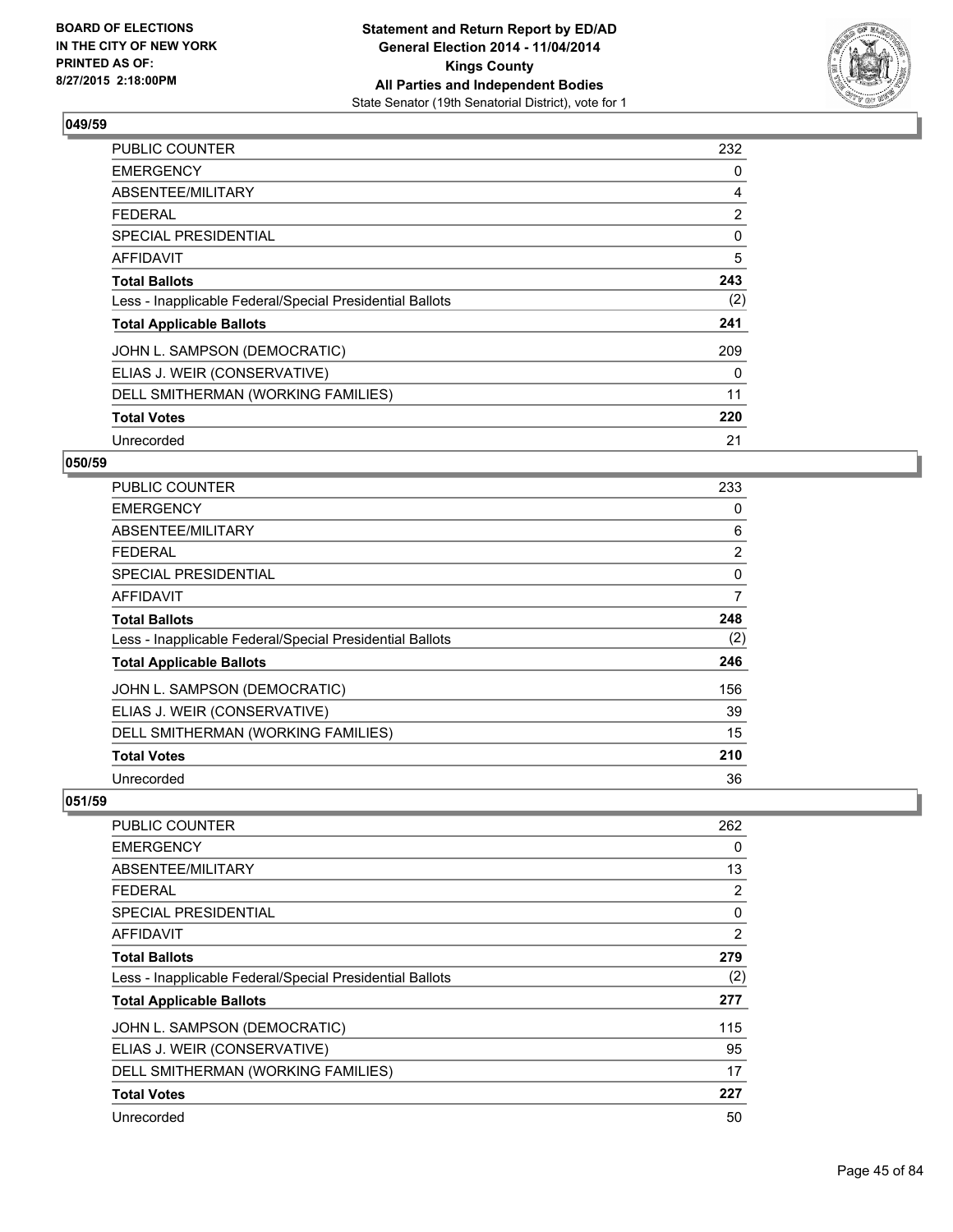## 049/59

| | |
|---|---|
| PUBLIC COUNTER | 232 |
| EMERGENCY | 0 |
| ABSENTEE/MILITARY | 4 |
| FEDERAL | 2 |
| SPECIAL PRESIDENTIAL | 0 |
| AFFIDAVIT | 5 |
| **Total Ballots** | **243** |
| Less - Inapplicable Federal/Special Presidential Ballots | (2) |
| **Total Applicable Ballots** | **241** |
| JOHN L. SAMPSON (DEMOCRATIC) | 209 |
| ELIAS J. WEIR (CONSERVATIVE) | 0 |
| DELL SMITHERMAN (WORKING FAMILIES) | 11 |
| **Total Votes** | **220** |
| Unrecorded | 21 |

## 050/59

| | |
|---|---|
| PUBLIC COUNTER | 233 |
| EMERGENCY | 0 |
| ABSENTEE/MILITARY | 6 |
| FEDERAL | 2 |
| SPECIAL PRESIDENTIAL | 0 |
| AFFIDAVIT | 7 |
| **Total Ballots** | **248** |
| Less - Inapplicable Federal/Special Presidential Ballots | (2) |
| **Total Applicable Ballots** | **246** |
| JOHN L. SAMPSON (DEMOCRATIC) | 156 |
| ELIAS J. WEIR (CONSERVATIVE) | 39 |
| DELL SMITHERMAN (WORKING FAMILIES) | 15 |
| **Total Votes** | **210** |
| Unrecorded | 36 |

## 051/59

| | |
|---|---|
| PUBLIC COUNTER | 262 |
| EMERGENCY | 0 |
| ABSENTEE/MILITARY | 13 |
| FEDERAL | 2 |
| SPECIAL PRESIDENTIAL | 0 |
| AFFIDAVIT | 2 |
| **Total Ballots** | **279** |
| Less - Inapplicable Federal/Special Presidential Ballots | (2) |
| **Total Applicable Ballots** | **277** |
| JOHN L. SAMPSON (DEMOCRATIC) | 115 |
| ELIAS J. WEIR (CONSERVATIVE) | 95 |
| DELL SMITHERMAN (WORKING FAMILIES) | 17 |
| **Total Votes** | **227** |
| Unrecorded | 50 |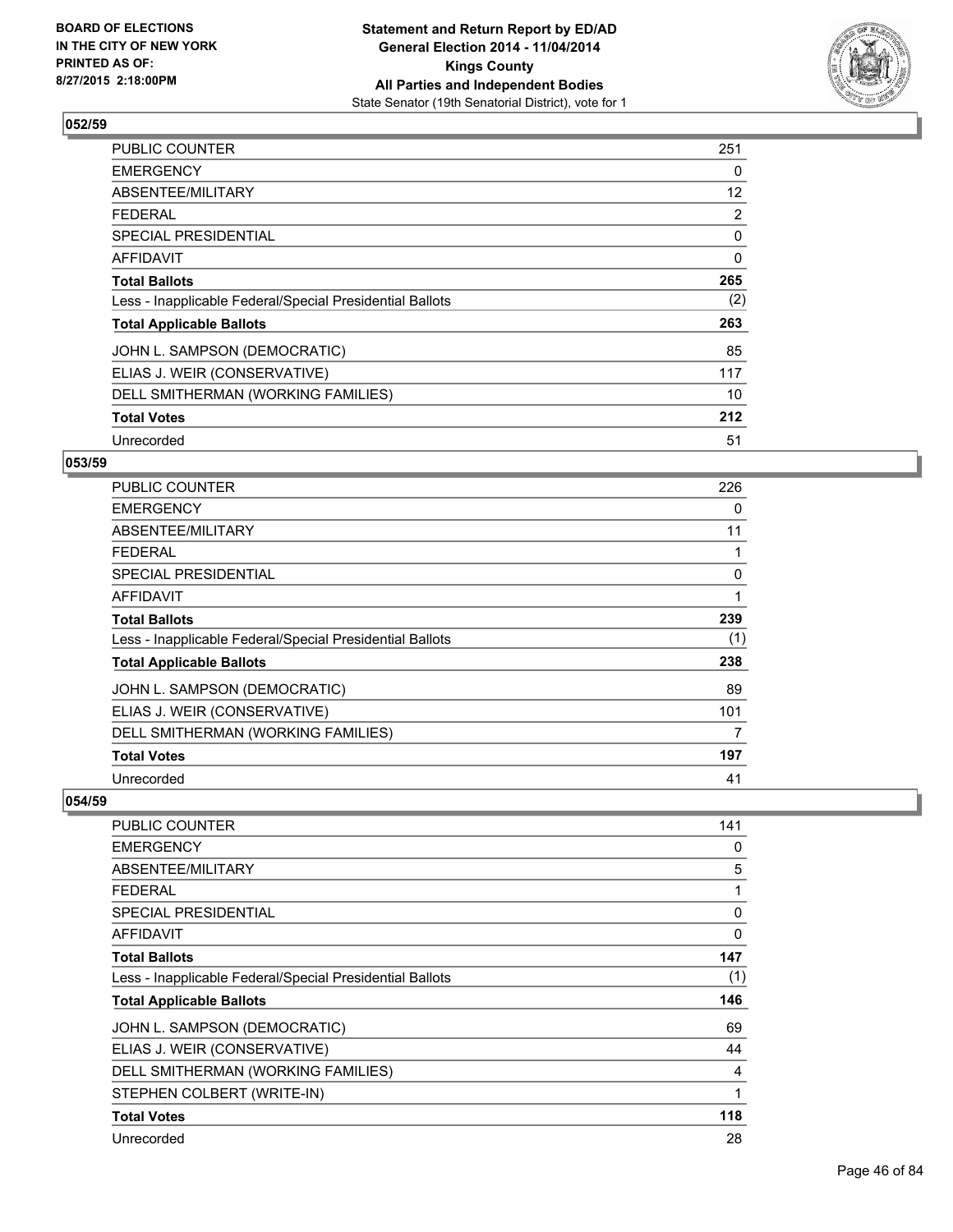BOARD OF ELECTIONS
IN THE CITY OF NEW YORK
PRINTED AS OF:
8/27/2015 2:18:00PM

**Statement and Return Report by ED/AD**
**General Election 2014 - 11/04/2014**
**Kings County**
**All Parties and Independent Bodies**
State Senator (19th Senatorial District), vote for 1

### 052/59

| | |
|---|---|
| PUBLIC COUNTER | 251 |
| EMERGENCY | 0 |
| ABSENTEE/MILITARY | 12 |
| FEDERAL | 2 |
| SPECIAL PRESIDENTIAL | 0 |
| AFFIDAVIT | 0 |
| **Total Ballots** | **265** |
| Less - Inapplicable Federal/Special Presidential Ballots | (2) |
| **Total Applicable Ballots** | **263** |
| JOHN L. SAMPSON (DEMOCRATIC) | 85 |
| ELIAS J. WEIR (CONSERVATIVE) | 117 |
| DELL SMITHERMAN (WORKING FAMILIES) | 10 |
| **Total Votes** | **212** |
| Unrecorded | 51 |

### 053/59

| | |
|---|---|
| PUBLIC COUNTER | 226 |
| EMERGENCY | 0 |
| ABSENTEE/MILITARY | 11 |
| FEDERAL | 1 |
| SPECIAL PRESIDENTIAL | 0 |
| AFFIDAVIT | 1 |
| **Total Ballots** | **239** |
| Less - Inapplicable Federal/Special Presidential Ballots | (1) |
| **Total Applicable Ballots** | **238** |
| JOHN L. SAMPSON (DEMOCRATIC) | 89 |
| ELIAS J. WEIR (CONSERVATIVE) | 101 |
| DELL SMITHERMAN (WORKING FAMILIES) | 7 |
| **Total Votes** | **197** |
| Unrecorded | 41 |

### 054/59

| | |
|---|---|
| PUBLIC COUNTER | 141 |
| EMERGENCY | 0 |
| ABSENTEE/MILITARY | 5 |
| FEDERAL | 1 |
| SPECIAL PRESIDENTIAL | 0 |
| AFFIDAVIT | 0 |
| **Total Ballots** | **147** |
| Less - Inapplicable Federal/Special Presidential Ballots | (1) |
| **Total Applicable Ballots** | **146** |
| JOHN L. SAMPSON (DEMOCRATIC) | 69 |
| ELIAS J. WEIR (CONSERVATIVE) | 44 |
| DELL SMITHERMAN (WORKING FAMILIES) | 4 |
| STEPHEN COLBERT (WRITE-IN) | 1 |
| **Total Votes** | **118** |
| Unrecorded | 28 |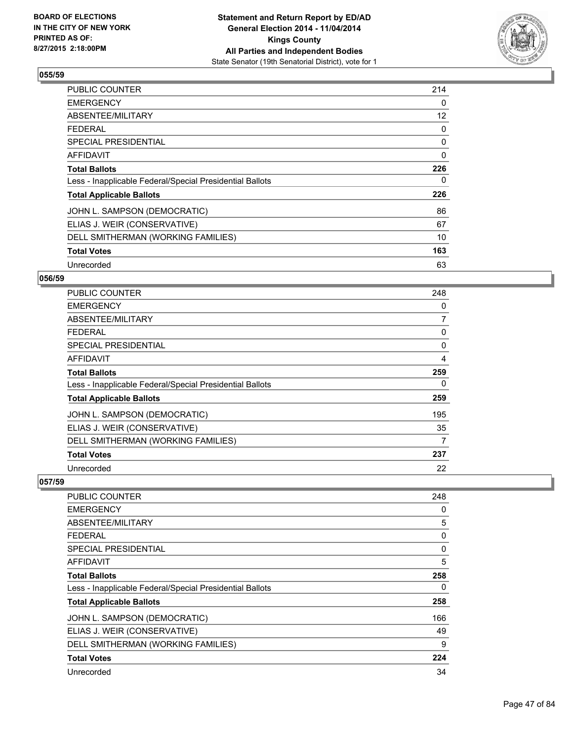## 055/59

| | |
|---|---|
| PUBLIC COUNTER | 214 |
| EMERGENCY | 0 |
| ABSENTEE/MILITARY | 12 |
| FEDERAL | 0 |
| SPECIAL PRESIDENTIAL | 0 |
| AFFIDAVIT | 0 |
| **Total Ballots** | **226** |
| Less - Inapplicable Federal/Special Presidential Ballots | 0 |
| **Total Applicable Ballots** | **226** |
| JOHN L. SAMPSON (DEMOCRATIC) | 86 |
| ELIAS J. WEIR (CONSERVATIVE) | 67 |
| DELL SMITHERMAN (WORKING FAMILIES) | 10 |
| **Total Votes** | **163** |
| Unrecorded | 63 |

## 056/59

| | |
|---|---|
| PUBLIC COUNTER | 248 |
| EMERGENCY | 0 |
| ABSENTEE/MILITARY | 7 |
| FEDERAL | 0 |
| SPECIAL PRESIDENTIAL | 0 |
| AFFIDAVIT | 4 |
| **Total Ballots** | **259** |
| Less - Inapplicable Federal/Special Presidential Ballots | 0 |
| **Total Applicable Ballots** | **259** |
| JOHN L. SAMPSON (DEMOCRATIC) | 195 |
| ELIAS J. WEIR (CONSERVATIVE) | 35 |
| DELL SMITHERMAN (WORKING FAMILIES) | 7 |
| **Total Votes** | **237** |
| Unrecorded | 22 |

## 057/59

| | |
|---|---|
| PUBLIC COUNTER | 248 |
| EMERGENCY | 0 |
| ABSENTEE/MILITARY | 5 |
| FEDERAL | 0 |
| SPECIAL PRESIDENTIAL | 0 |
| AFFIDAVIT | 5 |
| **Total Ballots** | **258** |
| Less - Inapplicable Federal/Special Presidential Ballots | 0 |
| **Total Applicable Ballots** | **258** |
| JOHN L. SAMPSON (DEMOCRATIC) | 166 |
| ELIAS J. WEIR (CONSERVATIVE) | 49 |
| DELL SMITHERMAN (WORKING FAMILIES) | 9 |
| **Total Votes** | **224** |
| Unrecorded | 34 |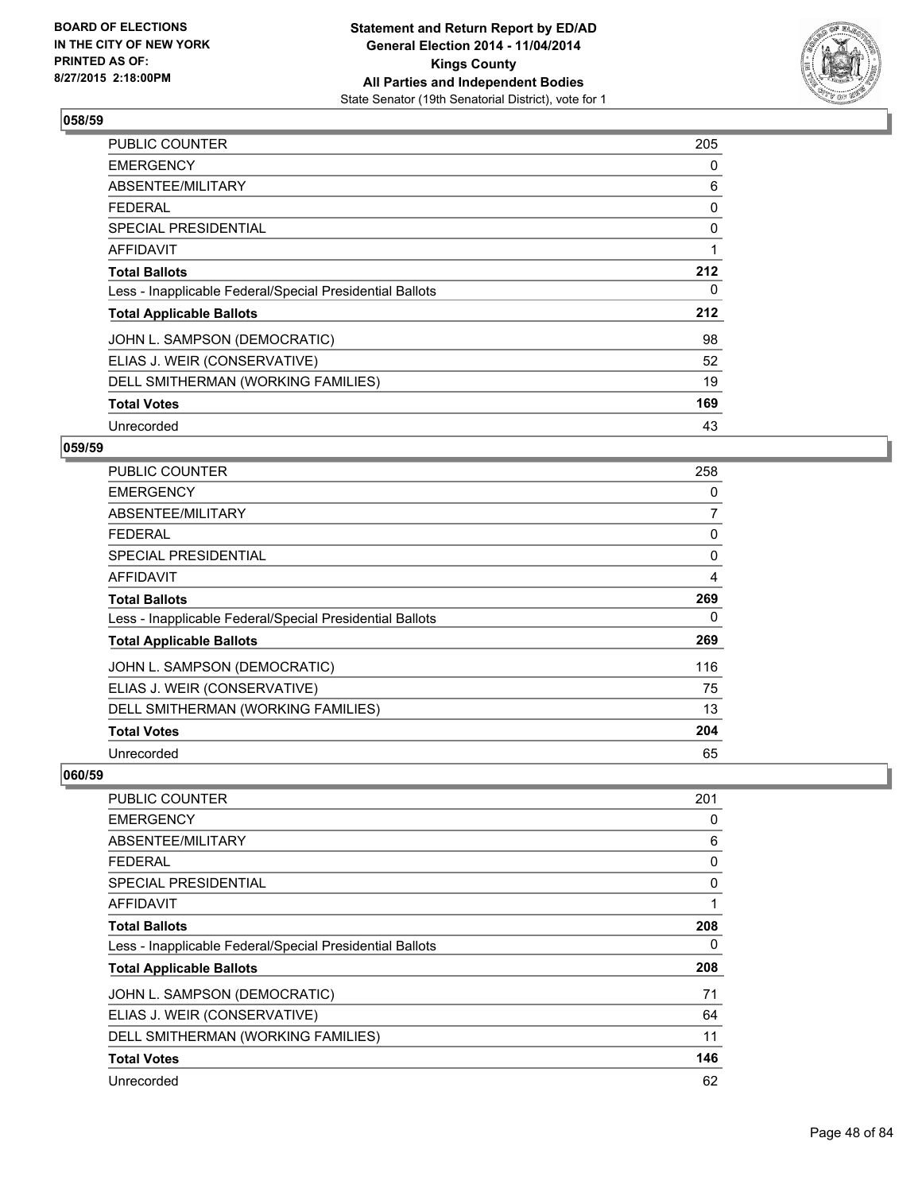**BOARD OF ELECTIONS IN THE CITY OF NEW YORK PRINTED AS OF: 8/27/2015 2:18:00PM**

**Statement and Return Report by ED/AD General Election 2014 - 11/04/2014 Kings County All Parties and Independent Bodies**
State Senator (19th Senatorial District), vote for 1

### 058/59

| | |
|---|---|
| PUBLIC COUNTER | 205 |
| EMERGENCY | 0 |
| ABSENTEE/MILITARY | 6 |
| FEDERAL | 0 |
| SPECIAL PRESIDENTIAL | 0 |
| AFFIDAVIT | 1 |
| **Total Ballots** | **212** |
| Less - Inapplicable Federal/Special Presidential Ballots | 0 |
| **Total Applicable Ballots** | **212** |
| JOHN L. SAMPSON (DEMOCRATIC) | 98 |
| ELIAS J. WEIR (CONSERVATIVE) | 52 |
| DELL SMITHERMAN (WORKING FAMILIES) | 19 |
| **Total Votes** | **169** |
| Unrecorded | 43 |

### 059/59

| | |
|---|---|
| PUBLIC COUNTER | 258 |
| EMERGENCY | 0 |
| ABSENTEE/MILITARY | 7 |
| FEDERAL | 0 |
| SPECIAL PRESIDENTIAL | 0 |
| AFFIDAVIT | 4 |
| **Total Ballots** | **269** |
| Less - Inapplicable Federal/Special Presidential Ballots | 0 |
| **Total Applicable Ballots** | **269** |
| JOHN L. SAMPSON (DEMOCRATIC) | 116 |
| ELIAS J. WEIR (CONSERVATIVE) | 75 |
| DELL SMITHERMAN (WORKING FAMILIES) | 13 |
| **Total Votes** | **204** |
| Unrecorded | 65 |

### 060/59

| | |
|---|---|
| PUBLIC COUNTER | 201 |
| EMERGENCY | 0 |
| ABSENTEE/MILITARY | 6 |
| FEDERAL | 0 |
| SPECIAL PRESIDENTIAL | 0 |
| AFFIDAVIT | 1 |
| **Total Ballots** | **208** |
| Less - Inapplicable Federal/Special Presidential Ballots | 0 |
| **Total Applicable Ballots** | **208** |
| JOHN L. SAMPSON (DEMOCRATIC) | 71 |
| ELIAS J. WEIR (CONSERVATIVE) | 64 |
| DELL SMITHERMAN (WORKING FAMILIES) | 11 |
| **Total Votes** | **146** |
| Unrecorded | 62 |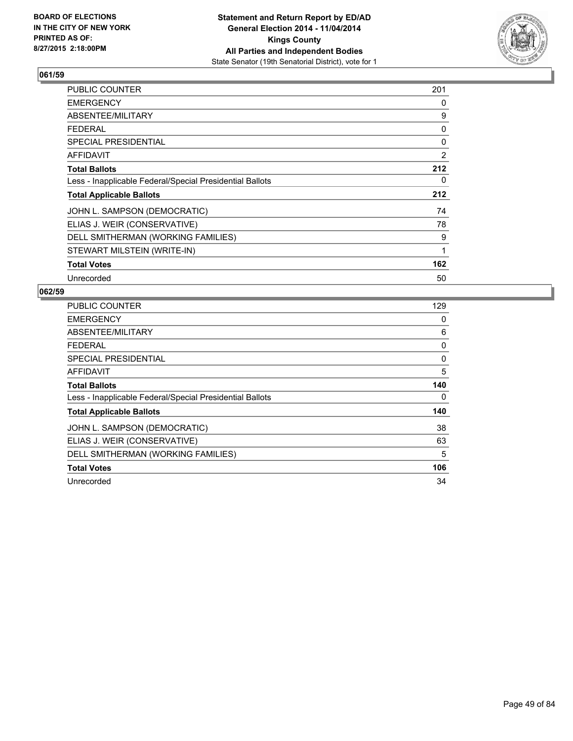**BOARD OF ELECTIONS IN THE CITY OF NEW YORK PRINTED AS OF: 8/27/2015 2:18:00PM**

**Statement and Return Report by ED/AD**
**General Election 2014 - 11/04/2014**
**Kings County**
**All Parties and Independent Bodies**
State Senator (19th Senatorial District), vote for 1

## 061/59

| | |
|---|---|
| PUBLIC COUNTER | 201 |
| EMERGENCY | 0 |
| ABSENTEE/MILITARY | 9 |
| FEDERAL | 0 |
| SPECIAL PRESIDENTIAL | 0 |
| AFFIDAVIT | 2 |
| **Total Ballots** | **212** |
| Less - Inapplicable Federal/Special Presidential Ballots | 0 |
| **Total Applicable Ballots** | **212** |
| JOHN L. SAMPSON (DEMOCRATIC) | 74 |
| ELIAS J. WEIR (CONSERVATIVE) | 78 |
| DELL SMITHERMAN (WORKING FAMILIES) | 9 |
| STEWART MILSTEIN (WRITE-IN) | 1 |
| **Total Votes** | **162** |
| Unrecorded | 50 |

## 062/59

| | |
|---|---|
| PUBLIC COUNTER | 129 |
| EMERGENCY | 0 |
| ABSENTEE/MILITARY | 6 |
| FEDERAL | 0 |
| SPECIAL PRESIDENTIAL | 0 |
| AFFIDAVIT | 5 |
| **Total Ballots** | **140** |
| Less - Inapplicable Federal/Special Presidential Ballots | 0 |
| **Total Applicable Ballots** | **140** |
| JOHN L. SAMPSON (DEMOCRATIC) | 38 |
| ELIAS J. WEIR (CONSERVATIVE) | 63 |
| DELL SMITHERMAN (WORKING FAMILIES) | 5 |
| **Total Votes** | **106** |
| Unrecorded | 34 |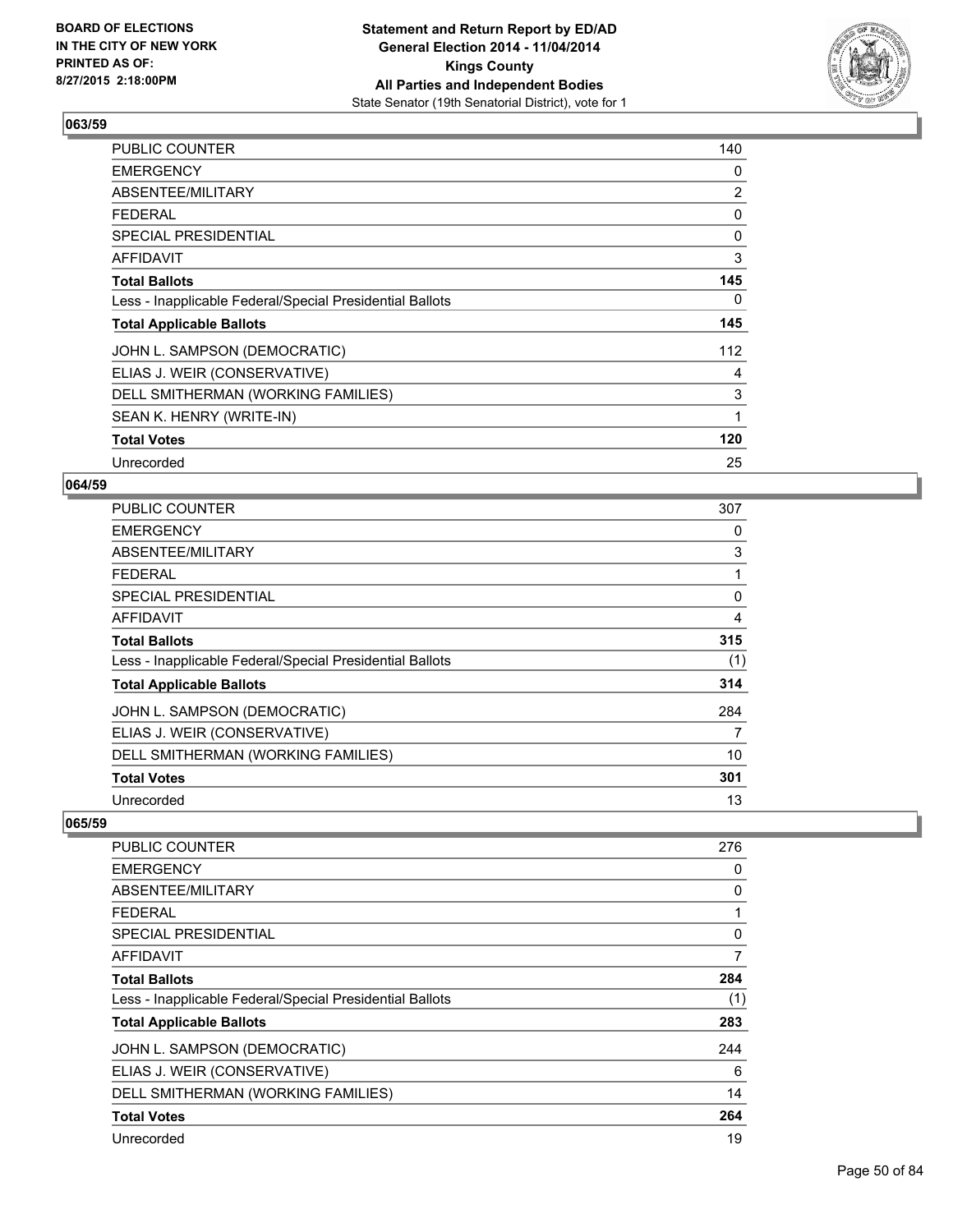### 063/59

| | |
|---|---|
| PUBLIC COUNTER | 140 |
| EMERGENCY | 0 |
| ABSENTEE/MILITARY | 2 |
| FEDERAL | 0 |
| SPECIAL PRESIDENTIAL | 0 |
| AFFIDAVIT | 3 |
| **Total Ballots** | **145** |
| Less - Inapplicable Federal/Special Presidential Ballots | 0 |
| **Total Applicable Ballots** | **145** |
| JOHN L. SAMPSON (DEMOCRATIC) | 112 |
| ELIAS J. WEIR (CONSERVATIVE) | 4 |
| DELL SMITHERMAN (WORKING FAMILIES) | 3 |
| SEAN K. HENRY (WRITE-IN) | 1 |
| **Total Votes** | **120** |
| Unrecorded | 25 |

### 064/59

| | |
|---|---|
| PUBLIC COUNTER | 307 |
| EMERGENCY | 0 |
| ABSENTEE/MILITARY | 3 |
| FEDERAL | 1 |
| SPECIAL PRESIDENTIAL | 0 |
| AFFIDAVIT | 4 |
| **Total Ballots** | **315** |
| Less - Inapplicable Federal/Special Presidential Ballots | (1) |
| **Total Applicable Ballots** | **314** |
| JOHN L. SAMPSON (DEMOCRATIC) | 284 |
| ELIAS J. WEIR (CONSERVATIVE) | 7 |
| DELL SMITHERMAN (WORKING FAMILIES) | 10 |
| **Total Votes** | **301** |
| Unrecorded | 13 |

### 065/59

| | |
|---|---|
| PUBLIC COUNTER | 276 |
| EMERGENCY | 0 |
| ABSENTEE/MILITARY | 0 |
| FEDERAL | 1 |
| SPECIAL PRESIDENTIAL | 0 |
| AFFIDAVIT | 7 |
| **Total Ballots** | **284** |
| Less - Inapplicable Federal/Special Presidential Ballots | (1) |
| **Total Applicable Ballots** | **283** |
| JOHN L. SAMPSON (DEMOCRATIC) | 244 |
| ELIAS J. WEIR (CONSERVATIVE) | 6 |
| DELL SMITHERMAN (WORKING FAMILIES) | 14 |
| **Total Votes** | **264** |
| Unrecorded | 19 |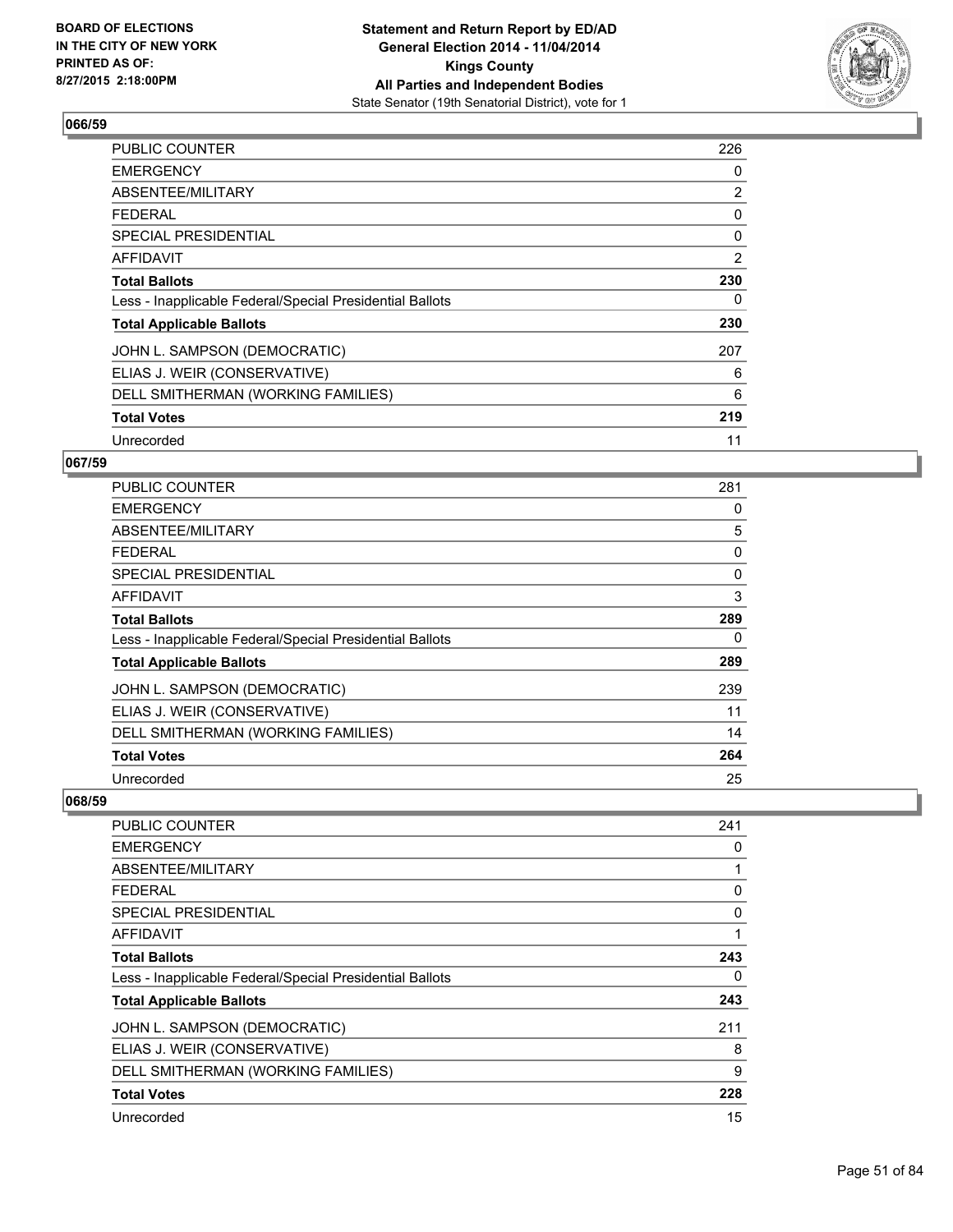**BOARD OF ELECTIONS IN THE CITY OF NEW YORK PRINTED AS OF: 8/27/2015 2:18:00PM**

**Statement and Return Report by ED/AD General Election 2014 - 11/04/2014 Kings County All Parties and Independent Bodies**
State Senator (19th Senatorial District), vote for 1

### 066/59

| | |
|---|---|
| PUBLIC COUNTER | 226 |
| EMERGENCY | 0 |
| ABSENTEE/MILITARY | 2 |
| FEDERAL | 0 |
| SPECIAL PRESIDENTIAL | 0 |
| AFFIDAVIT | 2 |
| **Total Ballots** | **230** |
| Less - Inapplicable Federal/Special Presidential Ballots | 0 |
| **Total Applicable Ballots** | **230** |
| JOHN L. SAMPSON (DEMOCRATIC) | 207 |
| ELIAS J. WEIR (CONSERVATIVE) | 6 |
| DELL SMITHERMAN (WORKING FAMILIES) | 6 |
| **Total Votes** | **219** |
| Unrecorded | 11 |

### 067/59

| | |
|---|---|
| PUBLIC COUNTER | 281 |
| EMERGENCY | 0 |
| ABSENTEE/MILITARY | 5 |
| FEDERAL | 0 |
| SPECIAL PRESIDENTIAL | 0 |
| AFFIDAVIT | 3 |
| **Total Ballots** | **289** |
| Less - Inapplicable Federal/Special Presidential Ballots | 0 |
| **Total Applicable Ballots** | **289** |
| JOHN L. SAMPSON (DEMOCRATIC) | 239 |
| ELIAS J. WEIR (CONSERVATIVE) | 11 |
| DELL SMITHERMAN (WORKING FAMILIES) | 14 |
| **Total Votes** | **264** |
| Unrecorded | 25 |

### 068/59

| | |
|---|---|
| PUBLIC COUNTER | 241 |
| EMERGENCY | 0 |
| ABSENTEE/MILITARY | 1 |
| FEDERAL | 0 |
| SPECIAL PRESIDENTIAL | 0 |
| AFFIDAVIT | 1 |
| **Total Ballots** | **243** |
| Less - Inapplicable Federal/Special Presidential Ballots | 0 |
| **Total Applicable Ballots** | **243** |
| JOHN L. SAMPSON (DEMOCRATIC) | 211 |
| ELIAS J. WEIR (CONSERVATIVE) | 8 |
| DELL SMITHERMAN (WORKING FAMILIES) | 9 |
| **Total Votes** | **228** |
| Unrecorded | 15 |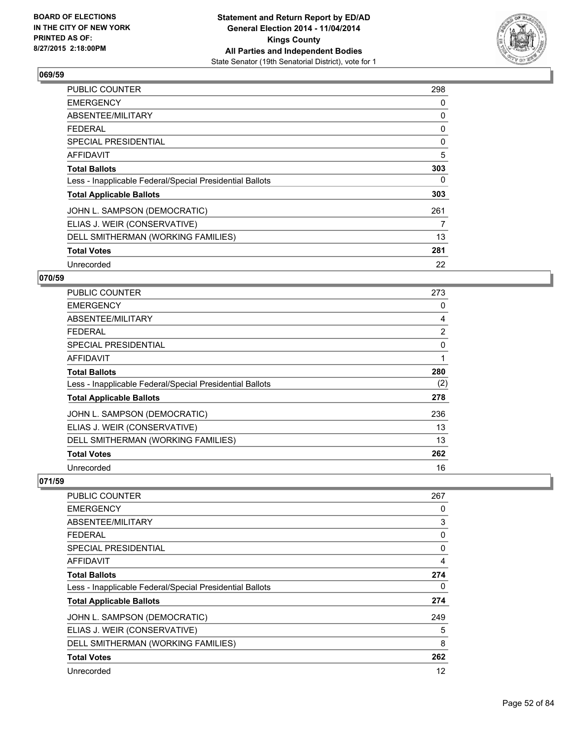**Statement and Return Report by ED/AD**
**General Election 2014 - 11/04/2014**
**Kings County**
**All Parties and Independent Bodies**
State Senator (19th Senatorial District), vote for 1

BOARD OF ELECTIONS
IN THE CITY OF NEW YORK
PRINTED AS OF:
8/27/2015 2:18:00PM

## 069/59

| | |
|---|---|
| PUBLIC COUNTER | 298 |
| EMERGENCY | 0 |
| ABSENTEE/MILITARY | 0 |
| FEDERAL | 0 |
| SPECIAL PRESIDENTIAL | 0 |
| AFFIDAVIT | 5 |
| **Total Ballots** | **303** |
| Less - Inapplicable Federal/Special Presidential Ballots | 0 |
| **Total Applicable Ballots** | **303** |
| JOHN L. SAMPSON (DEMOCRATIC) | 261 |
| ELIAS J. WEIR (CONSERVATIVE) | 7 |
| DELL SMITHERMAN (WORKING FAMILIES) | 13 |
| **Total Votes** | **281** |
| Unrecorded | 22 |

## 070/59

| | |
|---|---|
| PUBLIC COUNTER | 273 |
| EMERGENCY | 0 |
| ABSENTEE/MILITARY | 4 |
| FEDERAL | 2 |
| SPECIAL PRESIDENTIAL | 0 |
| AFFIDAVIT | 1 |
| **Total Ballots** | **280** |
| Less - Inapplicable Federal/Special Presidential Ballots | (2) |
| **Total Applicable Ballots** | **278** |
| JOHN L. SAMPSON (DEMOCRATIC) | 236 |
| ELIAS J. WEIR (CONSERVATIVE) | 13 |
| DELL SMITHERMAN (WORKING FAMILIES) | 13 |
| **Total Votes** | **262** |
| Unrecorded | 16 |

## 071/59

| | |
|---|---|
| PUBLIC COUNTER | 267 |
| EMERGENCY | 0 |
| ABSENTEE/MILITARY | 3 |
| FEDERAL | 0 |
| SPECIAL PRESIDENTIAL | 0 |
| AFFIDAVIT | 4 |
| **Total Ballots** | **274** |
| Less - Inapplicable Federal/Special Presidential Ballots | 0 |
| **Total Applicable Ballots** | **274** |
| JOHN L. SAMPSON (DEMOCRATIC) | 249 |
| ELIAS J. WEIR (CONSERVATIVE) | 5 |
| DELL SMITHERMAN (WORKING FAMILIES) | 8 |
| **Total Votes** | **262** |
| Unrecorded | 12 |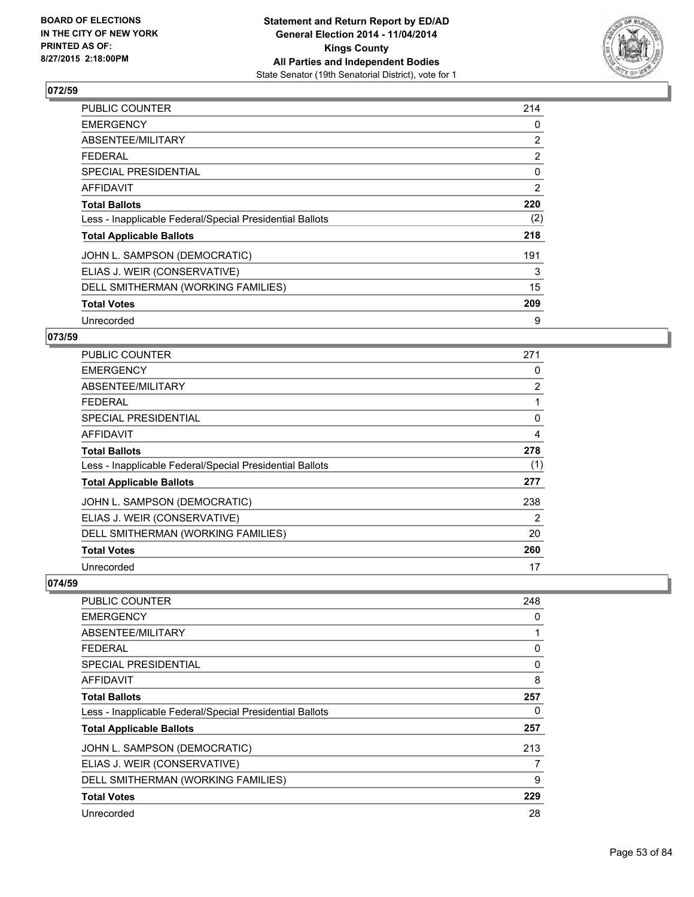**BOARD OF ELECTIONS IN THE CITY OF NEW YORK PRINTED AS OF: 8/27/2015 2:18:00PM**

**Statement and Return Report by ED/AD General Election 2014 - 11/04/2014 Kings County All Parties and Independent Bodies**
State Senator (19th Senatorial District), vote for 1

### 072/59

| | |
|---|---|
| PUBLIC COUNTER | 214 |
| EMERGENCY | 0 |
| ABSENTEE/MILITARY | 2 |
| FEDERAL | 2 |
| SPECIAL PRESIDENTIAL | 0 |
| AFFIDAVIT | 2 |
| **Total Ballots** | **220** |
| Less - Inapplicable Federal/Special Presidential Ballots | (2) |
| **Total Applicable Ballots** | **218** |
| JOHN L. SAMPSON (DEMOCRATIC) | 191 |
| ELIAS J. WEIR (CONSERVATIVE) | 3 |
| DELL SMITHERMAN (WORKING FAMILIES) | 15 |
| **Total Votes** | **209** |
| Unrecorded | 9 |

### 073/59

| | |
|---|---|
| PUBLIC COUNTER | 271 |
| EMERGENCY | 0 |
| ABSENTEE/MILITARY | 2 |
| FEDERAL | 1 |
| SPECIAL PRESIDENTIAL | 0 |
| AFFIDAVIT | 4 |
| **Total Ballots** | **278** |
| Less - Inapplicable Federal/Special Presidential Ballots | (1) |
| **Total Applicable Ballots** | **277** |
| JOHN L. SAMPSON (DEMOCRATIC) | 238 |
| ELIAS J. WEIR (CONSERVATIVE) | 2 |
| DELL SMITHERMAN (WORKING FAMILIES) | 20 |
| **Total Votes** | **260** |
| Unrecorded | 17 |

### 074/59

| | |
|---|---|
| PUBLIC COUNTER | 248 |
| EMERGENCY | 0 |
| ABSENTEE/MILITARY | 1 |
| FEDERAL | 0 |
| SPECIAL PRESIDENTIAL | 0 |
| AFFIDAVIT | 8 |
| **Total Ballots** | **257** |
| Less - Inapplicable Federal/Special Presidential Ballots | 0 |
| **Total Applicable Ballots** | **257** |
| JOHN L. SAMPSON (DEMOCRATIC) | 213 |
| ELIAS J. WEIR (CONSERVATIVE) | 7 |
| DELL SMITHERMAN (WORKING FAMILIES) | 9 |
| **Total Votes** | **229** |
| Unrecorded | 28 |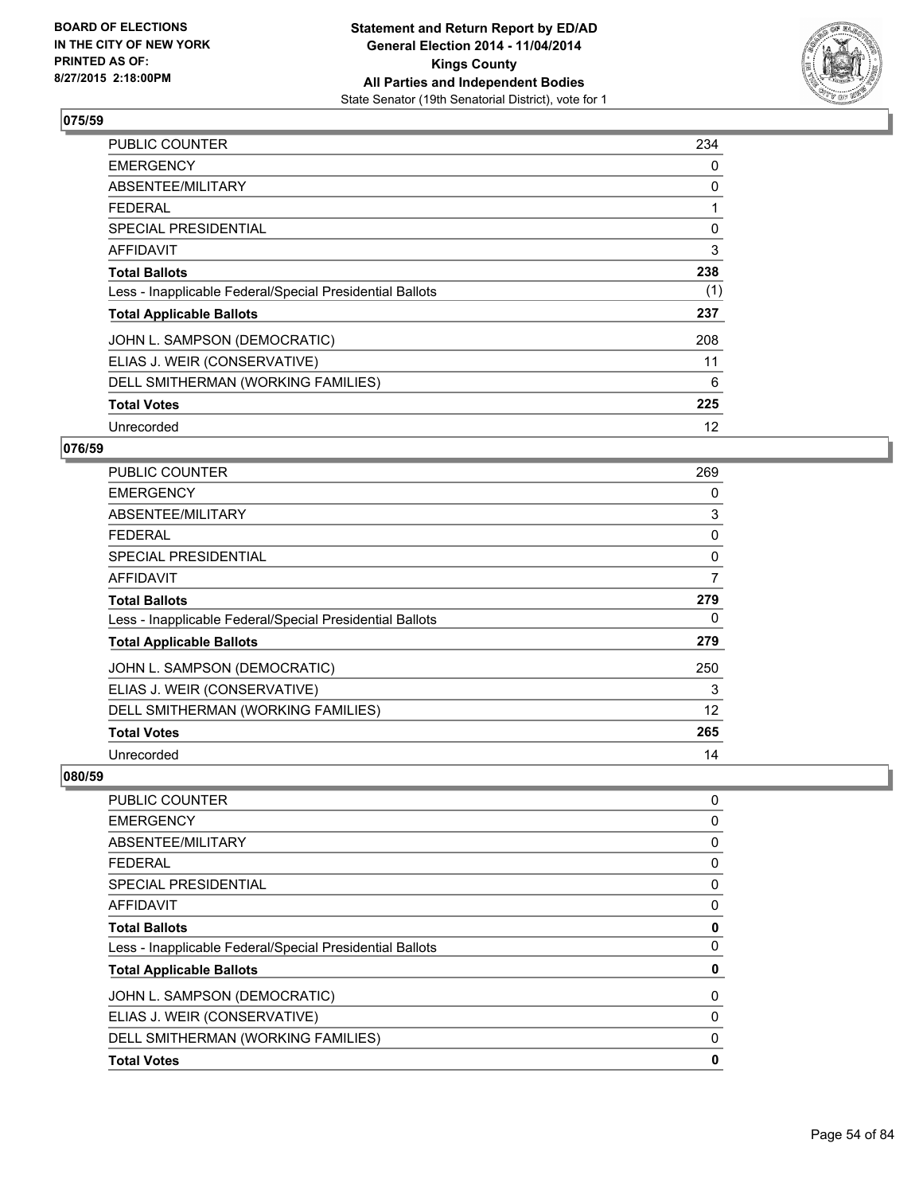**BOARD OF ELECTIONS IN THE CITY OF NEW YORK PRINTED AS OF: 8/27/2015 2:18:00PM**

**Statement and Return Report by ED/AD General Election 2014 - 11/04/2014 Kings County All Parties and Independent Bodies**
State Senator (19th Senatorial District), vote for 1

## 075/59

| | |
|---|---|
| PUBLIC COUNTER | 234 |
| EMERGENCY | 0 |
| ABSENTEE/MILITARY | 0 |
| FEDERAL | 1 |
| SPECIAL PRESIDENTIAL | 0 |
| AFFIDAVIT | 3 |
| **Total Ballots** | **238** |
| Less - Inapplicable Federal/Special Presidential Ballots | (1) |
| **Total Applicable Ballots** | **237** |
| JOHN L. SAMPSON (DEMOCRATIC) | 208 |
| ELIAS J. WEIR (CONSERVATIVE) | 11 |
| DELL SMITHERMAN (WORKING FAMILIES) | 6 |
| **Total Votes** | **225** |
| Unrecorded | 12 |

## 076/59

| | |
|---|---|
| PUBLIC COUNTER | 269 |
| EMERGENCY | 0 |
| ABSENTEE/MILITARY | 3 |
| FEDERAL | 0 |
| SPECIAL PRESIDENTIAL | 0 |
| AFFIDAVIT | 7 |
| **Total Ballots** | **279** |
| Less - Inapplicable Federal/Special Presidential Ballots | 0 |
| **Total Applicable Ballots** | **279** |
| JOHN L. SAMPSON (DEMOCRATIC) | 250 |
| ELIAS J. WEIR (CONSERVATIVE) | 3 |
| DELL SMITHERMAN (WORKING FAMILIES) | 12 |
| **Total Votes** | **265** |
| Unrecorded | 14 |

## 080/59

| | |
|---|---|
| PUBLIC COUNTER | 0 |
| EMERGENCY | 0 |
| ABSENTEE/MILITARY | 0 |
| FEDERAL | 0 |
| SPECIAL PRESIDENTIAL | 0 |
| AFFIDAVIT | 0 |
| **Total Ballots** | **0** |
| Less - Inapplicable Federal/Special Presidential Ballots | 0 |
| **Total Applicable Ballots** | **0** |
| JOHN L. SAMPSON (DEMOCRATIC) | 0 |
| ELIAS J. WEIR (CONSERVATIVE) | 0 |
| DELL SMITHERMAN (WORKING FAMILIES) | 0 |
| **Total Votes** | **0** |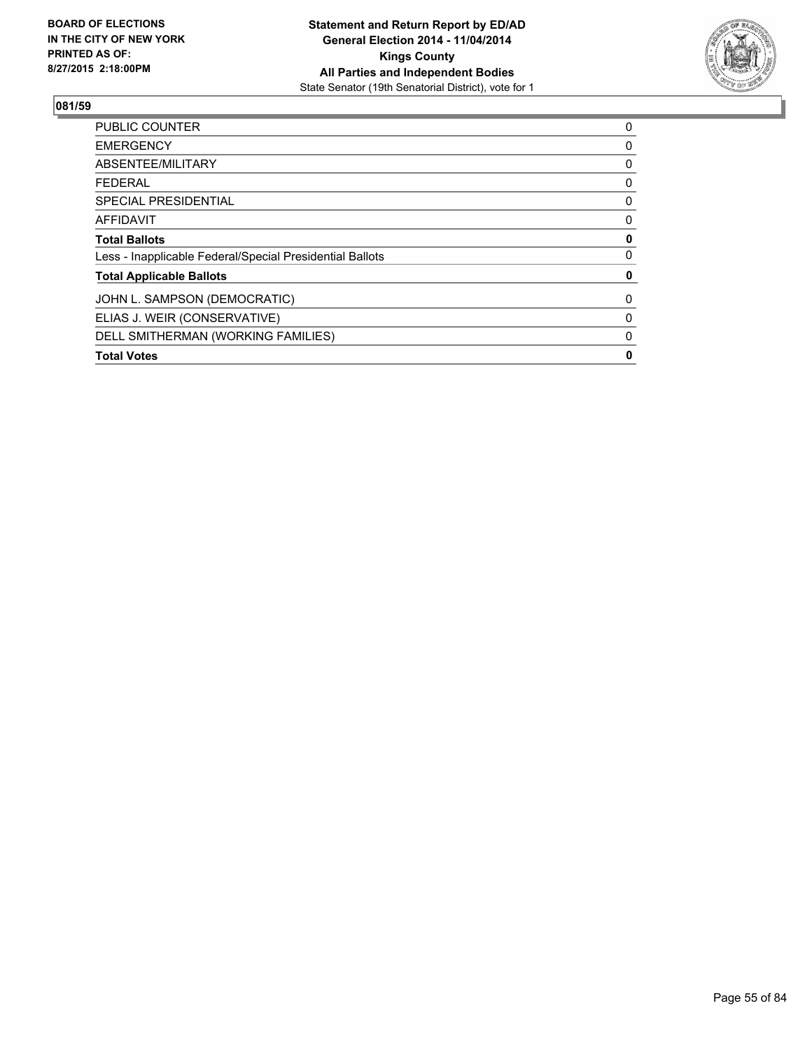BOARD OF ELECTIONS
IN THE CITY OF NEW YORK
PRINTED AS OF:
8/27/2015 2:18:00PM

**Statement and Return Report by ED/AD**
**General Election 2014 - 11/04/2014**
**Kings County**
**All Parties and Independent Bodies**
State Senator (19th Senatorial District), vote for 1

## 081/59

| | |
|---|---|
| PUBLIC COUNTER | 0 |
| EMERGENCY | 0 |
| ABSENTEE/MILITARY | 0 |
| FEDERAL | 0 |
| SPECIAL PRESIDENTIAL | 0 |
| AFFIDAVIT | 0 |
| **Total Ballots** | **0** |
| Less - Inapplicable Federal/Special Presidential Ballots | 0 |
| **Total Applicable Ballots** | **0** |
| JOHN L. SAMPSON (DEMOCRATIC) | 0 |
| ELIAS J. WEIR (CONSERVATIVE) | 0 |
| DELL SMITHERMAN (WORKING FAMILIES) | 0 |
| **Total Votes** | **0** |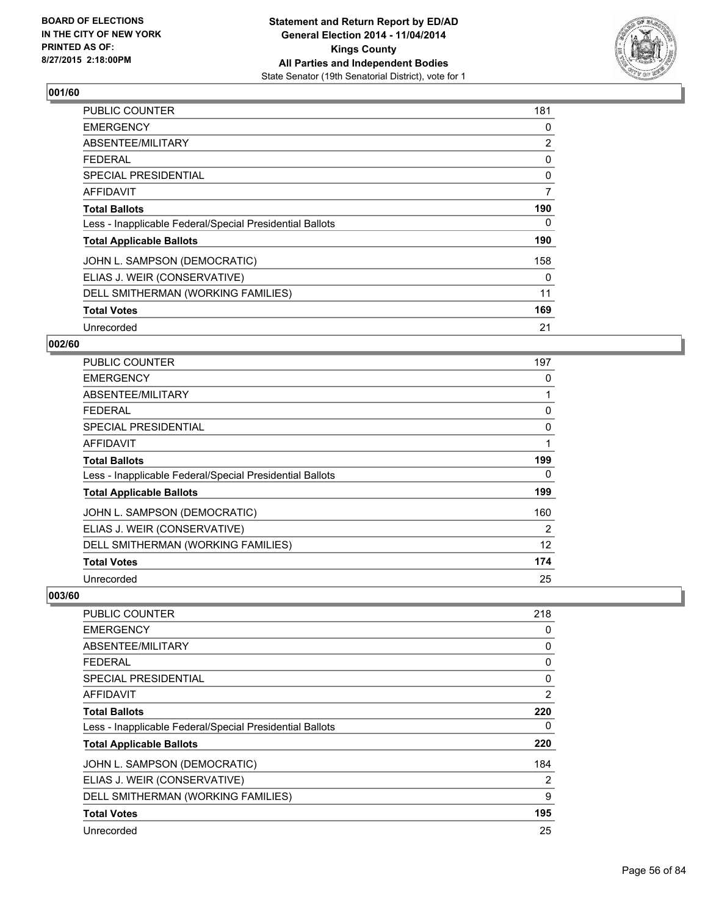**BOARD OF ELECTIONS IN THE CITY OF NEW YORK PRINTED AS OF: 8/27/2015 2:18:00PM**

**Statement and Return Report by ED/AD General Election 2014 - 11/04/2014 Kings County All Parties and Independent Bodies**
State Senator (19th Senatorial District), vote for 1

### 001/60

| | |
|---|---|
| PUBLIC COUNTER | 181 |
| EMERGENCY | 0 |
| ABSENTEE/MILITARY | 2 |
| FEDERAL | 0 |
| SPECIAL PRESIDENTIAL | 0 |
| AFFIDAVIT | 7 |
| **Total Ballots** | **190** |
| Less - Inapplicable Federal/Special Presidential Ballots | 0 |
| **Total Applicable Ballots** | **190** |
| JOHN L. SAMPSON (DEMOCRATIC) | 158 |
| ELIAS J. WEIR (CONSERVATIVE) | 0 |
| DELL SMITHERMAN (WORKING FAMILIES) | 11 |
| **Total Votes** | **169** |
| Unrecorded | 21 |

### 002/60

| | |
|---|---|
| PUBLIC COUNTER | 197 |
| EMERGENCY | 0 |
| ABSENTEE/MILITARY | 1 |
| FEDERAL | 0 |
| SPECIAL PRESIDENTIAL | 0 |
| AFFIDAVIT | 1 |
| **Total Ballots** | **199** |
| Less - Inapplicable Federal/Special Presidential Ballots | 0 |
| **Total Applicable Ballots** | **199** |
| JOHN L. SAMPSON (DEMOCRATIC) | 160 |
| ELIAS J. WEIR (CONSERVATIVE) | 2 |
| DELL SMITHERMAN (WORKING FAMILIES) | 12 |
| **Total Votes** | **174** |
| Unrecorded | 25 |

### 003/60

| | |
|---|---|
| PUBLIC COUNTER | 218 |
| EMERGENCY | 0 |
| ABSENTEE/MILITARY | 0 |
| FEDERAL | 0 |
| SPECIAL PRESIDENTIAL | 0 |
| AFFIDAVIT | 2 |
| **Total Ballots** | **220** |
| Less - Inapplicable Federal/Special Presidential Ballots | 0 |
| **Total Applicable Ballots** | **220** |
| JOHN L. SAMPSON (DEMOCRATIC) | 184 |
| ELIAS J. WEIR (CONSERVATIVE) | 2 |
| DELL SMITHERMAN (WORKING FAMILIES) | 9 |
| **Total Votes** | **195** |
| Unrecorded | 25 |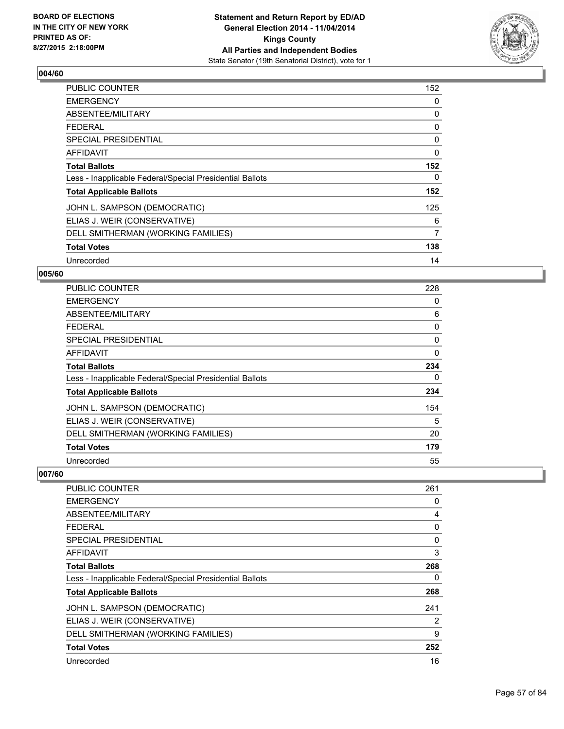**BOARD OF ELECTIONS IN THE CITY OF NEW YORK PRINTED AS OF: 8/27/2015 2:18:00PM**

**Statement and Return Report by ED/AD General Election 2014 - 11/04/2014 Kings County All Parties and Independent Bodies**
State Senator (19th Senatorial District), vote for 1

## 004/60

| | |
|---|---|
| PUBLIC COUNTER | 152 |
| EMERGENCY | 0 |
| ABSENTEE/MILITARY | 0 |
| FEDERAL | 0 |
| SPECIAL PRESIDENTIAL | 0 |
| AFFIDAVIT | 0 |
| **Total Ballots** | **152** |
| Less - Inapplicable Federal/Special Presidential Ballots | 0 |
| **Total Applicable Ballots** | **152** |
| JOHN L. SAMPSON (DEMOCRATIC) | 125 |
| ELIAS J. WEIR (CONSERVATIVE) | 6 |
| DELL SMITHERMAN (WORKING FAMILIES) | 7 |
| **Total Votes** | **138** |
| Unrecorded | 14 |

## 005/60

| | |
|---|---|
| PUBLIC COUNTER | 228 |
| EMERGENCY | 0 |
| ABSENTEE/MILITARY | 6 |
| FEDERAL | 0 |
| SPECIAL PRESIDENTIAL | 0 |
| AFFIDAVIT | 0 |
| **Total Ballots** | **234** |
| Less - Inapplicable Federal/Special Presidential Ballots | 0 |
| **Total Applicable Ballots** | **234** |
| JOHN L. SAMPSON (DEMOCRATIC) | 154 |
| ELIAS J. WEIR (CONSERVATIVE) | 5 |
| DELL SMITHERMAN (WORKING FAMILIES) | 20 |
| **Total Votes** | **179** |
| Unrecorded | 55 |

## 007/60

| | |
|---|---|
| PUBLIC COUNTER | 261 |
| EMERGENCY | 0 |
| ABSENTEE/MILITARY | 4 |
| FEDERAL | 0 |
| SPECIAL PRESIDENTIAL | 0 |
| AFFIDAVIT | 3 |
| **Total Ballots** | **268** |
| Less - Inapplicable Federal/Special Presidential Ballots | 0 |
| **Total Applicable Ballots** | **268** |
| JOHN L. SAMPSON (DEMOCRATIC) | 241 |
| ELIAS J. WEIR (CONSERVATIVE) | 2 |
| DELL SMITHERMAN (WORKING FAMILIES) | 9 |
| **Total Votes** | **252** |
| Unrecorded | 16 |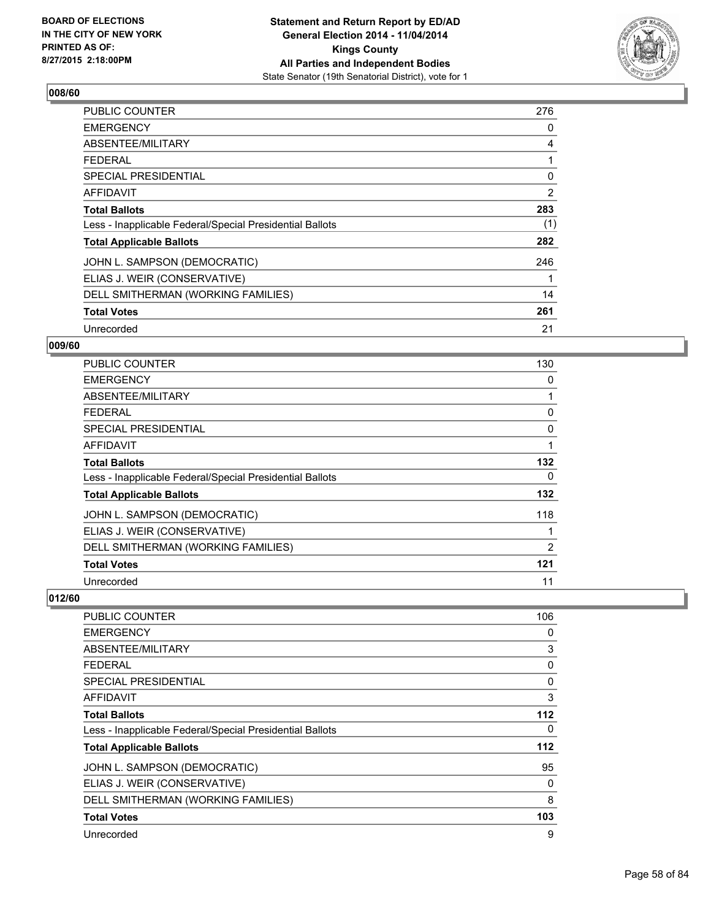**Statement and Return Report by ED/AD**
**General Election 2014 - 11/04/2014**
**Kings County**
**All Parties and Independent Bodies**
State Senator (19th Senatorial District), vote for 1

BOARD OF ELECTIONS
IN THE CITY OF NEW YORK
PRINTED AS OF:
8/27/2015 2:18:00PM

### 008/60

| | |
|---|---|
| PUBLIC COUNTER | 276 |
| EMERGENCY | 0 |
| ABSENTEE/MILITARY | 4 |
| FEDERAL | 1 |
| SPECIAL PRESIDENTIAL | 0 |
| AFFIDAVIT | 2 |
| **Total Ballots** | **283** |
| Less - Inapplicable Federal/Special Presidential Ballots | (1) |
| **Total Applicable Ballots** | **282** |
| JOHN L. SAMPSON (DEMOCRATIC) | 246 |
| ELIAS J. WEIR (CONSERVATIVE) | 1 |
| DELL SMITHERMAN (WORKING FAMILIES) | 14 |
| **Total Votes** | **261** |
| Unrecorded | 21 |

### 009/60

| | |
|---|---|
| PUBLIC COUNTER | 130 |
| EMERGENCY | 0 |
| ABSENTEE/MILITARY | 1 |
| FEDERAL | 0 |
| SPECIAL PRESIDENTIAL | 0 |
| AFFIDAVIT | 1 |
| **Total Ballots** | **132** |
| Less - Inapplicable Federal/Special Presidential Ballots | 0 |
| **Total Applicable Ballots** | **132** |
| JOHN L. SAMPSON (DEMOCRATIC) | 118 |
| ELIAS J. WEIR (CONSERVATIVE) | 1 |
| DELL SMITHERMAN (WORKING FAMILIES) | 2 |
| **Total Votes** | **121** |
| Unrecorded | 11 |

### 012/60

| | |
|---|---|
| PUBLIC COUNTER | 106 |
| EMERGENCY | 0 |
| ABSENTEE/MILITARY | 3 |
| FEDERAL | 0 |
| SPECIAL PRESIDENTIAL | 0 |
| AFFIDAVIT | 3 |
| **Total Ballots** | **112** |
| Less - Inapplicable Federal/Special Presidential Ballots | 0 |
| **Total Applicable Ballots** | **112** |
| JOHN L. SAMPSON (DEMOCRATIC) | 95 |
| ELIAS J. WEIR (CONSERVATIVE) | 0 |
| DELL SMITHERMAN (WORKING FAMILIES) | 8 |
| **Total Votes** | **103** |
| Unrecorded | 9 |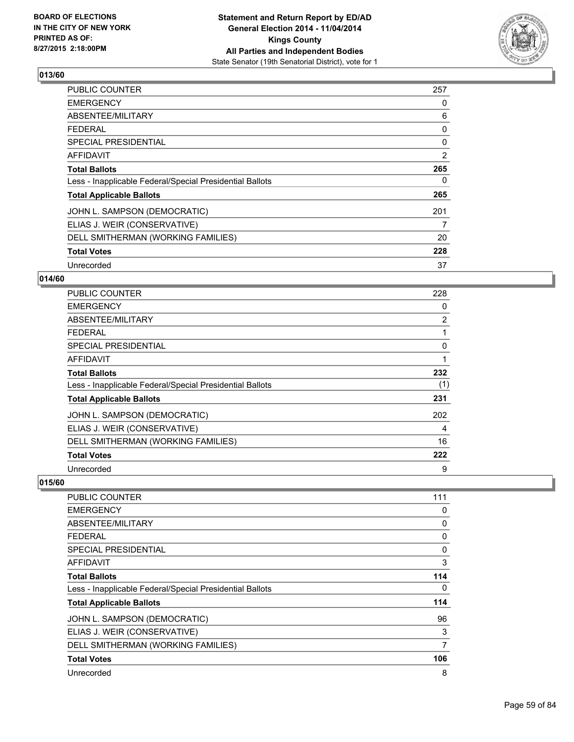**BOARD OF ELECTIONS IN THE CITY OF NEW YORK PRINTED AS OF: 8/27/2015 2:18:00PM**

**Statement and Return Report by ED/AD General Election 2014 - 11/04/2014 Kings County All Parties and Independent Bodies**
State Senator (19th Senatorial District), vote for 1

## 013/60

| | |
|---|---|
| PUBLIC COUNTER | 257 |
| EMERGENCY | 0 |
| ABSENTEE/MILITARY | 6 |
| FEDERAL | 0 |
| SPECIAL PRESIDENTIAL | 0 |
| AFFIDAVIT | 2 |
| **Total Ballots** | **265** |
| Less - Inapplicable Federal/Special Presidential Ballots | 0 |
| **Total Applicable Ballots** | **265** |
| JOHN L. SAMPSON (DEMOCRATIC) | 201 |
| ELIAS J. WEIR (CONSERVATIVE) | 7 |
| DELL SMITHERMAN (WORKING FAMILIES) | 20 |
| **Total Votes** | **228** |
| Unrecorded | 37 |

## 014/60

| | |
|---|---|
| PUBLIC COUNTER | 228 |
| EMERGENCY | 0 |
| ABSENTEE/MILITARY | 2 |
| FEDERAL | 1 |
| SPECIAL PRESIDENTIAL | 0 |
| AFFIDAVIT | 1 |
| **Total Ballots** | **232** |
| Less - Inapplicable Federal/Special Presidential Ballots | (1) |
| **Total Applicable Ballots** | **231** |
| JOHN L. SAMPSON (DEMOCRATIC) | 202 |
| ELIAS J. WEIR (CONSERVATIVE) | 4 |
| DELL SMITHERMAN (WORKING FAMILIES) | 16 |
| **Total Votes** | **222** |
| Unrecorded | 9 |

## 015/60

| | |
|---|---|
| PUBLIC COUNTER | 111 |
| EMERGENCY | 0 |
| ABSENTEE/MILITARY | 0 |
| FEDERAL | 0 |
| SPECIAL PRESIDENTIAL | 0 |
| AFFIDAVIT | 3 |
| **Total Ballots** | **114** |
| Less - Inapplicable Federal/Special Presidential Ballots | 0 |
| **Total Applicable Ballots** | **114** |
| JOHN L. SAMPSON (DEMOCRATIC) | 96 |
| ELIAS J. WEIR (CONSERVATIVE) | 3 |
| DELL SMITHERMAN (WORKING FAMILIES) | 7 |
| **Total Votes** | **106** |
| Unrecorded | 8 |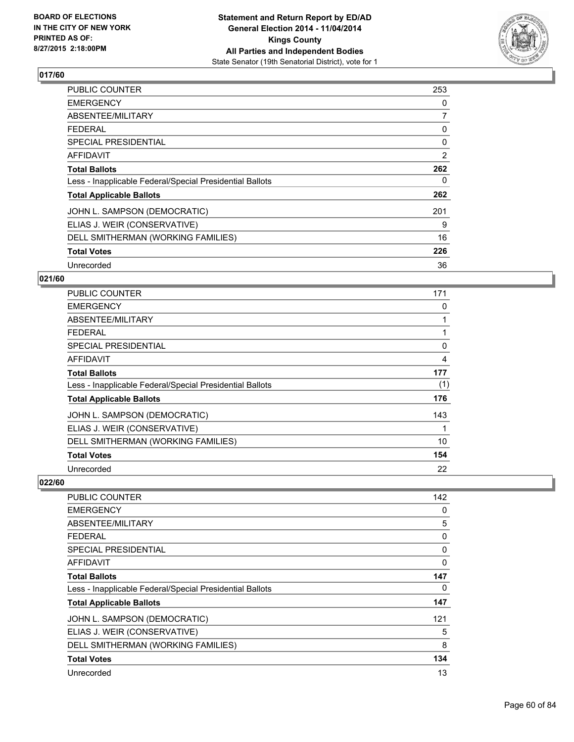BOARD OF ELECTIONS
IN THE CITY OF NEW YORK
PRINTED AS OF:
8/27/2015 2:18:00PM

**Statement and Return Report by ED/AD**
**General Election 2014 - 11/04/2014**
**Kings County**
**All Parties and Independent Bodies**
State Senator (19th Senatorial District), vote for 1

### 017/60

| | |
|---|---|
| PUBLIC COUNTER | 253 |
| EMERGENCY | 0 |
| ABSENTEE/MILITARY | 7 |
| FEDERAL | 0 |
| SPECIAL PRESIDENTIAL | 0 |
| AFFIDAVIT | 2 |
| **Total Ballots** | **262** |
| Less - Inapplicable Federal/Special Presidential Ballots | 0 |
| **Total Applicable Ballots** | **262** |
| JOHN L. SAMPSON (DEMOCRATIC) | 201 |
| ELIAS J. WEIR (CONSERVATIVE) | 9 |
| DELL SMITHERMAN (WORKING FAMILIES) | 16 |
| **Total Votes** | **226** |
| Unrecorded | 36 |

### 021/60

| | |
|---|---|
| PUBLIC COUNTER | 171 |
| EMERGENCY | 0 |
| ABSENTEE/MILITARY | 1 |
| FEDERAL | 1 |
| SPECIAL PRESIDENTIAL | 0 |
| AFFIDAVIT | 4 |
| **Total Ballots** | **177** |
| Less - Inapplicable Federal/Special Presidential Ballots | (1) |
| **Total Applicable Ballots** | **176** |
| JOHN L. SAMPSON (DEMOCRATIC) | 143 |
| ELIAS J. WEIR (CONSERVATIVE) | 1 |
| DELL SMITHERMAN (WORKING FAMILIES) | 10 |
| **Total Votes** | **154** |
| Unrecorded | 22 |

### 022/60

| | |
|---|---|
| PUBLIC COUNTER | 142 |
| EMERGENCY | 0 |
| ABSENTEE/MILITARY | 5 |
| FEDERAL | 0 |
| SPECIAL PRESIDENTIAL | 0 |
| AFFIDAVIT | 0 |
| **Total Ballots** | **147** |
| Less - Inapplicable Federal/Special Presidential Ballots | 0 |
| **Total Applicable Ballots** | **147** |
| JOHN L. SAMPSON (DEMOCRATIC) | 121 |
| ELIAS J. WEIR (CONSERVATIVE) | 5 |
| DELL SMITHERMAN (WORKING FAMILIES) | 8 |
| **Total Votes** | **134** |
| Unrecorded | 13 |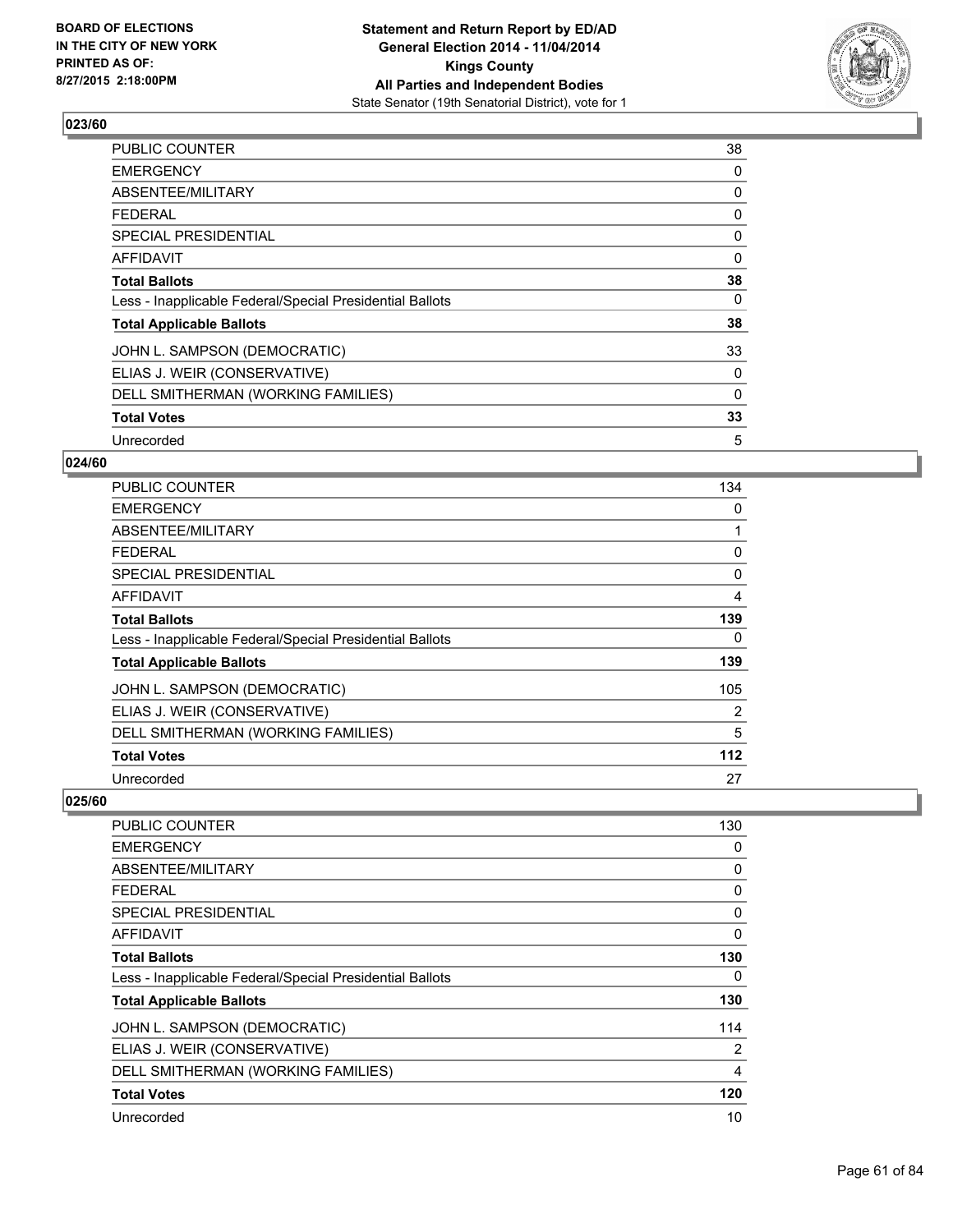## 023/60

| | |
|---|---|
| PUBLIC COUNTER | 38 |
| EMERGENCY | 0 |
| ABSENTEE/MILITARY | 0 |
| FEDERAL | 0 |
| SPECIAL PRESIDENTIAL | 0 |
| AFFIDAVIT | 0 |
| **Total Ballots** | **38** |
| Less - Inapplicable Federal/Special Presidential Ballots | 0 |
| **Total Applicable Ballots** | **38** |
| JOHN L. SAMPSON (DEMOCRATIC) | 33 |
| ELIAS J. WEIR (CONSERVATIVE) | 0 |
| DELL SMITHERMAN (WORKING FAMILIES) | 0 |
| **Total Votes** | **33** |
| Unrecorded | 5 |

## 024/60

| | |
|---|---|
| PUBLIC COUNTER | 134 |
| EMERGENCY | 0 |
| ABSENTEE/MILITARY | 1 |
| FEDERAL | 0 |
| SPECIAL PRESIDENTIAL | 0 |
| AFFIDAVIT | 4 |
| **Total Ballots** | **139** |
| Less - Inapplicable Federal/Special Presidential Ballots | 0 |
| **Total Applicable Ballots** | **139** |
| JOHN L. SAMPSON (DEMOCRATIC) | 105 |
| ELIAS J. WEIR (CONSERVATIVE) | 2 |
| DELL SMITHERMAN (WORKING FAMILIES) | 5 |
| **Total Votes** | **112** |
| Unrecorded | 27 |

## 025/60

| | |
|---|---|
| PUBLIC COUNTER | 130 |
| EMERGENCY | 0 |
| ABSENTEE/MILITARY | 0 |
| FEDERAL | 0 |
| SPECIAL PRESIDENTIAL | 0 |
| AFFIDAVIT | 0 |
| **Total Ballots** | **130** |
| Less - Inapplicable Federal/Special Presidential Ballots | 0 |
| **Total Applicable Ballots** | **130** |
| JOHN L. SAMPSON (DEMOCRATIC) | 114 |
| ELIAS J. WEIR (CONSERVATIVE) | 2 |
| DELL SMITHERMAN (WORKING FAMILIES) | 4 |
| **Total Votes** | **120** |
| Unrecorded | 10 |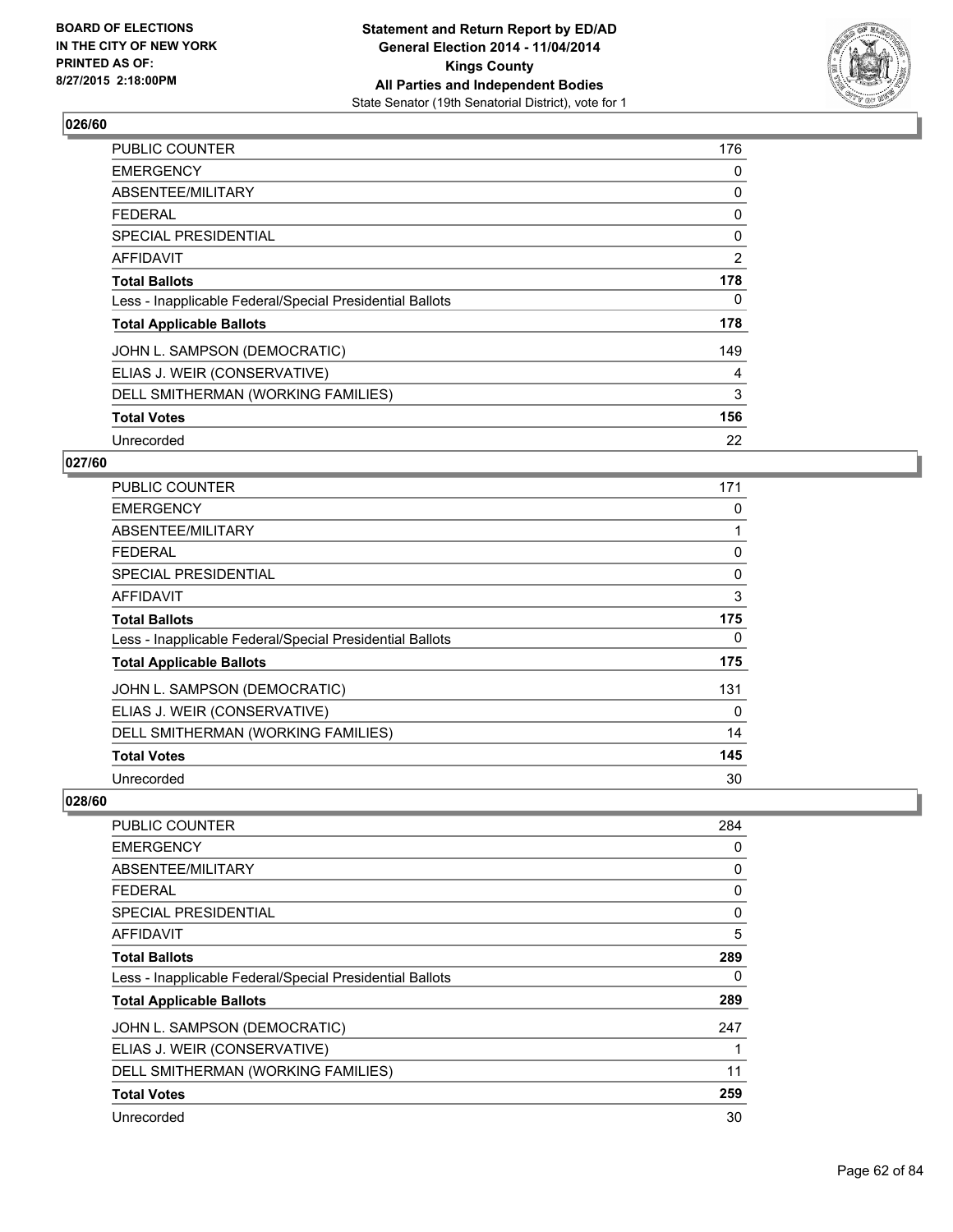## 026/60

| | |
|---|---|
| PUBLIC COUNTER | 176 |
| EMERGENCY | 0 |
| ABSENTEE/MILITARY | 0 |
| FEDERAL | 0 |
| SPECIAL PRESIDENTIAL | 0 |
| AFFIDAVIT | 2 |
| **Total Ballots** | **178** |
| Less - Inapplicable Federal/Special Presidential Ballots | 0 |
| **Total Applicable Ballots** | **178** |
| JOHN L. SAMPSON (DEMOCRATIC) | 149 |
| ELIAS J. WEIR (CONSERVATIVE) | 4 |
| DELL SMITHERMAN (WORKING FAMILIES) | 3 |
| **Total Votes** | **156** |
| Unrecorded | 22 |

## 027/60

| | |
|---|---|
| PUBLIC COUNTER | 171 |
| EMERGENCY | 0 |
| ABSENTEE/MILITARY | 1 |
| FEDERAL | 0 |
| SPECIAL PRESIDENTIAL | 0 |
| AFFIDAVIT | 3 |
| **Total Ballots** | **175** |
| Less - Inapplicable Federal/Special Presidential Ballots | 0 |
| **Total Applicable Ballots** | **175** |
| JOHN L. SAMPSON (DEMOCRATIC) | 131 |
| ELIAS J. WEIR (CONSERVATIVE) | 0 |
| DELL SMITHERMAN (WORKING FAMILIES) | 14 |
| **Total Votes** | **145** |
| Unrecorded | 30 |

## 028/60

| | |
|---|---|
| PUBLIC COUNTER | 284 |
| EMERGENCY | 0 |
| ABSENTEE/MILITARY | 0 |
| FEDERAL | 0 |
| SPECIAL PRESIDENTIAL | 0 |
| AFFIDAVIT | 5 |
| **Total Ballots** | **289** |
| Less - Inapplicable Federal/Special Presidential Ballots | 0 |
| **Total Applicable Ballots** | **289** |
| JOHN L. SAMPSON (DEMOCRATIC) | 247 |
| ELIAS J. WEIR (CONSERVATIVE) | 1 |
| DELL SMITHERMAN (WORKING FAMILIES) | 11 |
| **Total Votes** | **259** |
| Unrecorded | 30 |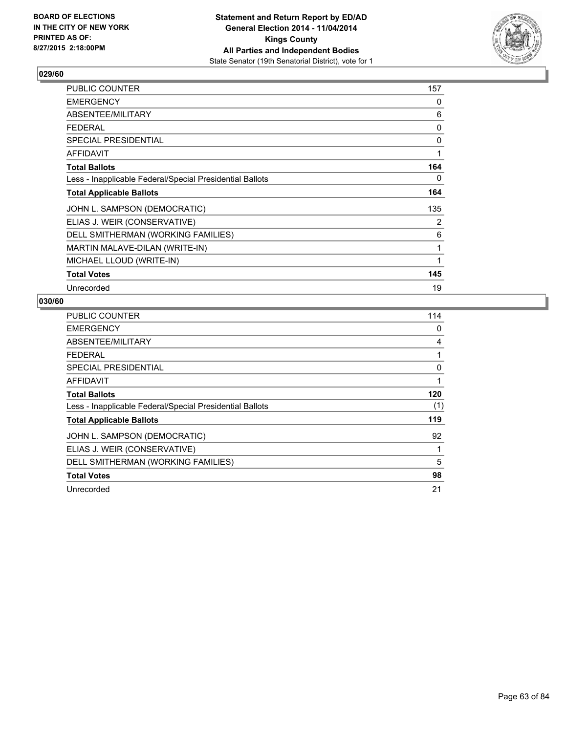## 029/60

| | |
|---|---|
| PUBLIC COUNTER | 157 |
| EMERGENCY | 0 |
| ABSENTEE/MILITARY | 6 |
| FEDERAL | 0 |
| SPECIAL PRESIDENTIAL | 0 |
| AFFIDAVIT | 1 |
| **Total Ballots** | **164** |
| Less - Inapplicable Federal/Special Presidential Ballots | 0 |
| **Total Applicable Ballots** | **164** |
| JOHN L. SAMPSON (DEMOCRATIC) | 135 |
| ELIAS J. WEIR (CONSERVATIVE) | 2 |
| DELL SMITHERMAN (WORKING FAMILIES) | 6 |
| MARTIN MALAVE-DILAN (WRITE-IN) | 1 |
| MICHAEL LLOUD (WRITE-IN) | 1 |
| **Total Votes** | **145** |
| Unrecorded | 19 |

## 030/60

| | |
|---|---|
| PUBLIC COUNTER | 114 |
| EMERGENCY | 0 |
| ABSENTEE/MILITARY | 4 |
| FEDERAL | 1 |
| SPECIAL PRESIDENTIAL | 0 |
| AFFIDAVIT | 1 |
| **Total Ballots** | **120** |
| Less - Inapplicable Federal/Special Presidential Ballots | (1) |
| **Total Applicable Ballots** | **119** |
| JOHN L. SAMPSON (DEMOCRATIC) | 92 |
| ELIAS J. WEIR (CONSERVATIVE) | 1 |
| DELL SMITHERMAN (WORKING FAMILIES) | 5 |
| **Total Votes** | **98** |
| Unrecorded | 21 |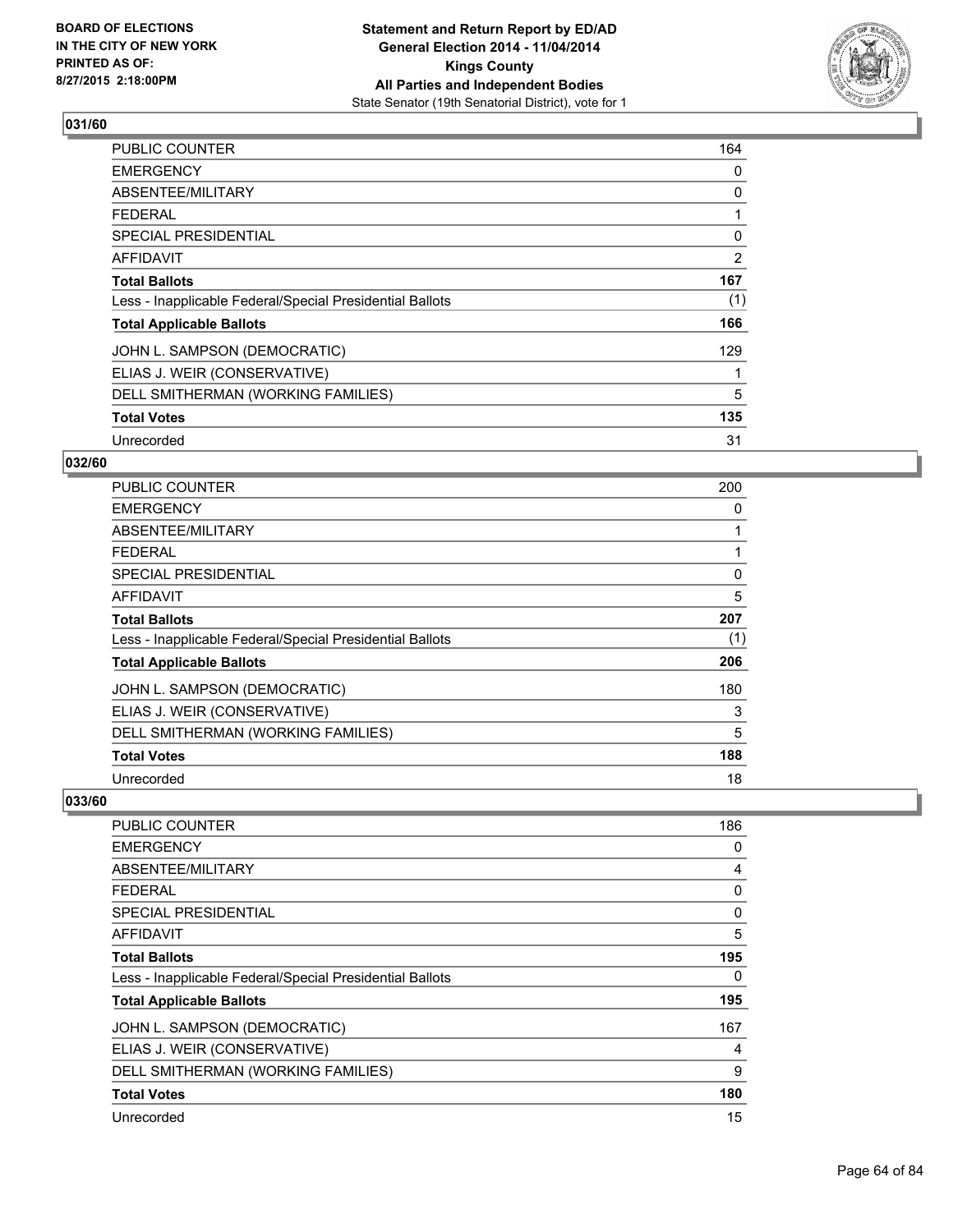**BOARD OF ELECTIONS IN THE CITY OF NEW YORK PRINTED AS OF: 8/27/2015 2:18:00PM**

**Statement and Return Report by ED/AD General Election 2014 - 11/04/2014 Kings County All Parties and Independent Bodies**
State Senator (19th Senatorial District), vote for 1

### 031/60

| | |
|---|---|
| PUBLIC COUNTER | 164 |
| EMERGENCY | 0 |
| ABSENTEE/MILITARY | 0 |
| FEDERAL | 1 |
| SPECIAL PRESIDENTIAL | 0 |
| AFFIDAVIT | 2 |
| **Total Ballots** | **167** |
| Less - Inapplicable Federal/Special Presidential Ballots | (1) |
| **Total Applicable Ballots** | **166** |
| JOHN L. SAMPSON (DEMOCRATIC) | 129 |
| ELIAS J. WEIR (CONSERVATIVE) | 1 |
| DELL SMITHERMAN (WORKING FAMILIES) | 5 |
| **Total Votes** | **135** |
| Unrecorded | 31 |

### 032/60

| | |
|---|---|
| PUBLIC COUNTER | 200 |
| EMERGENCY | 0 |
| ABSENTEE/MILITARY | 1 |
| FEDERAL | 1 |
| SPECIAL PRESIDENTIAL | 0 |
| AFFIDAVIT | 5 |
| **Total Ballots** | **207** |
| Less - Inapplicable Federal/Special Presidential Ballots | (1) |
| **Total Applicable Ballots** | **206** |
| JOHN L. SAMPSON (DEMOCRATIC) | 180 |
| ELIAS J. WEIR (CONSERVATIVE) | 3 |
| DELL SMITHERMAN (WORKING FAMILIES) | 5 |
| **Total Votes** | **188** |
| Unrecorded | 18 |

### 033/60

| | |
|---|---|
| PUBLIC COUNTER | 186 |
| EMERGENCY | 0 |
| ABSENTEE/MILITARY | 4 |
| FEDERAL | 0 |
| SPECIAL PRESIDENTIAL | 0 |
| AFFIDAVIT | 5 |
| **Total Ballots** | **195** |
| Less - Inapplicable Federal/Special Presidential Ballots | 0 |
| **Total Applicable Ballots** | **195** |
| JOHN L. SAMPSON (DEMOCRATIC) | 167 |
| ELIAS J. WEIR (CONSERVATIVE) | 4 |
| DELL SMITHERMAN (WORKING FAMILIES) | 9 |
| **Total Votes** | **180** |
| Unrecorded | 15 |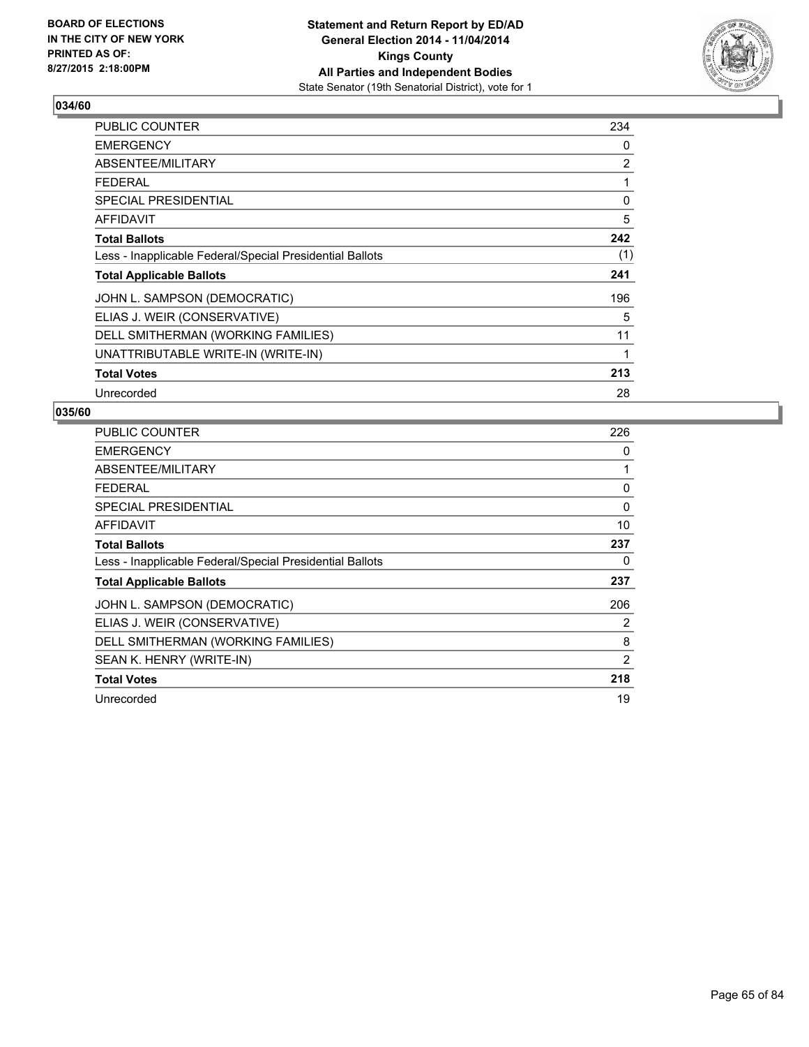**BOARD OF ELECTIONS IN THE CITY OF NEW YORK PRINTED AS OF: 8/27/2015 2:18:00PM**

**Statement and Return Report by ED/AD General Election 2014 - 11/04/2014 Kings County All Parties and Independent Bodies**
State Senator (19th Senatorial District), vote for 1

## 034/60

| | |
|---|---|
| PUBLIC COUNTER | 234 |
| EMERGENCY | 0 |
| ABSENTEE/MILITARY | 2 |
| FEDERAL | 1 |
| SPECIAL PRESIDENTIAL | 0 |
| AFFIDAVIT | 5 |
| **Total Ballots** | **242** |
| Less - Inapplicable Federal/Special Presidential Ballots | (1) |
| **Total Applicable Ballots** | **241** |
| JOHN L. SAMPSON (DEMOCRATIC) | 196 |
| ELIAS J. WEIR (CONSERVATIVE) | 5 |
| DELL SMITHERMAN (WORKING FAMILIES) | 11 |
| UNATTRIBUTABLE WRITE-IN (WRITE-IN) | 1 |
| **Total Votes** | **213** |
| Unrecorded | 28 |

## 035/60

| | |
|---|---|
| PUBLIC COUNTER | 226 |
| EMERGENCY | 0 |
| ABSENTEE/MILITARY | 1 |
| FEDERAL | 0 |
| SPECIAL PRESIDENTIAL | 0 |
| AFFIDAVIT | 10 |
| **Total Ballots** | **237** |
| Less - Inapplicable Federal/Special Presidential Ballots | 0 |
| **Total Applicable Ballots** | **237** |
| JOHN L. SAMPSON (DEMOCRATIC) | 206 |
| ELIAS J. WEIR (CONSERVATIVE) | 2 |
| DELL SMITHERMAN (WORKING FAMILIES) | 8 |
| SEAN K. HENRY (WRITE-IN) | 2 |
| **Total Votes** | **218** |
| Unrecorded | 19 |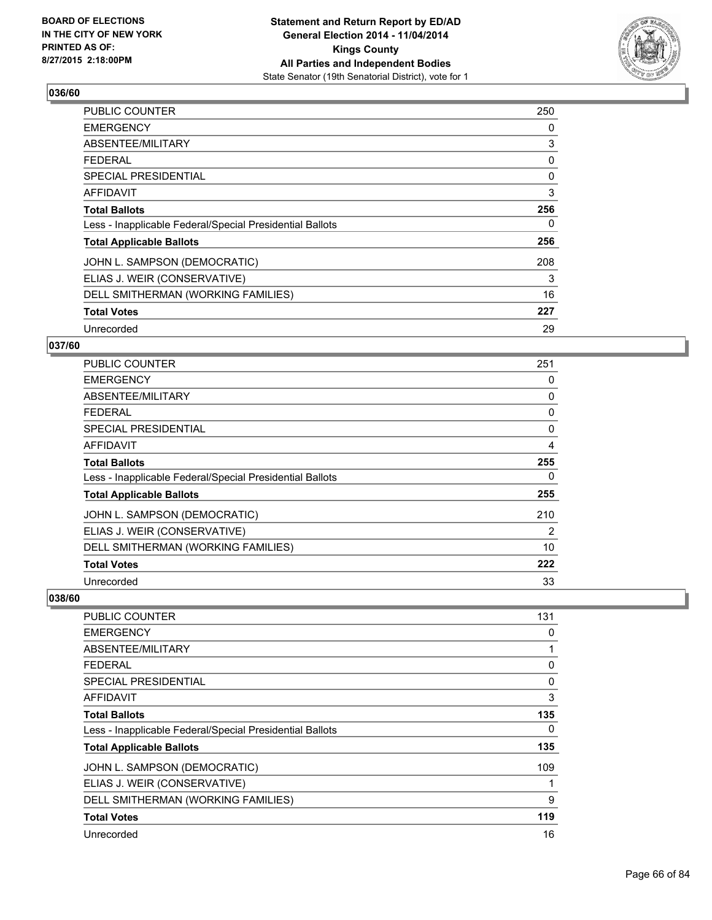**BOARD OF ELECTIONS IN THE CITY OF NEW YORK PRINTED AS OF: 8/27/2015 2:18:00PM**

**Statement and Return Report by ED/AD General Election 2014 - 11/04/2014 Kings County All Parties and Independent Bodies**
State Senator (19th Senatorial District), vote for 1

### 036/60

| | |
|---|---|
| PUBLIC COUNTER | 250 |
| EMERGENCY | 0 |
| ABSENTEE/MILITARY | 3 |
| FEDERAL | 0 |
| SPECIAL PRESIDENTIAL | 0 |
| AFFIDAVIT | 3 |
| **Total Ballots** | **256** |
| Less - Inapplicable Federal/Special Presidential Ballots | 0 |
| **Total Applicable Ballots** | **256** |
| JOHN L. SAMPSON (DEMOCRATIC) | 208 |
| ELIAS J. WEIR (CONSERVATIVE) | 3 |
| DELL SMITHERMAN (WORKING FAMILIES) | 16 |
| **Total Votes** | **227** |
| Unrecorded | 29 |

### 037/60

| | |
|---|---|
| PUBLIC COUNTER | 251 |
| EMERGENCY | 0 |
| ABSENTEE/MILITARY | 0 |
| FEDERAL | 0 |
| SPECIAL PRESIDENTIAL | 0 |
| AFFIDAVIT | 4 |
| **Total Ballots** | **255** |
| Less - Inapplicable Federal/Special Presidential Ballots | 0 |
| **Total Applicable Ballots** | **255** |
| JOHN L. SAMPSON (DEMOCRATIC) | 210 |
| ELIAS J. WEIR (CONSERVATIVE) | 2 |
| DELL SMITHERMAN (WORKING FAMILIES) | 10 |
| **Total Votes** | **222** |
| Unrecorded | 33 |

### 038/60

| | |
|---|---|
| PUBLIC COUNTER | 131 |
| EMERGENCY | 0 |
| ABSENTEE/MILITARY | 1 |
| FEDERAL | 0 |
| SPECIAL PRESIDENTIAL | 0 |
| AFFIDAVIT | 3 |
| **Total Ballots** | **135** |
| Less - Inapplicable Federal/Special Presidential Ballots | 0 |
| **Total Applicable Ballots** | **135** |
| JOHN L. SAMPSON (DEMOCRATIC) | 109 |
| ELIAS J. WEIR (CONSERVATIVE) | 1 |
| DELL SMITHERMAN (WORKING FAMILIES) | 9 |
| **Total Votes** | **119** |
| Unrecorded | 16 |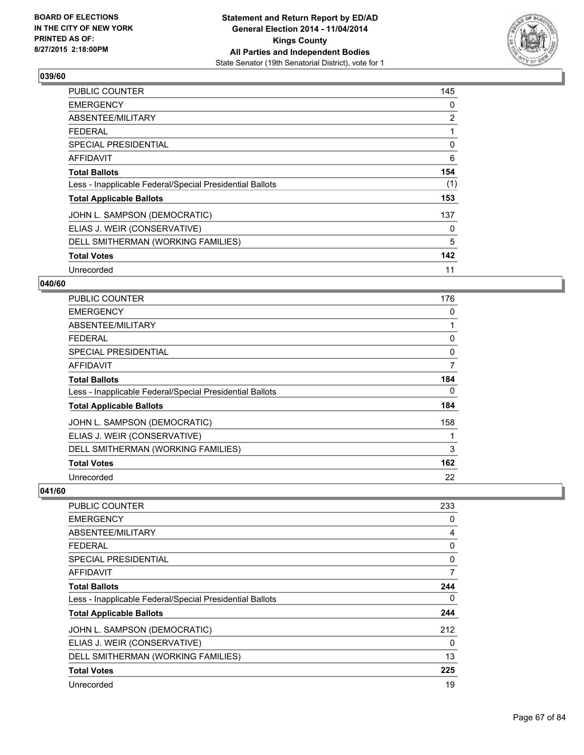## 039/60

| | |
|---|---|
| PUBLIC COUNTER | 145 |
| EMERGENCY | 0 |
| ABSENTEE/MILITARY | 2 |
| FEDERAL | 1 |
| SPECIAL PRESIDENTIAL | 0 |
| AFFIDAVIT | 6 |
| **Total Ballots** | **154** |
| Less - Inapplicable Federal/Special Presidential Ballots | (1) |
| **Total Applicable Ballots** | **153** |
| JOHN L. SAMPSON (DEMOCRATIC) | 137 |
| ELIAS J. WEIR (CONSERVATIVE) | 0 |
| DELL SMITHERMAN (WORKING FAMILIES) | 5 |
| **Total Votes** | **142** |
| Unrecorded | 11 |

## 040/60

| | |
|---|---|
| PUBLIC COUNTER | 176 |
| EMERGENCY | 0 |
| ABSENTEE/MILITARY | 1 |
| FEDERAL | 0 |
| SPECIAL PRESIDENTIAL | 0 |
| AFFIDAVIT | 7 |
| **Total Ballots** | **184** |
| Less - Inapplicable Federal/Special Presidential Ballots | 0 |
| **Total Applicable Ballots** | **184** |
| JOHN L. SAMPSON (DEMOCRATIC) | 158 |
| ELIAS J. WEIR (CONSERVATIVE) | 1 |
| DELL SMITHERMAN (WORKING FAMILIES) | 3 |
| **Total Votes** | **162** |
| Unrecorded | 22 |

## 041/60

| | |
|---|---|
| PUBLIC COUNTER | 233 |
| EMERGENCY | 0 |
| ABSENTEE/MILITARY | 4 |
| FEDERAL | 0 |
| SPECIAL PRESIDENTIAL | 0 |
| AFFIDAVIT | 7 |
| **Total Ballots** | **244** |
| Less - Inapplicable Federal/Special Presidential Ballots | 0 |
| **Total Applicable Ballots** | **244** |
| JOHN L. SAMPSON (DEMOCRATIC) | 212 |
| ELIAS J. WEIR (CONSERVATIVE) | 0 |
| DELL SMITHERMAN (WORKING FAMILIES) | 13 |
| **Total Votes** | **225** |
| Unrecorded | 19 |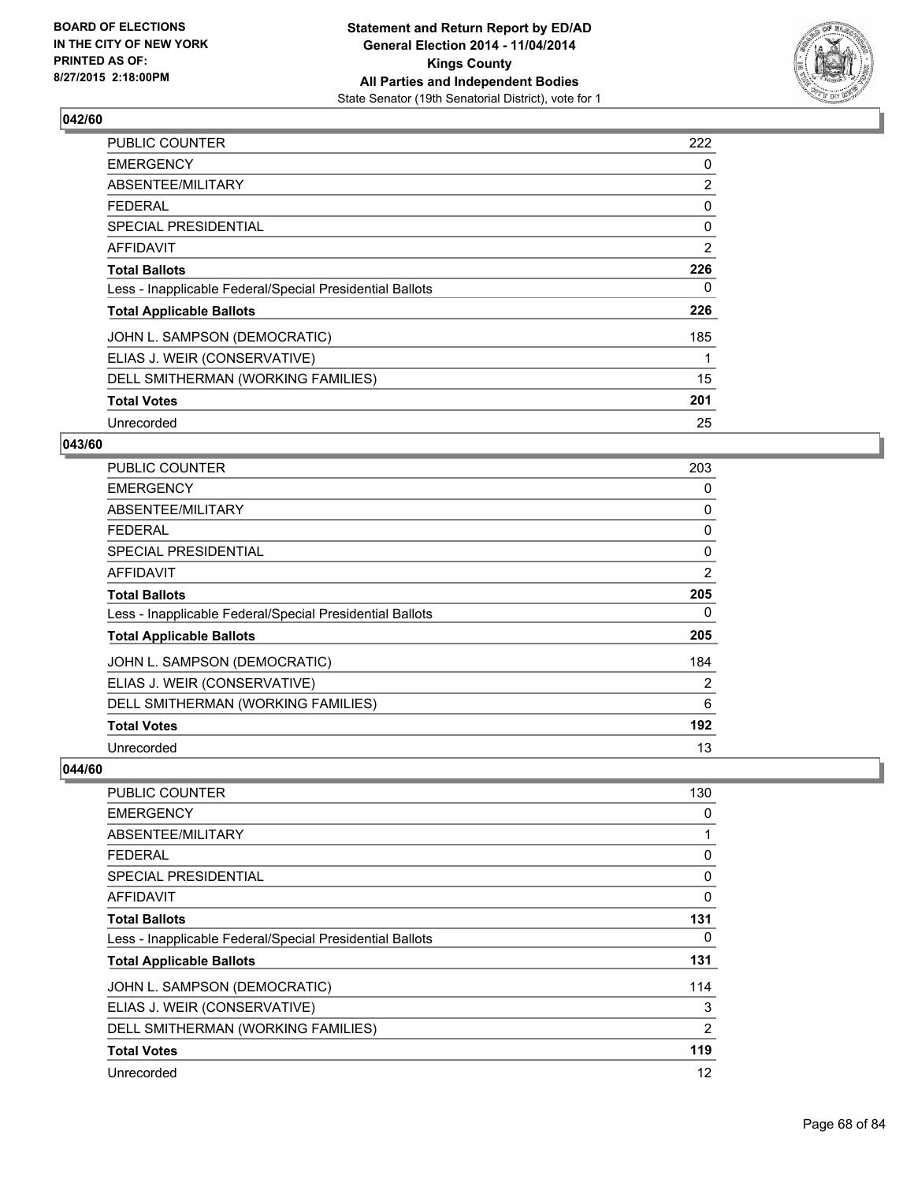**BOARD OF ELECTIONS IN THE CITY OF NEW YORK PRINTED AS OF: 8/27/2015 2:18:00PM**

**Statement and Return Report by ED/AD General Election 2014 - 11/04/2014 Kings County All Parties and Independent Bodies**
State Senator (19th Senatorial District), vote for 1

### 042/60

| | |
|---|---|
| PUBLIC COUNTER | 222 |
| EMERGENCY | 0 |
| ABSENTEE/MILITARY | 2 |
| FEDERAL | 0 |
| SPECIAL PRESIDENTIAL | 0 |
| AFFIDAVIT | 2 |
| **Total Ballots** | **226** |
| Less - Inapplicable Federal/Special Presidential Ballots | 0 |
| **Total Applicable Ballots** | **226** |
| JOHN L. SAMPSON (DEMOCRATIC) | 185 |
| ELIAS J. WEIR (CONSERVATIVE) | 1 |
| DELL SMITHERMAN (WORKING FAMILIES) | 15 |
| **Total Votes** | **201** |
| Unrecorded | 25 |

### 043/60

| | |
|---|---|
| PUBLIC COUNTER | 203 |
| EMERGENCY | 0 |
| ABSENTEE/MILITARY | 0 |
| FEDERAL | 0 |
| SPECIAL PRESIDENTIAL | 0 |
| AFFIDAVIT | 2 |
| **Total Ballots** | **205** |
| Less - Inapplicable Federal/Special Presidential Ballots | 0 |
| **Total Applicable Ballots** | **205** |
| JOHN L. SAMPSON (DEMOCRATIC) | 184 |
| ELIAS J. WEIR (CONSERVATIVE) | 2 |
| DELL SMITHERMAN (WORKING FAMILIES) | 6 |
| **Total Votes** | **192** |
| Unrecorded | 13 |

### 044/60

| | |
|---|---|
| PUBLIC COUNTER | 130 |
| EMERGENCY | 0 |
| ABSENTEE/MILITARY | 1 |
| FEDERAL | 0 |
| SPECIAL PRESIDENTIAL | 0 |
| AFFIDAVIT | 0 |
| **Total Ballots** | **131** |
| Less - Inapplicable Federal/Special Presidential Ballots | 0 |
| **Total Applicable Ballots** | **131** |
| JOHN L. SAMPSON (DEMOCRATIC) | 114 |
| ELIAS J. WEIR (CONSERVATIVE) | 3 |
| DELL SMITHERMAN (WORKING FAMILIES) | 2 |
| **Total Votes** | **119** |
| Unrecorded | 12 |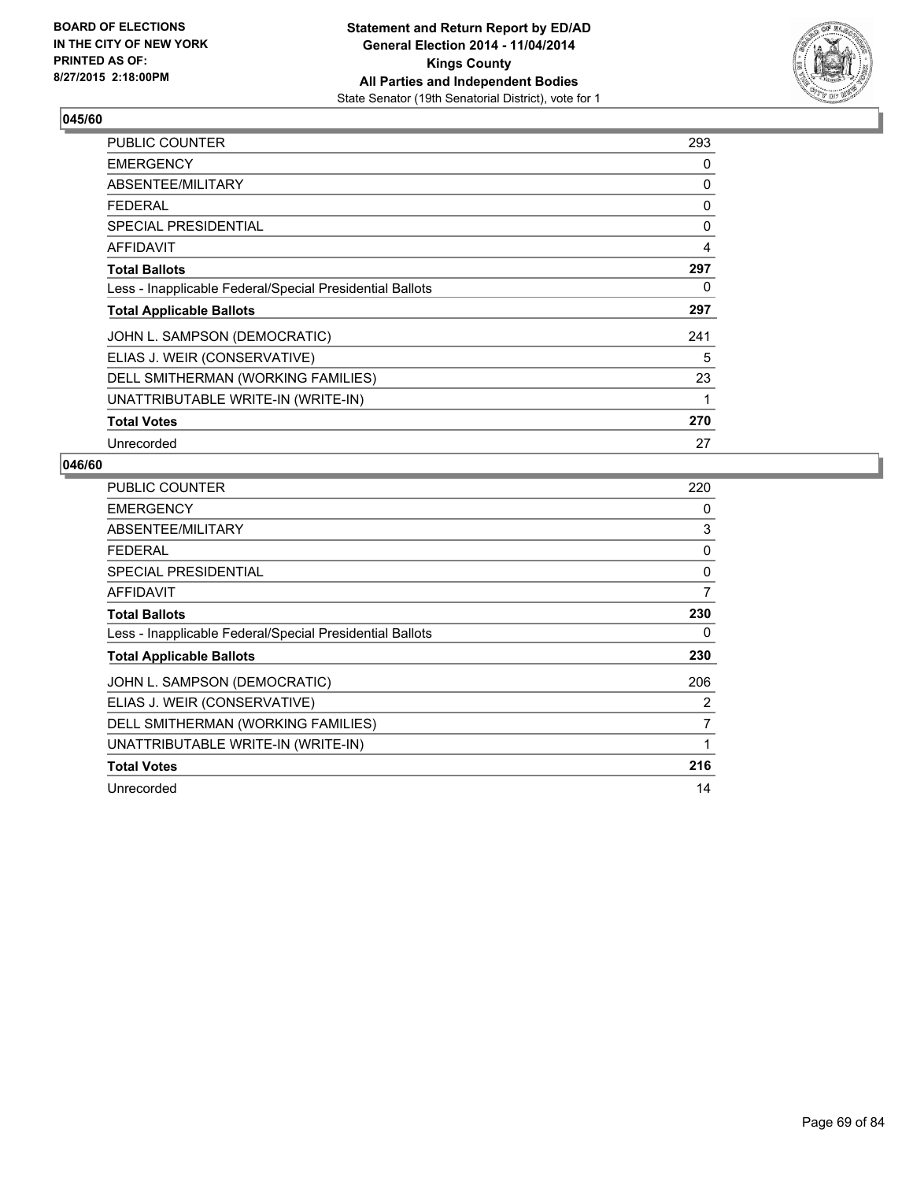## 045/60

| | |
|---|---|
| PUBLIC COUNTER | 293 |
| EMERGENCY | 0 |
| ABSENTEE/MILITARY | 0 |
| FEDERAL | 0 |
| SPECIAL PRESIDENTIAL | 0 |
| AFFIDAVIT | 4 |
| **Total Ballots** | **297** |
| Less - Inapplicable Federal/Special Presidential Ballots | 0 |
| **Total Applicable Ballots** | **297** |
| JOHN L. SAMPSON (DEMOCRATIC) | 241 |
| ELIAS J. WEIR (CONSERVATIVE) | 5 |
| DELL SMITHERMAN (WORKING FAMILIES) | 23 |
| UNATTRIBUTABLE WRITE-IN (WRITE-IN) | 1 |
| **Total Votes** | **270** |
| Unrecorded | 27 |

## 046/60

| | |
|---|---|
| PUBLIC COUNTER | 220 |
| EMERGENCY | 0 |
| ABSENTEE/MILITARY | 3 |
| FEDERAL | 0 |
| SPECIAL PRESIDENTIAL | 0 |
| AFFIDAVIT | 7 |
| **Total Ballots** | **230** |
| Less - Inapplicable Federal/Special Presidential Ballots | 0 |
| **Total Applicable Ballots** | **230** |
| JOHN L. SAMPSON (DEMOCRATIC) | 206 |
| ELIAS J. WEIR (CONSERVATIVE) | 2 |
| DELL SMITHERMAN (WORKING FAMILIES) | 7 |
| UNATTRIBUTABLE WRITE-IN (WRITE-IN) | 1 |
| **Total Votes** | **216** |
| Unrecorded | 14 |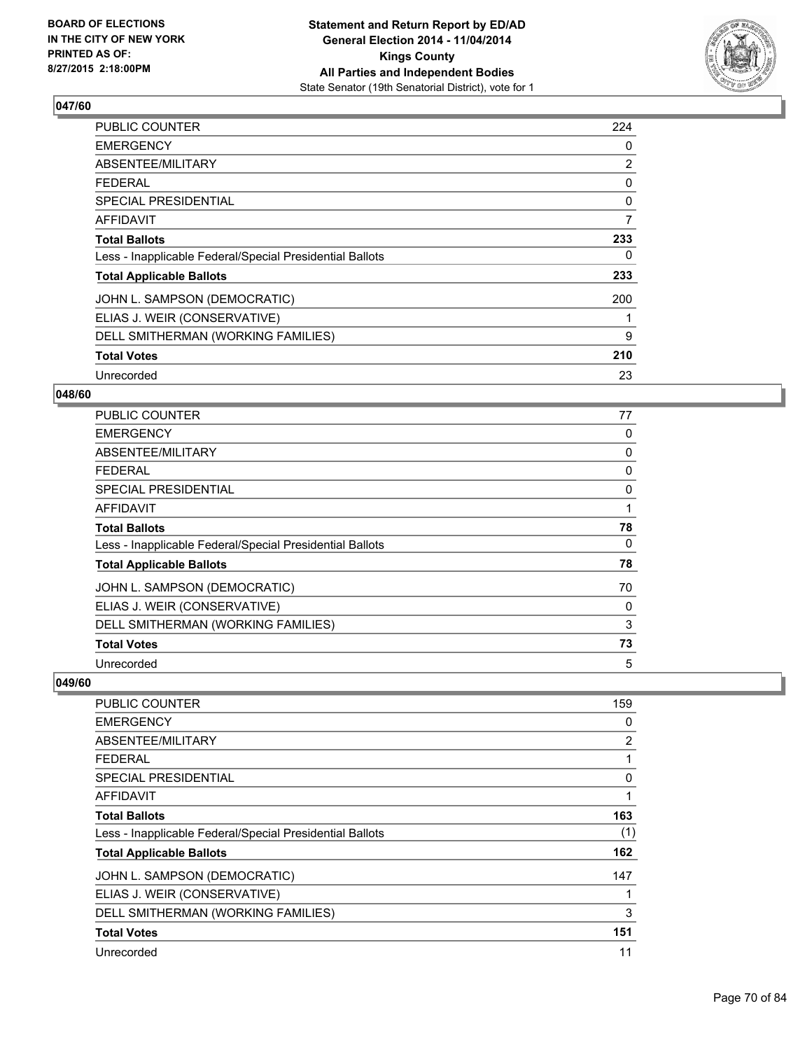### 047/60

| | |
|---|---|
| PUBLIC COUNTER | 224 |
| EMERGENCY | 0 |
| ABSENTEE/MILITARY | 2 |
| FEDERAL | 0 |
| SPECIAL PRESIDENTIAL | 0 |
| AFFIDAVIT | 7 |
| **Total Ballots** | **233** |
| Less - Inapplicable Federal/Special Presidential Ballots | 0 |
| **Total Applicable Ballots** | **233** |
| JOHN L. SAMPSON (DEMOCRATIC) | 200 |
| ELIAS J. WEIR (CONSERVATIVE) | 1 |
| DELL SMITHERMAN (WORKING FAMILIES) | 9 |
| **Total Votes** | **210** |
| Unrecorded | 23 |

### 048/60

| | |
|---|---|
| PUBLIC COUNTER | 77 |
| EMERGENCY | 0 |
| ABSENTEE/MILITARY | 0 |
| FEDERAL | 0 |
| SPECIAL PRESIDENTIAL | 0 |
| AFFIDAVIT | 1 |
| **Total Ballots** | **78** |
| Less - Inapplicable Federal/Special Presidential Ballots | 0 |
| **Total Applicable Ballots** | **78** |
| JOHN L. SAMPSON (DEMOCRATIC) | 70 |
| ELIAS J. WEIR (CONSERVATIVE) | 0 |
| DELL SMITHERMAN (WORKING FAMILIES) | 3 |
| **Total Votes** | **73** |
| Unrecorded | 5 |

### 049/60

| | |
|---|---|
| PUBLIC COUNTER | 159 |
| EMERGENCY | 0 |
| ABSENTEE/MILITARY | 2 |
| FEDERAL | 1 |
| SPECIAL PRESIDENTIAL | 0 |
| AFFIDAVIT | 1 |
| **Total Ballots** | **163** |
| Less - Inapplicable Federal/Special Presidential Ballots | (1) |
| **Total Applicable Ballots** | **162** |
| JOHN L. SAMPSON (DEMOCRATIC) | 147 |
| ELIAS J. WEIR (CONSERVATIVE) | 1 |
| DELL SMITHERMAN (WORKING FAMILIES) | 3 |
| **Total Votes** | **151** |
| Unrecorded | 11 |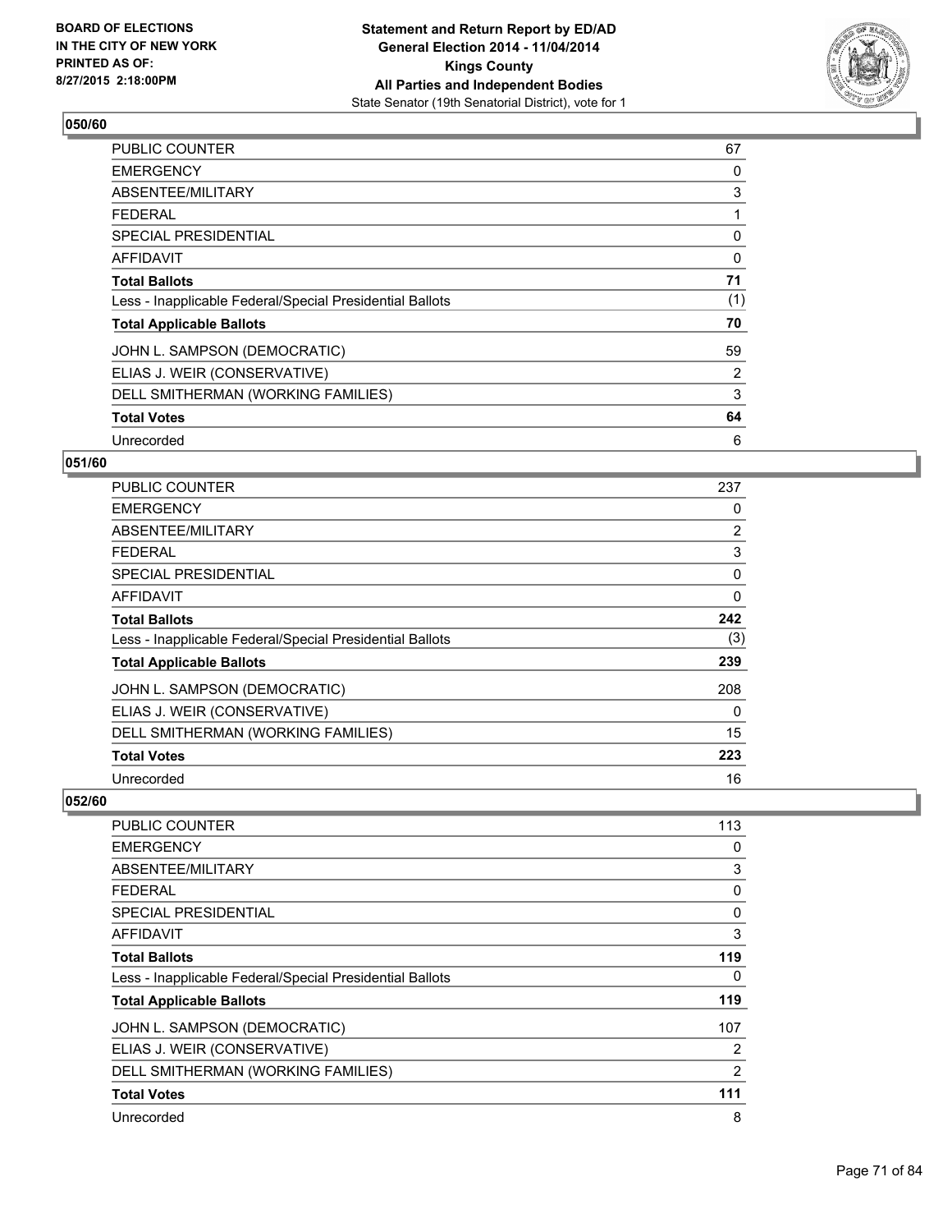### 050/60

| | |
|---|---|
| PUBLIC COUNTER | 67 |
| EMERGENCY | 0 |
| ABSENTEE/MILITARY | 3 |
| FEDERAL | 1 |
| SPECIAL PRESIDENTIAL | 0 |
| AFFIDAVIT | 0 |
| **Total Ballots** | **71** |
| Less - Inapplicable Federal/Special Presidential Ballots | (1) |
| **Total Applicable Ballots** | **70** |
| JOHN L. SAMPSON (DEMOCRATIC) | 59 |
| ELIAS J. WEIR (CONSERVATIVE) | 2 |
| DELL SMITHERMAN (WORKING FAMILIES) | 3 |
| **Total Votes** | **64** |
| Unrecorded | 6 |

### 051/60

| | |
|---|---|
| PUBLIC COUNTER | 237 |
| EMERGENCY | 0 |
| ABSENTEE/MILITARY | 2 |
| FEDERAL | 3 |
| SPECIAL PRESIDENTIAL | 0 |
| AFFIDAVIT | 0 |
| **Total Ballots** | **242** |
| Less - Inapplicable Federal/Special Presidential Ballots | (3) |
| **Total Applicable Ballots** | **239** |
| JOHN L. SAMPSON (DEMOCRATIC) | 208 |
| ELIAS J. WEIR (CONSERVATIVE) | 0 |
| DELL SMITHERMAN (WORKING FAMILIES) | 15 |
| **Total Votes** | **223** |
| Unrecorded | 16 |

### 052/60

| | |
|---|---|
| PUBLIC COUNTER | 113 |
| EMERGENCY | 0 |
| ABSENTEE/MILITARY | 3 |
| FEDERAL | 0 |
| SPECIAL PRESIDENTIAL | 0 |
| AFFIDAVIT | 3 |
| **Total Ballots** | **119** |
| Less - Inapplicable Federal/Special Presidential Ballots | 0 |
| **Total Applicable Ballots** | **119** |
| JOHN L. SAMPSON (DEMOCRATIC) | 107 |
| ELIAS J. WEIR (CONSERVATIVE) | 2 |
| DELL SMITHERMAN (WORKING FAMILIES) | 2 |
| **Total Votes** | **111** |
| Unrecorded | 8 |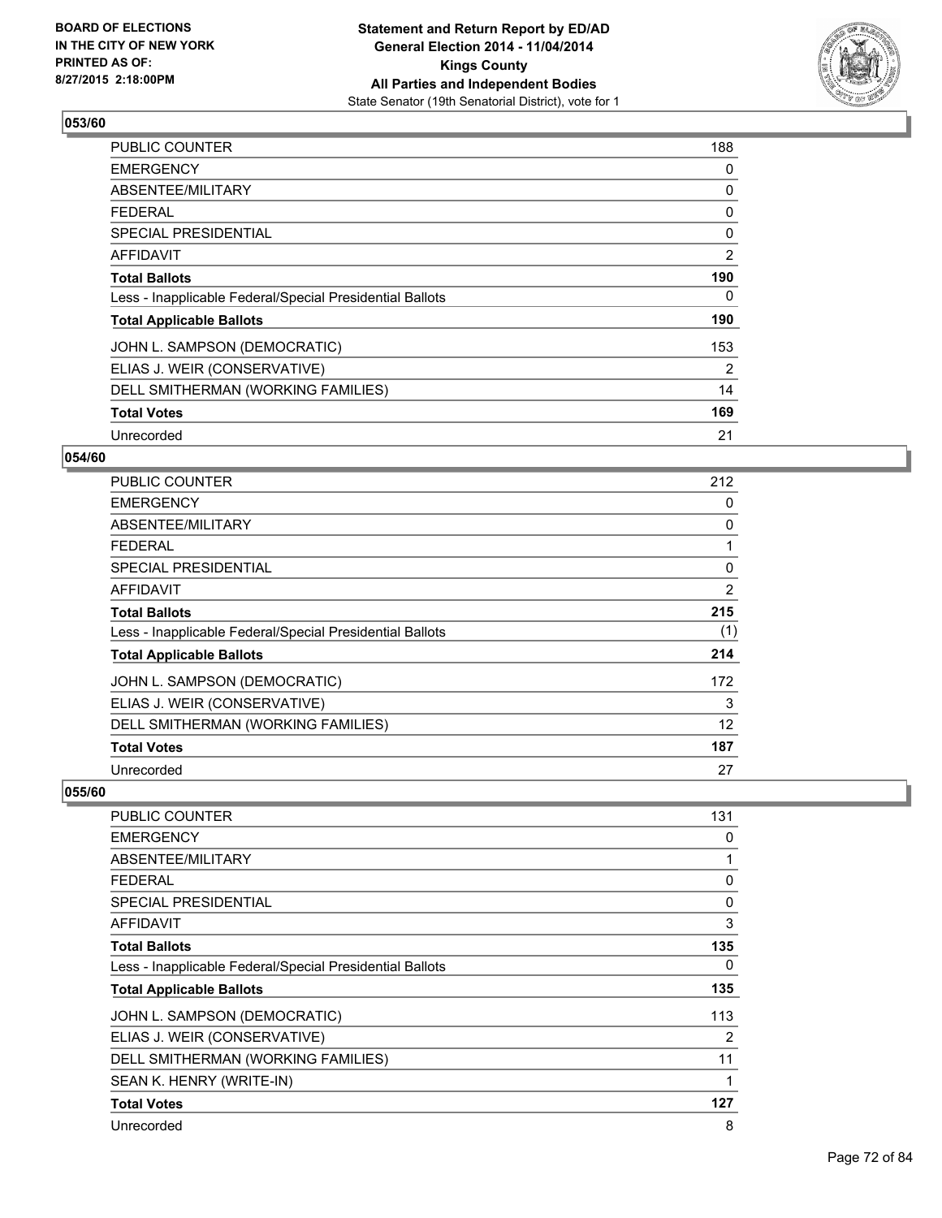BOARD OF ELECTIONS
IN THE CITY OF NEW YORK
PRINTED AS OF:
8/27/2015 2:18:00PM

**Statement and Return Report by ED/AD**
**General Election 2014 - 11/04/2014**
**Kings County**
**All Parties and Independent Bodies**
State Senator (19th Senatorial District), vote for 1

### 053/60

| | |
|---|---|
| PUBLIC COUNTER | 188 |
| EMERGENCY | 0 |
| ABSENTEE/MILITARY | 0 |
| FEDERAL | 0 |
| SPECIAL PRESIDENTIAL | 0 |
| AFFIDAVIT | 2 |
| **Total Ballots** | **190** |
| Less - Inapplicable Federal/Special Presidential Ballots | 0 |
| **Total Applicable Ballots** | **190** |
| JOHN L. SAMPSON (DEMOCRATIC) | 153 |
| ELIAS J. WEIR (CONSERVATIVE) | 2 |
| DELL SMITHERMAN (WORKING FAMILIES) | 14 |
| **Total Votes** | **169** |
| Unrecorded | 21 |

### 054/60

| | |
|---|---|
| PUBLIC COUNTER | 212 |
| EMERGENCY | 0 |
| ABSENTEE/MILITARY | 0 |
| FEDERAL | 1 |
| SPECIAL PRESIDENTIAL | 0 |
| AFFIDAVIT | 2 |
| **Total Ballots** | **215** |
| Less - Inapplicable Federal/Special Presidential Ballots | (1) |
| **Total Applicable Ballots** | **214** |
| JOHN L. SAMPSON (DEMOCRATIC) | 172 |
| ELIAS J. WEIR (CONSERVATIVE) | 3 |
| DELL SMITHERMAN (WORKING FAMILIES) | 12 |
| **Total Votes** | **187** |
| Unrecorded | 27 |

### 055/60

| | |
|---|---|
| PUBLIC COUNTER | 131 |
| EMERGENCY | 0 |
| ABSENTEE/MILITARY | 1 |
| FEDERAL | 0 |
| SPECIAL PRESIDENTIAL | 0 |
| AFFIDAVIT | 3 |
| **Total Ballots** | **135** |
| Less - Inapplicable Federal/Special Presidential Ballots | 0 |
| **Total Applicable Ballots** | **135** |
| JOHN L. SAMPSON (DEMOCRATIC) | 113 |
| ELIAS J. WEIR (CONSERVATIVE) | 2 |
| DELL SMITHERMAN (WORKING FAMILIES) | 11 |
| SEAN K. HENRY (WRITE-IN) | 1 |
| **Total Votes** | **127** |
| Unrecorded | 8 |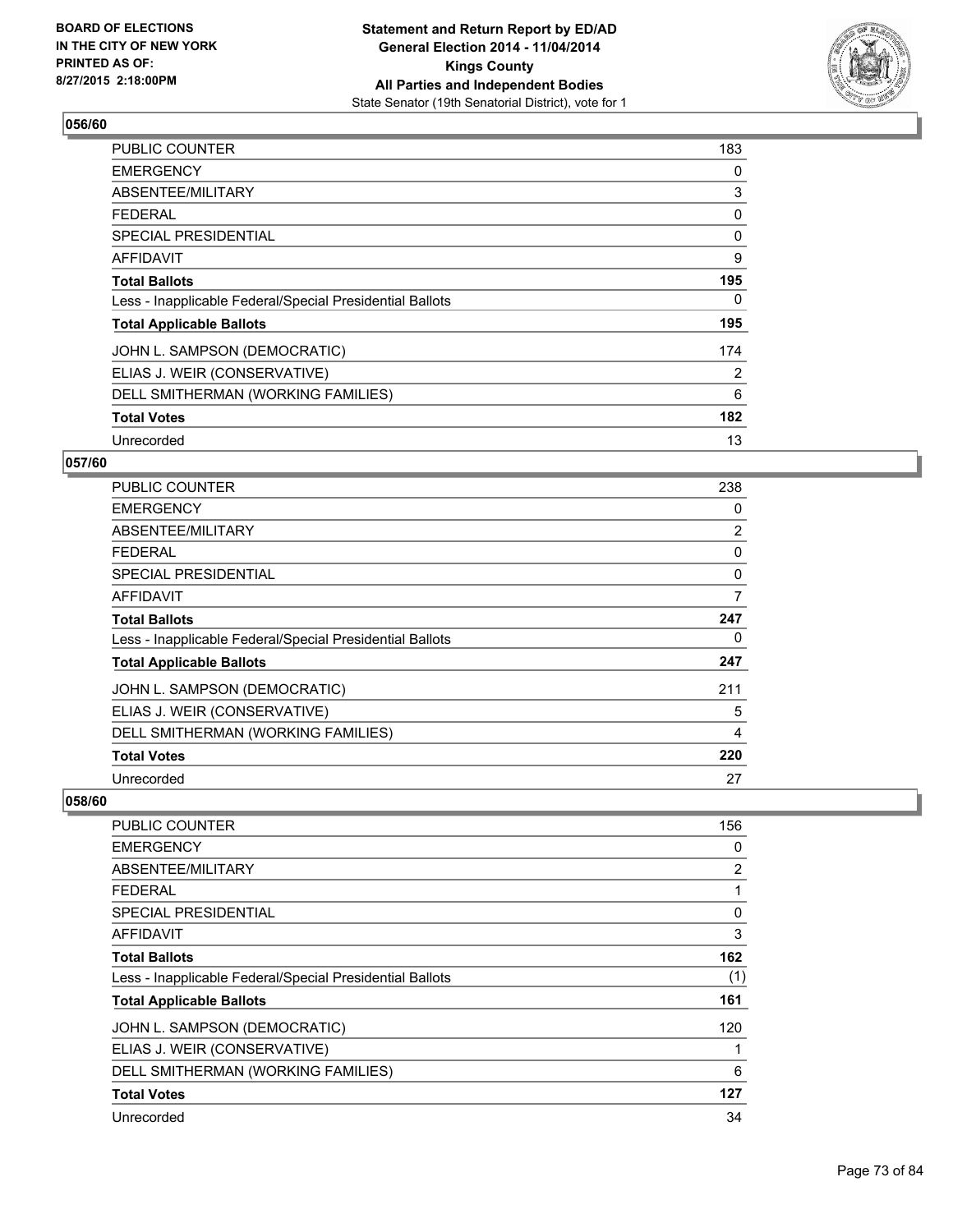## 056/60

| | |
|---|---|
| PUBLIC COUNTER | 183 |
| EMERGENCY | 0 |
| ABSENTEE/MILITARY | 3 |
| FEDERAL | 0 |
| SPECIAL PRESIDENTIAL | 0 |
| AFFIDAVIT | 9 |
| **Total Ballots** | **195** |
| Less - Inapplicable Federal/Special Presidential Ballots | 0 |
| **Total Applicable Ballots** | **195** |
| JOHN L. SAMPSON (DEMOCRATIC) | 174 |
| ELIAS J. WEIR (CONSERVATIVE) | 2 |
| DELL SMITHERMAN (WORKING FAMILIES) | 6 |
| **Total Votes** | **182** |
| Unrecorded | 13 |

## 057/60

| | |
|---|---|
| PUBLIC COUNTER | 238 |
| EMERGENCY | 0 |
| ABSENTEE/MILITARY | 2 |
| FEDERAL | 0 |
| SPECIAL PRESIDENTIAL | 0 |
| AFFIDAVIT | 7 |
| **Total Ballots** | **247** |
| Less - Inapplicable Federal/Special Presidential Ballots | 0 |
| **Total Applicable Ballots** | **247** |
| JOHN L. SAMPSON (DEMOCRATIC) | 211 |
| ELIAS J. WEIR (CONSERVATIVE) | 5 |
| DELL SMITHERMAN (WORKING FAMILIES) | 4 |
| **Total Votes** | **220** |
| Unrecorded | 27 |

## 058/60

| | |
|---|---|
| PUBLIC COUNTER | 156 |
| EMERGENCY | 0 |
| ABSENTEE/MILITARY | 2 |
| FEDERAL | 1 |
| SPECIAL PRESIDENTIAL | 0 |
| AFFIDAVIT | 3 |
| **Total Ballots** | **162** |
| Less - Inapplicable Federal/Special Presidential Ballots | (1) |
| **Total Applicable Ballots** | **161** |
| JOHN L. SAMPSON (DEMOCRATIC) | 120 |
| ELIAS J. WEIR (CONSERVATIVE) | 1 |
| DELL SMITHERMAN (WORKING FAMILIES) | 6 |
| **Total Votes** | **127** |
| Unrecorded | 34 |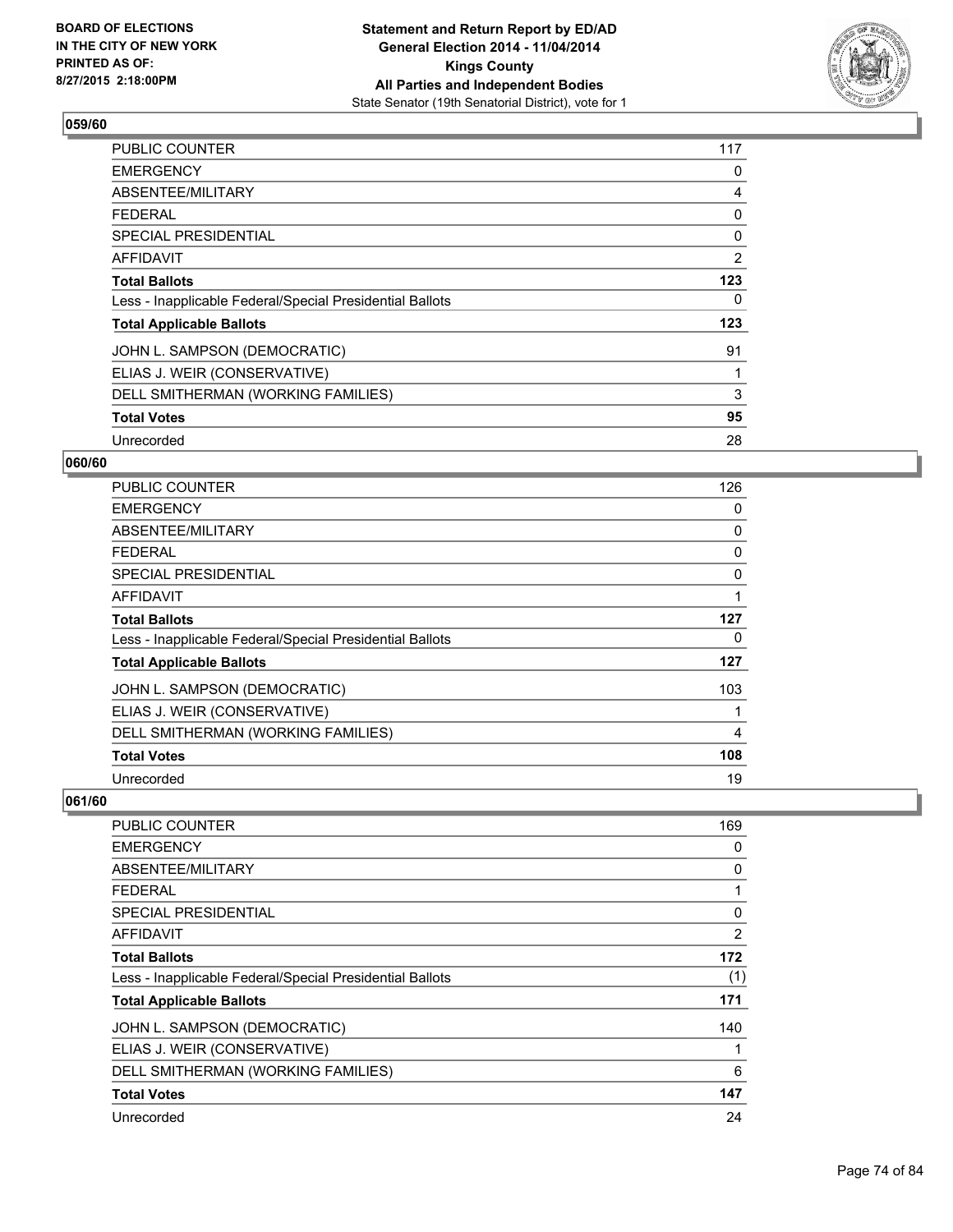## 059/60

| | |
|---|---|
| PUBLIC COUNTER | 117 |
| EMERGENCY | 0 |
| ABSENTEE/MILITARY | 4 |
| FEDERAL | 0 |
| SPECIAL PRESIDENTIAL | 0 |
| AFFIDAVIT | 2 |
| **Total Ballots** | **123** |
| Less - Inapplicable Federal/Special Presidential Ballots | 0 |
| **Total Applicable Ballots** | **123** |
| JOHN L. SAMPSON (DEMOCRATIC) | 91 |
| ELIAS J. WEIR (CONSERVATIVE) | 1 |
| DELL SMITHERMAN (WORKING FAMILIES) | 3 |
| **Total Votes** | **95** |
| Unrecorded | 28 |

## 060/60

| | |
|---|---|
| PUBLIC COUNTER | 126 |
| EMERGENCY | 0 |
| ABSENTEE/MILITARY | 0 |
| FEDERAL | 0 |
| SPECIAL PRESIDENTIAL | 0 |
| AFFIDAVIT | 1 |
| **Total Ballots** | **127** |
| Less - Inapplicable Federal/Special Presidential Ballots | 0 |
| **Total Applicable Ballots** | **127** |
| JOHN L. SAMPSON (DEMOCRATIC) | 103 |
| ELIAS J. WEIR (CONSERVATIVE) | 1 |
| DELL SMITHERMAN (WORKING FAMILIES) | 4 |
| **Total Votes** | **108** |
| Unrecorded | 19 |

## 061/60

| | |
|---|---|
| PUBLIC COUNTER | 169 |
| EMERGENCY | 0 |
| ABSENTEE/MILITARY | 0 |
| FEDERAL | 1 |
| SPECIAL PRESIDENTIAL | 0 |
| AFFIDAVIT | 2 |
| **Total Ballots** | **172** |
| Less - Inapplicable Federal/Special Presidential Ballots | (1) |
| **Total Applicable Ballots** | **171** |
| JOHN L. SAMPSON (DEMOCRATIC) | 140 |
| ELIAS J. WEIR (CONSERVATIVE) | 1 |
| DELL SMITHERMAN (WORKING FAMILIES) | 6 |
| **Total Votes** | **147** |
| Unrecorded | 24 |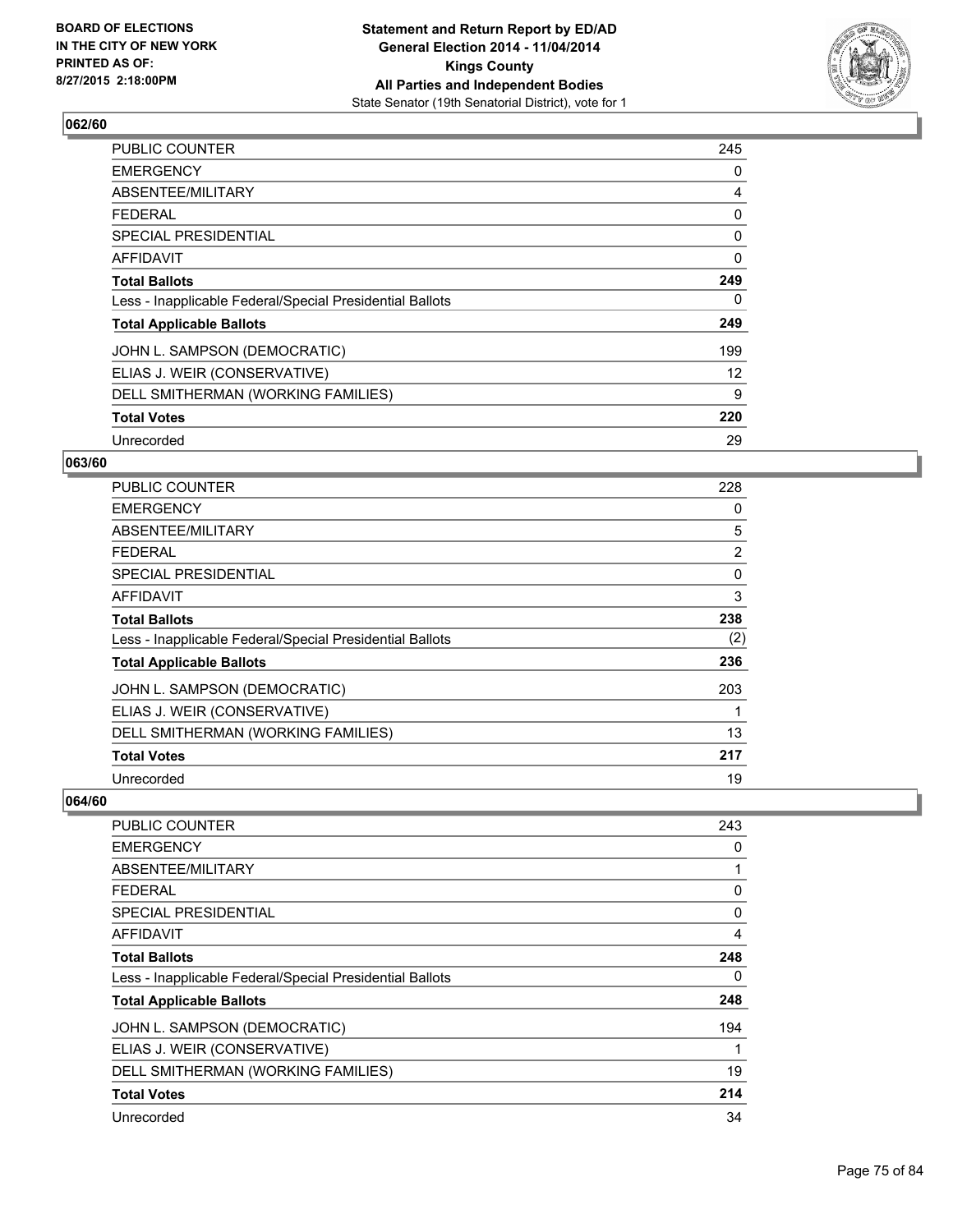**Board of Elections in the City of New York**
**Printed as of: 8/27/2015 2:18:00PM**

**Statement and Return Report by ED/AD**
**General Election 2014 - 11/04/2014**
**Kings County**
**All Parties and Independent Bodies**
State Senator (19th Senatorial District), vote for 1

### 062/60

| | |
|---|---|
| PUBLIC COUNTER | 245 |
| EMERGENCY | 0 |
| ABSENTEE/MILITARY | 4 |
| FEDERAL | 0 |
| SPECIAL PRESIDENTIAL | 0 |
| AFFIDAVIT | 0 |
| **Total Ballots** | **249** |
| Less - Inapplicable Federal/Special Presidential Ballots | 0 |
| **Total Applicable Ballots** | **249** |
| JOHN L. SAMPSON (DEMOCRATIC) | 199 |
| ELIAS J. WEIR (CONSERVATIVE) | 12 |
| DELL SMITHERMAN (WORKING FAMILIES) | 9 |
| **Total Votes** | **220** |
| Unrecorded | 29 |

### 063/60

| | |
|---|---|
| PUBLIC COUNTER | 228 |
| EMERGENCY | 0 |
| ABSENTEE/MILITARY | 5 |
| FEDERAL | 2 |
| SPECIAL PRESIDENTIAL | 0 |
| AFFIDAVIT | 3 |
| **Total Ballots** | **238** |
| Less - Inapplicable Federal/Special Presidential Ballots | (2) |
| **Total Applicable Ballots** | **236** |
| JOHN L. SAMPSON (DEMOCRATIC) | 203 |
| ELIAS J. WEIR (CONSERVATIVE) | 1 |
| DELL SMITHERMAN (WORKING FAMILIES) | 13 |
| **Total Votes** | **217** |
| Unrecorded | 19 |

### 064/60

| | |
|---|---|
| PUBLIC COUNTER | 243 |
| EMERGENCY | 0 |
| ABSENTEE/MILITARY | 1 |
| FEDERAL | 0 |
| SPECIAL PRESIDENTIAL | 0 |
| AFFIDAVIT | 4 |
| **Total Ballots** | **248** |
| Less - Inapplicable Federal/Special Presidential Ballots | 0 |
| **Total Applicable Ballots** | **248** |
| JOHN L. SAMPSON (DEMOCRATIC) | 194 |
| ELIAS J. WEIR (CONSERVATIVE) | 1 |
| DELL SMITHERMAN (WORKING FAMILIES) | 19 |
| **Total Votes** | **214** |
| Unrecorded | 34 |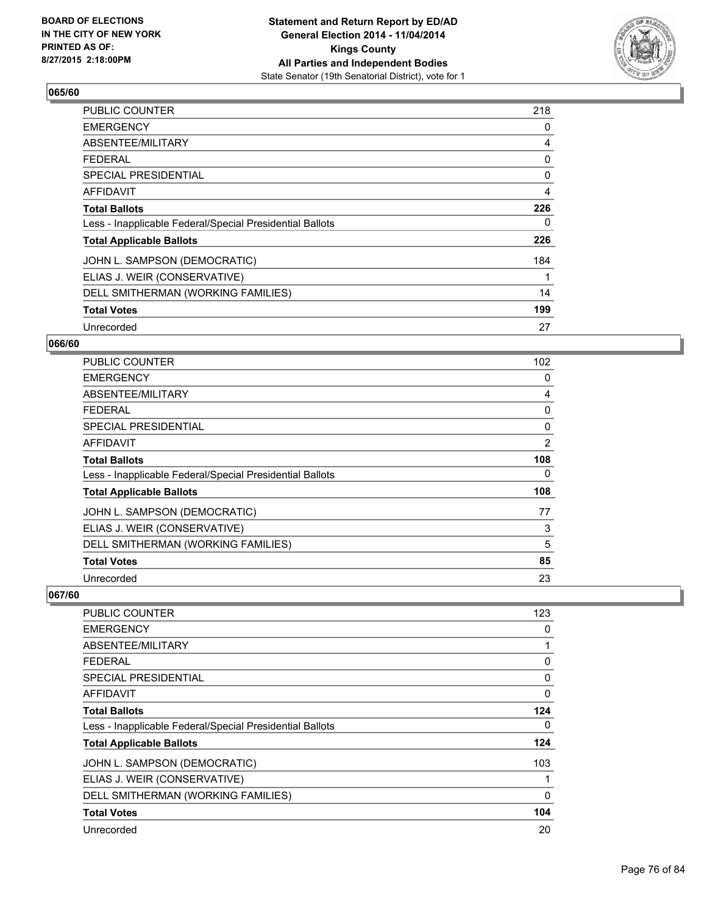### 065/60

| | |
|---|---|
| PUBLIC COUNTER | 218 |
| EMERGENCY | 0 |
| ABSENTEE/MILITARY | 4 |
| FEDERAL | 0 |
| SPECIAL PRESIDENTIAL | 0 |
| AFFIDAVIT | 4 |
| **Total Ballots** | **226** |
| Less - Inapplicable Federal/Special Presidential Ballots | 0 |
| **Total Applicable Ballots** | **226** |
| JOHN L. SAMPSON (DEMOCRATIC) | 184 |
| ELIAS J. WEIR (CONSERVATIVE) | 1 |
| DELL SMITHERMAN (WORKING FAMILIES) | 14 |
| **Total Votes** | **199** |
| Unrecorded | 27 |

### 066/60

| | |
|---|---|
| PUBLIC COUNTER | 102 |
| EMERGENCY | 0 |
| ABSENTEE/MILITARY | 4 |
| FEDERAL | 0 |
| SPECIAL PRESIDENTIAL | 0 |
| AFFIDAVIT | 2 |
| **Total Ballots** | **108** |
| Less - Inapplicable Federal/Special Presidential Ballots | 0 |
| **Total Applicable Ballots** | **108** |
| JOHN L. SAMPSON (DEMOCRATIC) | 77 |
| ELIAS J. WEIR (CONSERVATIVE) | 3 |
| DELL SMITHERMAN (WORKING FAMILIES) | 5 |
| **Total Votes** | **85** |
| Unrecorded | 23 |

### 067/60

| | |
|---|---|
| PUBLIC COUNTER | 123 |
| EMERGENCY | 0 |
| ABSENTEE/MILITARY | 1 |
| FEDERAL | 0 |
| SPECIAL PRESIDENTIAL | 0 |
| AFFIDAVIT | 0 |
| **Total Ballots** | **124** |
| Less - Inapplicable Federal/Special Presidential Ballots | 0 |
| **Total Applicable Ballots** | **124** |
| JOHN L. SAMPSON (DEMOCRATIC) | 103 |
| ELIAS J. WEIR (CONSERVATIVE) | 1 |
| DELL SMITHERMAN (WORKING FAMILIES) | 0 |
| **Total Votes** | **104** |
| Unrecorded | 20 |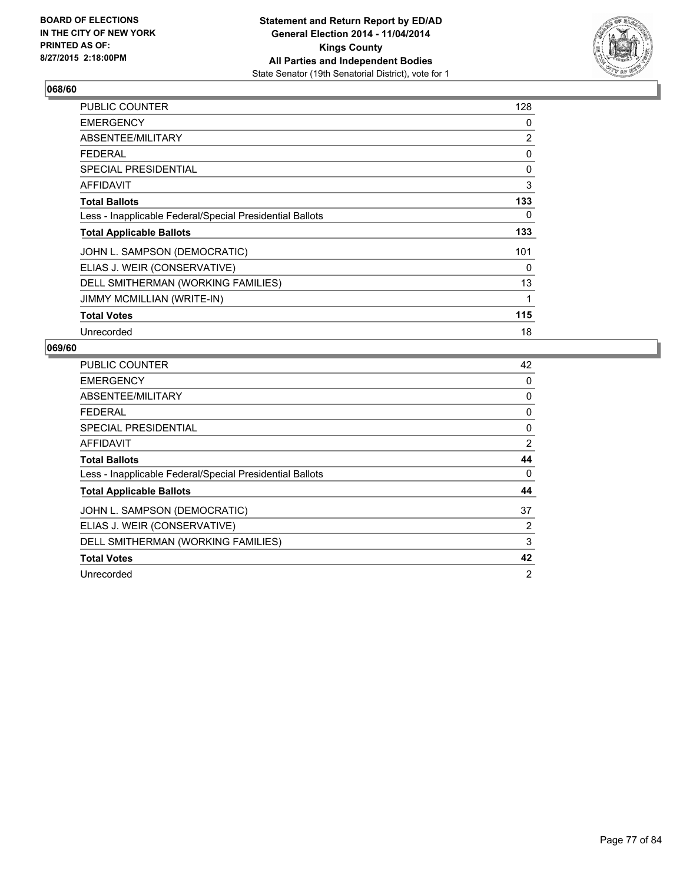BOARD OF ELECTIONS
IN THE CITY OF NEW YORK
PRINTED AS OF:
8/27/2015 2:18:00PM

**Statement and Return Report by ED/AD**
**General Election 2014 - 11/04/2014**
**Kings County**
**All Parties and Independent Bodies**
State Senator (19th Senatorial District), vote for 1

### 068/60

| | |
|---|---|
| PUBLIC COUNTER | 128 |
| EMERGENCY | 0 |
| ABSENTEE/MILITARY | 2 |
| FEDERAL | 0 |
| SPECIAL PRESIDENTIAL | 0 |
| AFFIDAVIT | 3 |
| **Total Ballots** | **133** |
| Less - Inapplicable Federal/Special Presidential Ballots | 0 |
| **Total Applicable Ballots** | **133** |
| JOHN L. SAMPSON (DEMOCRATIC) | 101 |
| ELIAS J. WEIR (CONSERVATIVE) | 0 |
| DELL SMITHERMAN (WORKING FAMILIES) | 13 |
| JIMMY MCMILLIAN (WRITE-IN) | 1 |
| **Total Votes** | **115** |
| Unrecorded | 18 |

### 069/60

| | |
|---|---|
| PUBLIC COUNTER | 42 |
| EMERGENCY | 0 |
| ABSENTEE/MILITARY | 0 |
| FEDERAL | 0 |
| SPECIAL PRESIDENTIAL | 0 |
| AFFIDAVIT | 2 |
| **Total Ballots** | **44** |
| Less - Inapplicable Federal/Special Presidential Ballots | 0 |
| **Total Applicable Ballots** | **44** |
| JOHN L. SAMPSON (DEMOCRATIC) | 37 |
| ELIAS J. WEIR (CONSERVATIVE) | 2 |
| DELL SMITHERMAN (WORKING FAMILIES) | 3 |
| **Total Votes** | **42** |
| Unrecorded | 2 |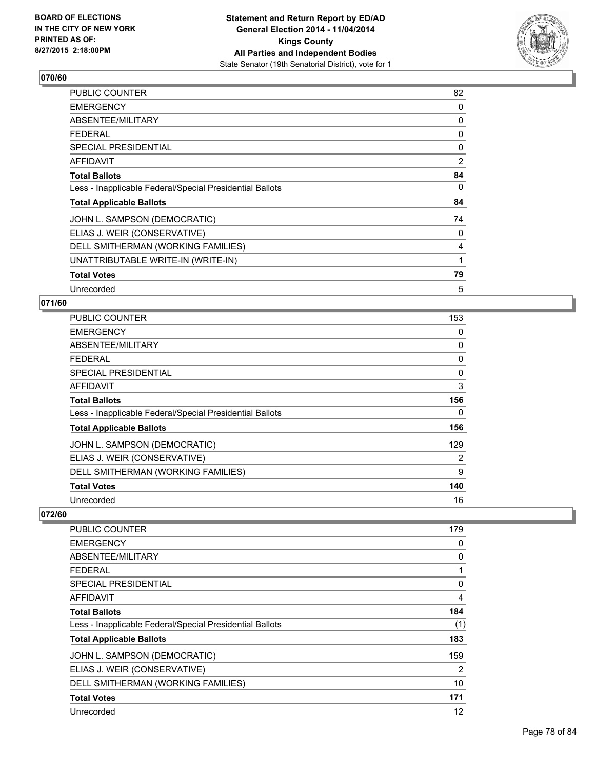**Statement and Return Report by ED/AD**
**General Election 2014 - 11/04/2014**
**Kings County**
**All Parties and Independent Bodies**
State Senator (19th Senatorial District), vote for 1

BOARD OF ELECTIONS
IN THE CITY OF NEW YORK
PRINTED AS OF:
8/27/2015 2:18:00PM

## 070/60

| | |
|---|---|
| PUBLIC COUNTER | 82 |
| EMERGENCY | 0 |
| ABSENTEE/MILITARY | 0 |
| FEDERAL | 0 |
| SPECIAL PRESIDENTIAL | 0 |
| AFFIDAVIT | 2 |
| **Total Ballots** | **84** |
| Less - Inapplicable Federal/Special Presidential Ballots | 0 |
| **Total Applicable Ballots** | **84** |
| JOHN L. SAMPSON (DEMOCRATIC) | 74 |
| ELIAS J. WEIR (CONSERVATIVE) | 0 |
| DELL SMITHERMAN (WORKING FAMILIES) | 4 |
| UNATTRIBUTABLE WRITE-IN (WRITE-IN) | 1 |
| **Total Votes** | **79** |
| Unrecorded | 5 |

## 071/60

| | |
|---|---|
| PUBLIC COUNTER | 153 |
| EMERGENCY | 0 |
| ABSENTEE/MILITARY | 0 |
| FEDERAL | 0 |
| SPECIAL PRESIDENTIAL | 0 |
| AFFIDAVIT | 3 |
| **Total Ballots** | **156** |
| Less - Inapplicable Federal/Special Presidential Ballots | 0 |
| **Total Applicable Ballots** | **156** |
| JOHN L. SAMPSON (DEMOCRATIC) | 129 |
| ELIAS J. WEIR (CONSERVATIVE) | 2 |
| DELL SMITHERMAN (WORKING FAMILIES) | 9 |
| **Total Votes** | **140** |
| Unrecorded | 16 |

## 072/60

| | |
|---|---|
| PUBLIC COUNTER | 179 |
| EMERGENCY | 0 |
| ABSENTEE/MILITARY | 0 |
| FEDERAL | 1 |
| SPECIAL PRESIDENTIAL | 0 |
| AFFIDAVIT | 4 |
| **Total Ballots** | **184** |
| Less - Inapplicable Federal/Special Presidential Ballots | (1) |
| **Total Applicable Ballots** | **183** |
| JOHN L. SAMPSON (DEMOCRATIC) | 159 |
| ELIAS J. WEIR (CONSERVATIVE) | 2 |
| DELL SMITHERMAN (WORKING FAMILIES) | 10 |
| **Total Votes** | **171** |
| Unrecorded | 12 |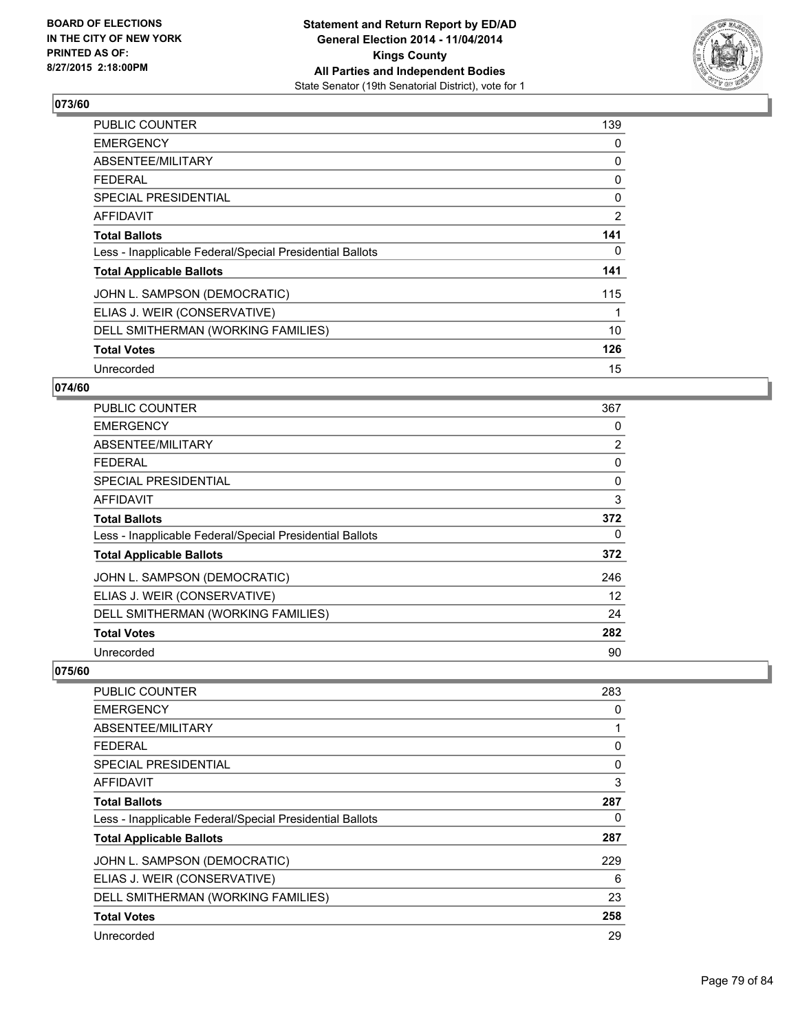## 073/60

| | |
|---|---|
| PUBLIC COUNTER | 139 |
| EMERGENCY | 0 |
| ABSENTEE/MILITARY | 0 |
| FEDERAL | 0 |
| SPECIAL PRESIDENTIAL | 0 |
| AFFIDAVIT | 2 |
| **Total Ballots** | **141** |
| Less - Inapplicable Federal/Special Presidential Ballots | 0 |
| **Total Applicable Ballots** | **141** |
| JOHN L. SAMPSON (DEMOCRATIC) | 115 |
| ELIAS J. WEIR (CONSERVATIVE) | 1 |
| DELL SMITHERMAN (WORKING FAMILIES) | 10 |
| **Total Votes** | **126** |
| Unrecorded | 15 |

## 074/60

| | |
|---|---|
| PUBLIC COUNTER | 367 |
| EMERGENCY | 0 |
| ABSENTEE/MILITARY | 2 |
| FEDERAL | 0 |
| SPECIAL PRESIDENTIAL | 0 |
| AFFIDAVIT | 3 |
| **Total Ballots** | **372** |
| Less - Inapplicable Federal/Special Presidential Ballots | 0 |
| **Total Applicable Ballots** | **372** |
| JOHN L. SAMPSON (DEMOCRATIC) | 246 |
| ELIAS J. WEIR (CONSERVATIVE) | 12 |
| DELL SMITHERMAN (WORKING FAMILIES) | 24 |
| **Total Votes** | **282** |
| Unrecorded | 90 |

## 075/60

| | |
|---|---|
| PUBLIC COUNTER | 283 |
| EMERGENCY | 0 |
| ABSENTEE/MILITARY | 1 |
| FEDERAL | 0 |
| SPECIAL PRESIDENTIAL | 0 |
| AFFIDAVIT | 3 |
| **Total Ballots** | **287** |
| Less - Inapplicable Federal/Special Presidential Ballots | 0 |
| **Total Applicable Ballots** | **287** |
| JOHN L. SAMPSON (DEMOCRATIC) | 229 |
| ELIAS J. WEIR (CONSERVATIVE) | 6 |
| DELL SMITHERMAN (WORKING FAMILIES) | 23 |
| **Total Votes** | **258** |
| Unrecorded | 29 |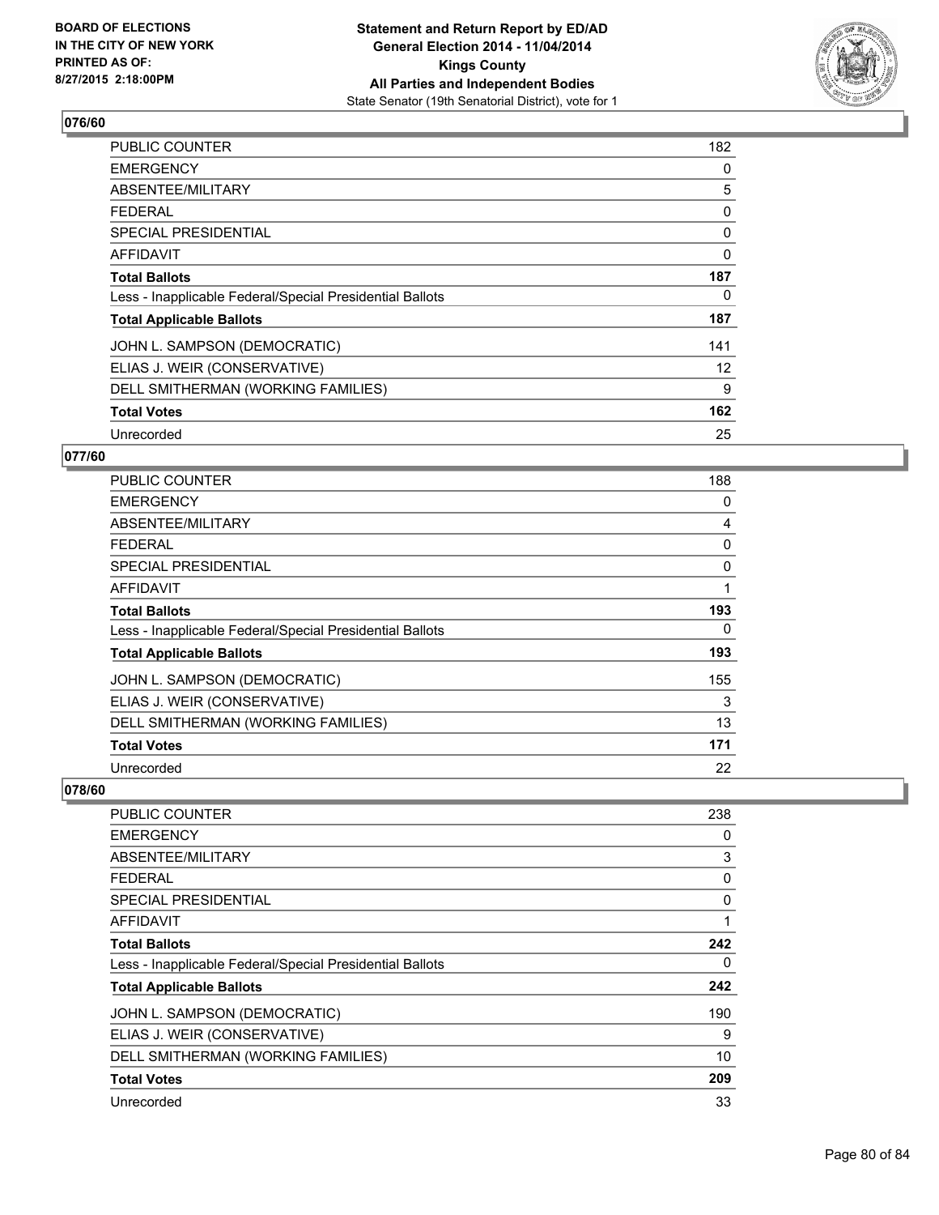## 076/60

| | |
|---|---|
| PUBLIC COUNTER | 182 |
| EMERGENCY | 0 |
| ABSENTEE/MILITARY | 5 |
| FEDERAL | 0 |
| SPECIAL PRESIDENTIAL | 0 |
| AFFIDAVIT | 0 |
| **Total Ballots** | **187** |
| Less - Inapplicable Federal/Special Presidential Ballots | 0 |
| **Total Applicable Ballots** | **187** |
| JOHN L. SAMPSON (DEMOCRATIC) | 141 |
| ELIAS J. WEIR (CONSERVATIVE) | 12 |
| DELL SMITHERMAN (WORKING FAMILIES) | 9 |
| **Total Votes** | **162** |
| Unrecorded | 25 |

## 077/60

| | |
|---|---|
| PUBLIC COUNTER | 188 |
| EMERGENCY | 0 |
| ABSENTEE/MILITARY | 4 |
| FEDERAL | 0 |
| SPECIAL PRESIDENTIAL | 0 |
| AFFIDAVIT | 1 |
| **Total Ballots** | **193** |
| Less - Inapplicable Federal/Special Presidential Ballots | 0 |
| **Total Applicable Ballots** | **193** |
| JOHN L. SAMPSON (DEMOCRATIC) | 155 |
| ELIAS J. WEIR (CONSERVATIVE) | 3 |
| DELL SMITHERMAN (WORKING FAMILIES) | 13 |
| **Total Votes** | **171** |
| Unrecorded | 22 |

## 078/60

| | |
|---|---|
| PUBLIC COUNTER | 238 |
| EMERGENCY | 0 |
| ABSENTEE/MILITARY | 3 |
| FEDERAL | 0 |
| SPECIAL PRESIDENTIAL | 0 |
| AFFIDAVIT | 1 |
| **Total Ballots** | **242** |
| Less - Inapplicable Federal/Special Presidential Ballots | 0 |
| **Total Applicable Ballots** | **242** |
| JOHN L. SAMPSON (DEMOCRATIC) | 190 |
| ELIAS J. WEIR (CONSERVATIVE) | 9 |
| DELL SMITHERMAN (WORKING FAMILIES) | 10 |
| **Total Votes** | **209** |
| Unrecorded | 33 |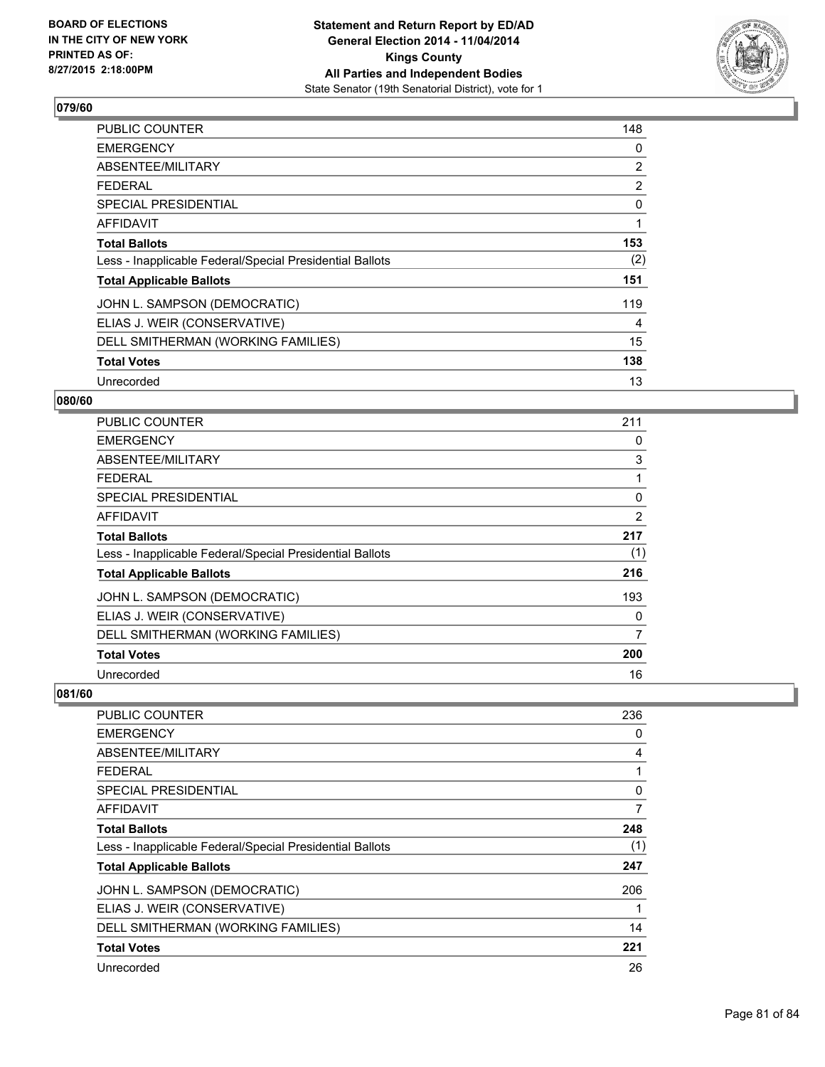**BOARD OF ELECTIONS IN THE CITY OF NEW YORK PRINTED AS OF: 8/27/2015 2:18:00PM**

**Statement and Return Report by ED/AD**
**General Election 2014 - 11/04/2014**
**Kings County**
**All Parties and Independent Bodies**
State Senator (19th Senatorial District), vote for 1

## 079/60

| | |
|---|---|
| PUBLIC COUNTER | 148 |
| EMERGENCY | 0 |
| ABSENTEE/MILITARY | 2 |
| FEDERAL | 2 |
| SPECIAL PRESIDENTIAL | 0 |
| AFFIDAVIT | 1 |
| **Total Ballots** | **153** |
| Less - Inapplicable Federal/Special Presidential Ballots | (2) |
| **Total Applicable Ballots** | **151** |
| JOHN L. SAMPSON (DEMOCRATIC) | 119 |
| ELIAS J. WEIR (CONSERVATIVE) | 4 |
| DELL SMITHERMAN (WORKING FAMILIES) | 15 |
| **Total Votes** | **138** |
| Unrecorded | 13 |

## 080/60

| | |
|---|---|
| PUBLIC COUNTER | 211 |
| EMERGENCY | 0 |
| ABSENTEE/MILITARY | 3 |
| FEDERAL | 1 |
| SPECIAL PRESIDENTIAL | 0 |
| AFFIDAVIT | 2 |
| **Total Ballots** | **217** |
| Less - Inapplicable Federal/Special Presidential Ballots | (1) |
| **Total Applicable Ballots** | **216** |
| JOHN L. SAMPSON (DEMOCRATIC) | 193 |
| ELIAS J. WEIR (CONSERVATIVE) | 0 |
| DELL SMITHERMAN (WORKING FAMILIES) | 7 |
| **Total Votes** | **200** |
| Unrecorded | 16 |

## 081/60

| | |
|---|---|
| PUBLIC COUNTER | 236 |
| EMERGENCY | 0 |
| ABSENTEE/MILITARY | 4 |
| FEDERAL | 1 |
| SPECIAL PRESIDENTIAL | 0 |
| AFFIDAVIT | 7 |
| **Total Ballots** | **248** |
| Less - Inapplicable Federal/Special Presidential Ballots | (1) |
| **Total Applicable Ballots** | **247** |
| JOHN L. SAMPSON (DEMOCRATIC) | 206 |
| ELIAS J. WEIR (CONSERVATIVE) | 1 |
| DELL SMITHERMAN (WORKING FAMILIES) | 14 |
| **Total Votes** | **221** |
| Unrecorded | 26 |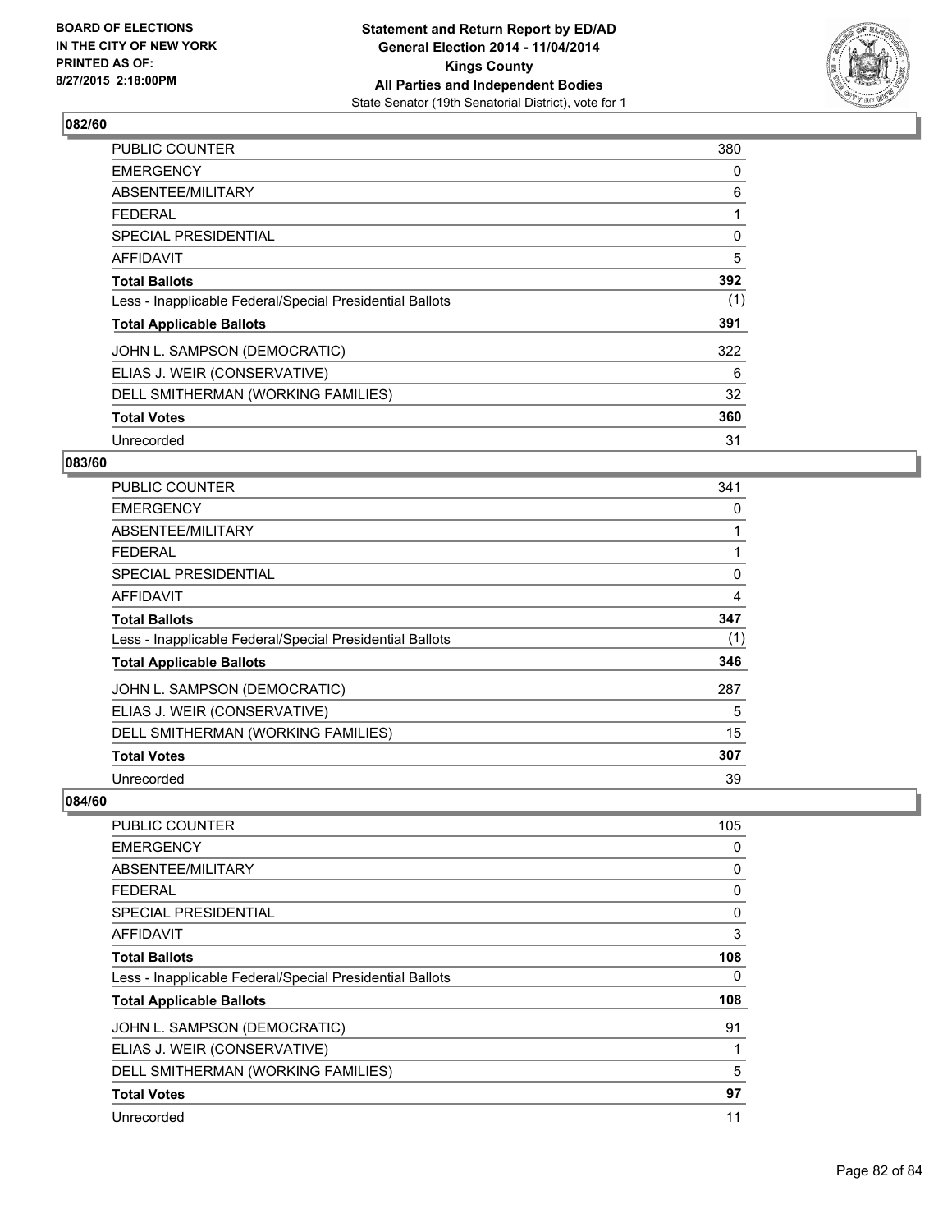### 082/60

| | |
|---|---|
| PUBLIC COUNTER | 380 |
| EMERGENCY | 0 |
| ABSENTEE/MILITARY | 6 |
| FEDERAL | 1 |
| SPECIAL PRESIDENTIAL | 0 |
| AFFIDAVIT | 5 |
| **Total Ballots** | **392** |
| Less - Inapplicable Federal/Special Presidential Ballots | (1) |
| **Total Applicable Ballots** | **391** |
| JOHN L. SAMPSON (DEMOCRATIC) | 322 |
| ELIAS J. WEIR (CONSERVATIVE) | 6 |
| DELL SMITHERMAN (WORKING FAMILIES) | 32 |
| **Total Votes** | **360** |
| Unrecorded | 31 |

### 083/60

| | |
|---|---|
| PUBLIC COUNTER | 341 |
| EMERGENCY | 0 |
| ABSENTEE/MILITARY | 1 |
| FEDERAL | 1 |
| SPECIAL PRESIDENTIAL | 0 |
| AFFIDAVIT | 4 |
| **Total Ballots** | **347** |
| Less - Inapplicable Federal/Special Presidential Ballots | (1) |
| **Total Applicable Ballots** | **346** |
| JOHN L. SAMPSON (DEMOCRATIC) | 287 |
| ELIAS J. WEIR (CONSERVATIVE) | 5 |
| DELL SMITHERMAN (WORKING FAMILIES) | 15 |
| **Total Votes** | **307** |
| Unrecorded | 39 |

### 084/60

| | |
|---|---|
| PUBLIC COUNTER | 105 |
| EMERGENCY | 0 |
| ABSENTEE/MILITARY | 0 |
| FEDERAL | 0 |
| SPECIAL PRESIDENTIAL | 0 |
| AFFIDAVIT | 3 |
| **Total Ballots** | **108** |
| Less - Inapplicable Federal/Special Presidential Ballots | 0 |
| **Total Applicable Ballots** | **108** |
| JOHN L. SAMPSON (DEMOCRATIC) | 91 |
| ELIAS J. WEIR (CONSERVATIVE) | 1 |
| DELL SMITHERMAN (WORKING FAMILIES) | 5 |
| **Total Votes** | **97** |
| Unrecorded | 11 |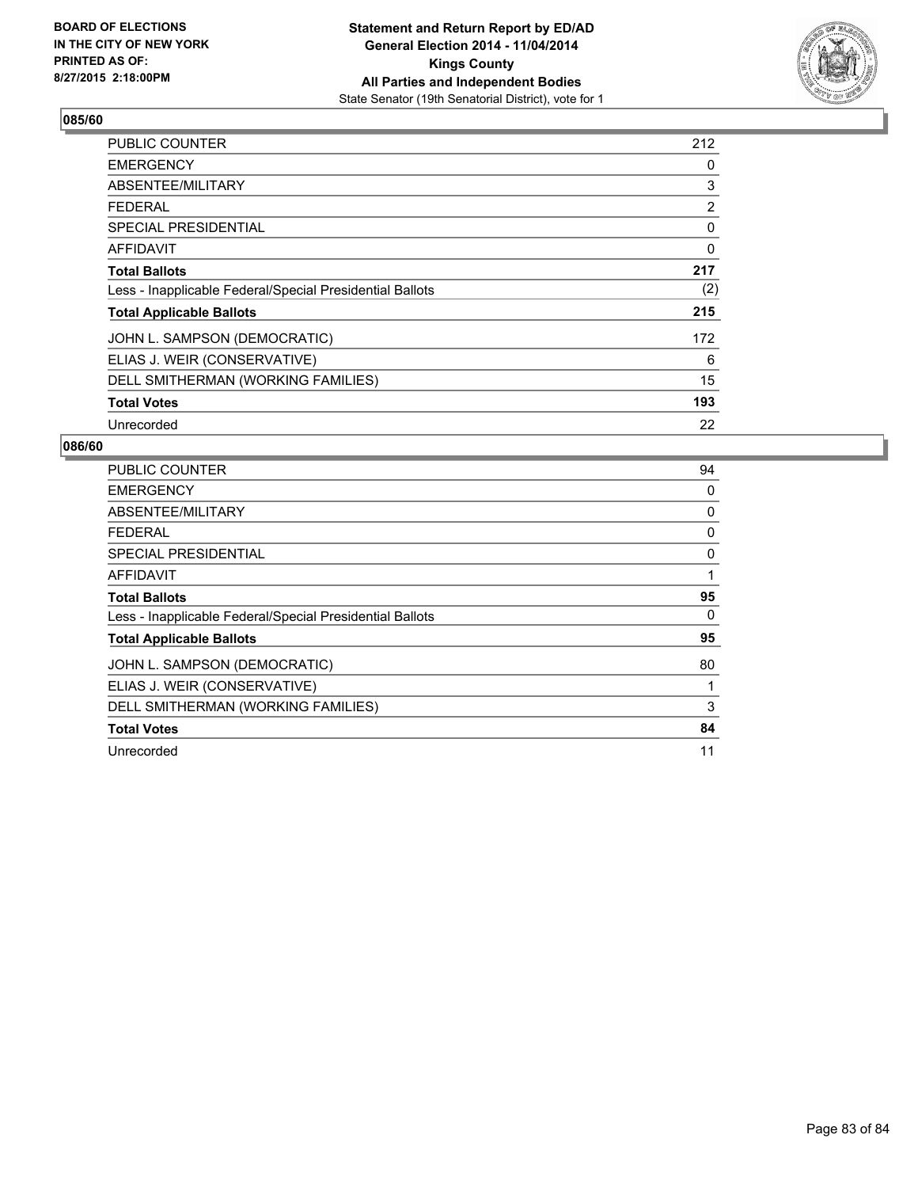BOARD OF ELECTIONS
IN THE CITY OF NEW YORK
PRINTED AS OF:
8/27/2015 2:18:00PM

**Statement and Return Report by ED/AD**
**General Election 2014 - 11/04/2014**
**Kings County**
**All Parties and Independent Bodies**
State Senator (19th Senatorial District), vote for 1

## 085/60

| | |
|---|---|
| PUBLIC COUNTER | 212 |
| EMERGENCY | 0 |
| ABSENTEE/MILITARY | 3 |
| FEDERAL | 2 |
| SPECIAL PRESIDENTIAL | 0 |
| AFFIDAVIT | 0 |
| **Total Ballots** | **217** |
| Less - Inapplicable Federal/Special Presidential Ballots | (2) |
| **Total Applicable Ballots** | **215** |
| JOHN L. SAMPSON (DEMOCRATIC) | 172 |
| ELIAS J. WEIR (CONSERVATIVE) | 6 |
| DELL SMITHERMAN (WORKING FAMILIES) | 15 |
| **Total Votes** | **193** |
| Unrecorded | 22 |

## 086/60

| | |
|---|---|
| PUBLIC COUNTER | 94 |
| EMERGENCY | 0 |
| ABSENTEE/MILITARY | 0 |
| FEDERAL | 0 |
| SPECIAL PRESIDENTIAL | 0 |
| AFFIDAVIT | 1 |
| **Total Ballots** | **95** |
| Less - Inapplicable Federal/Special Presidential Ballots | 0 |
| **Total Applicable Ballots** | **95** |
| JOHN L. SAMPSON (DEMOCRATIC) | 80 |
| ELIAS J. WEIR (CONSERVATIVE) | 1 |
| DELL SMITHERMAN (WORKING FAMILIES) | 3 |
| **Total Votes** | **84** |
| Unrecorded | 11 |